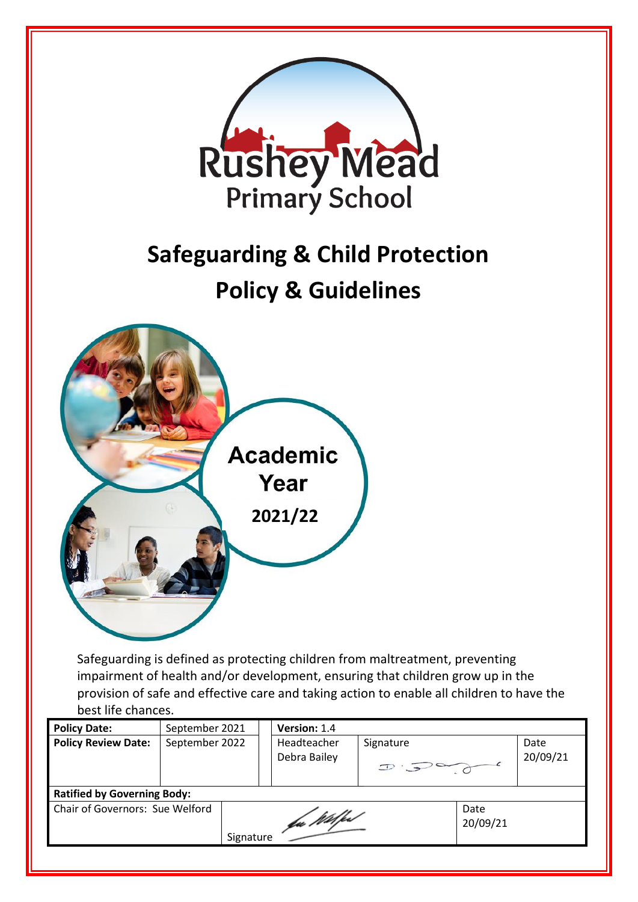Rushey Mead Primary School

# Safeguarding & Child Protection Policy & Guidelines

**Academic Year**

**2021/22**

Safeguarding is defined as protecting children from maltreatment, preventing impairment of health and/or development, ensuring that children grow up in the provision of safe and effective care and taking action to enable all children to have the best life chances.

| **Policy Date:** | September 2021 | **Version:** 1.4 | | |
|---|---|---|---|---|
| **Policy Review Date:** | September 2022 | Headteacher Debra Bailey | Signature | Date 20/09/21 |
| **Ratified by Governing Body:** | | | | |
| Chair of Governors: Sue Welford | | Signature | | Date 20/09/21 |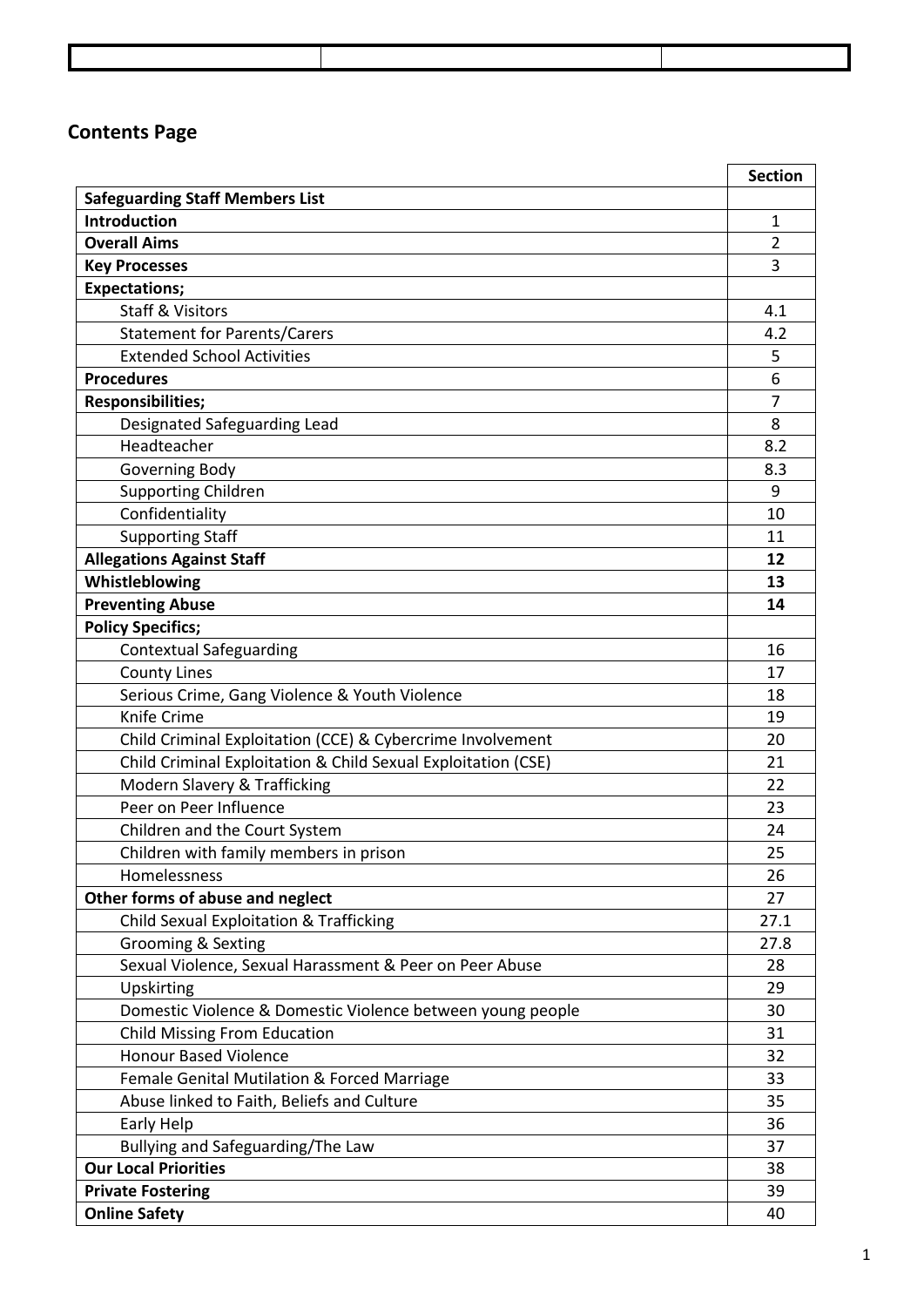## Contents Page

| | Section |
|---|---|
| **Safeguarding Staff Members List** | |
| **Introduction** | 1 |
| **Overall Aims** | 2 |
| **Key Processes** | 3 |
| **Expectations;** | |
| Staff & Visitors | 4.1 |
| Statement for Parents/Carers | 4.2 |
| Extended School Activities | 5 |
| **Procedures** | 6 |
| **Responsibilities;** | 7 |
| Designated Safeguarding Lead | 8 |
| Headteacher | 8.2 |
| Governing Body | 8.3 |
| Supporting Children | 9 |
| Confidentiality | 10 |
| Supporting Staff | 11 |
| **Allegations Against Staff** | **12** |
| **Whistleblowing** | **13** |
| **Preventing Abuse** | **14** |
| **Policy Specifics;** | |
| Contextual Safeguarding | 16 |
| County Lines | 17 |
| Serious Crime, Gang Violence & Youth Violence | 18 |
| Knife Crime | 19 |
| Child Criminal Exploitation (CCE) & Cybercrime Involvement | 20 |
| Child Criminal Exploitation & Child Sexual Exploitation (CSE) | 21 |
| Modern Slavery & Trafficking | 22 |
| Peer on Peer Influence | 23 |
| Children and the Court System | 24 |
| Children with family members in prison | 25 |
| Homelessness | 26 |
| **Other forms of abuse and neglect** | 27 |
| Child Sexual Exploitation & Trafficking | 27.1 |
| Grooming & Sexting | 27.8 |
| Sexual Violence, Sexual Harassment & Peer on Peer Abuse | 28 |
| Upskirting | 29 |
| Domestic Violence & Domestic Violence between young people | 30 |
| Child Missing From Education | 31 |
| Honour Based Violence | 32 |
| Female Genital Mutilation & Forced Marriage | 33 |
| Abuse linked to Faith, Beliefs and Culture | 35 |
| Early Help | 36 |
| Bullying and Safeguarding/The Law | 37 |
| **Our Local Priorities** | 38 |
| **Private Fostering** | 39 |
| **Online Safety** | 40 |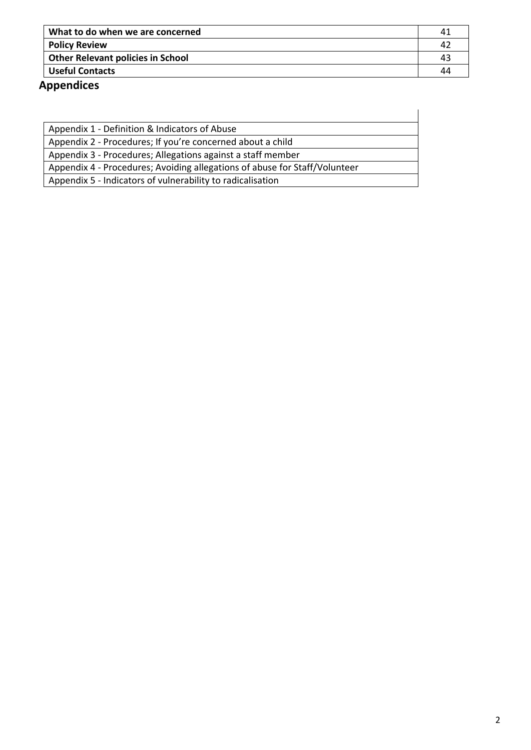| What to do when we are concerned | 41 |
|---|---|
| **Policy Review** | 42 |
| **Other Relevant policies in School** | 43 |
| **Useful Contacts** | 44 |

## Appendices

| Appendix 1 - Definition & Indicators of Abuse |
|---|
| Appendix 2 - Procedures; If you're concerned about a child |
| Appendix 3 - Procedures; Allegations against a staff member |
| Appendix 4 - Procedures; Avoiding allegations of abuse for Staff/Volunteer |
| Appendix 5 - Indicators of vulnerability to radicalisation |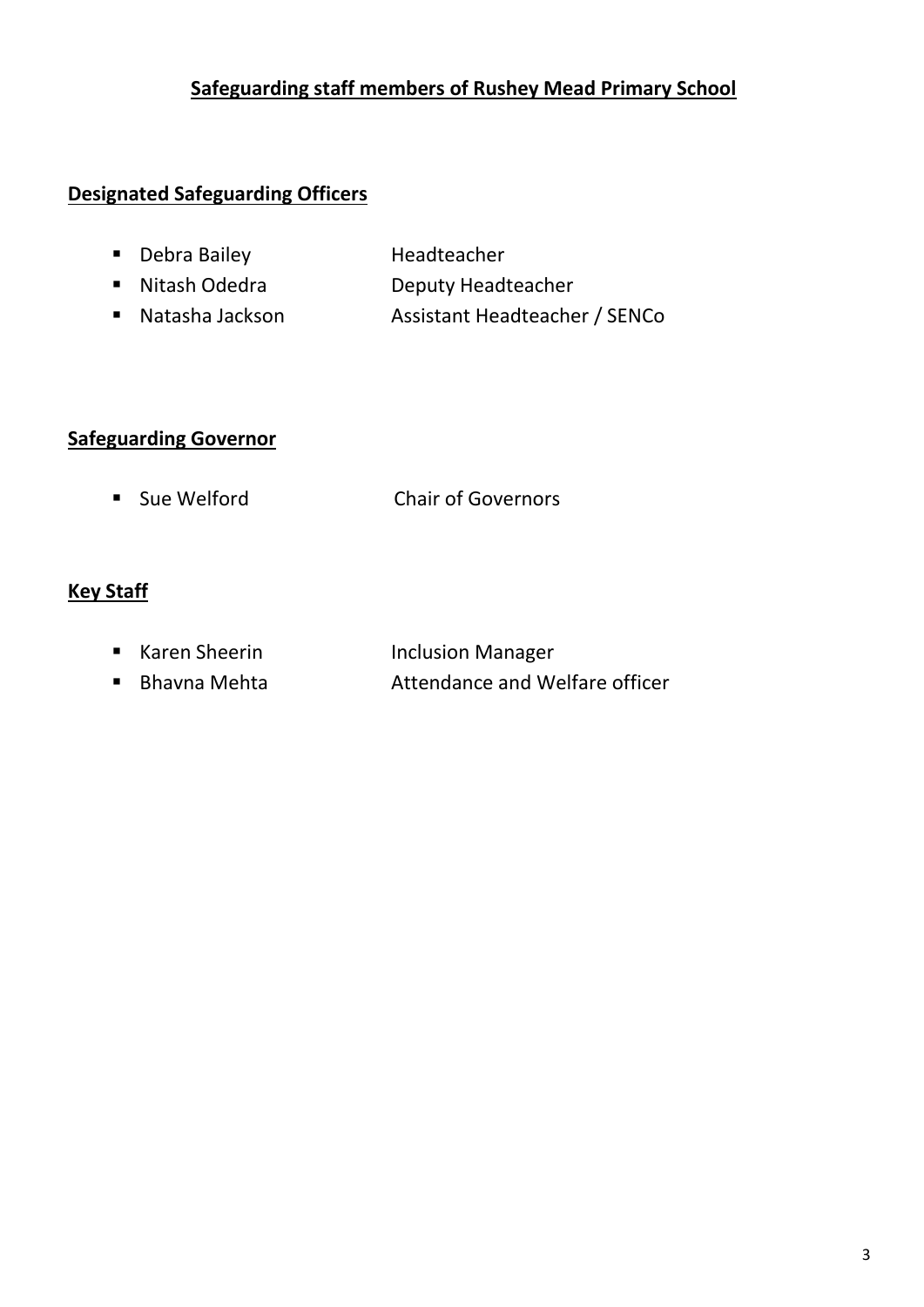## Safeguarding staff members of Rushey Mead Primary School

### Designated Safeguarding Officers

- Debra Bailey Headteacher
- Nitash Odedra Deputy Headteacher
- Natasha Jackson Assistant Headteacher / SENCo

### Safeguarding Governor

- Sue Welford Chair of Governors

### Key Staff

- Karen Sheerin Inclusion Manager
- Bhavna Mehta Attendance and Welfare officer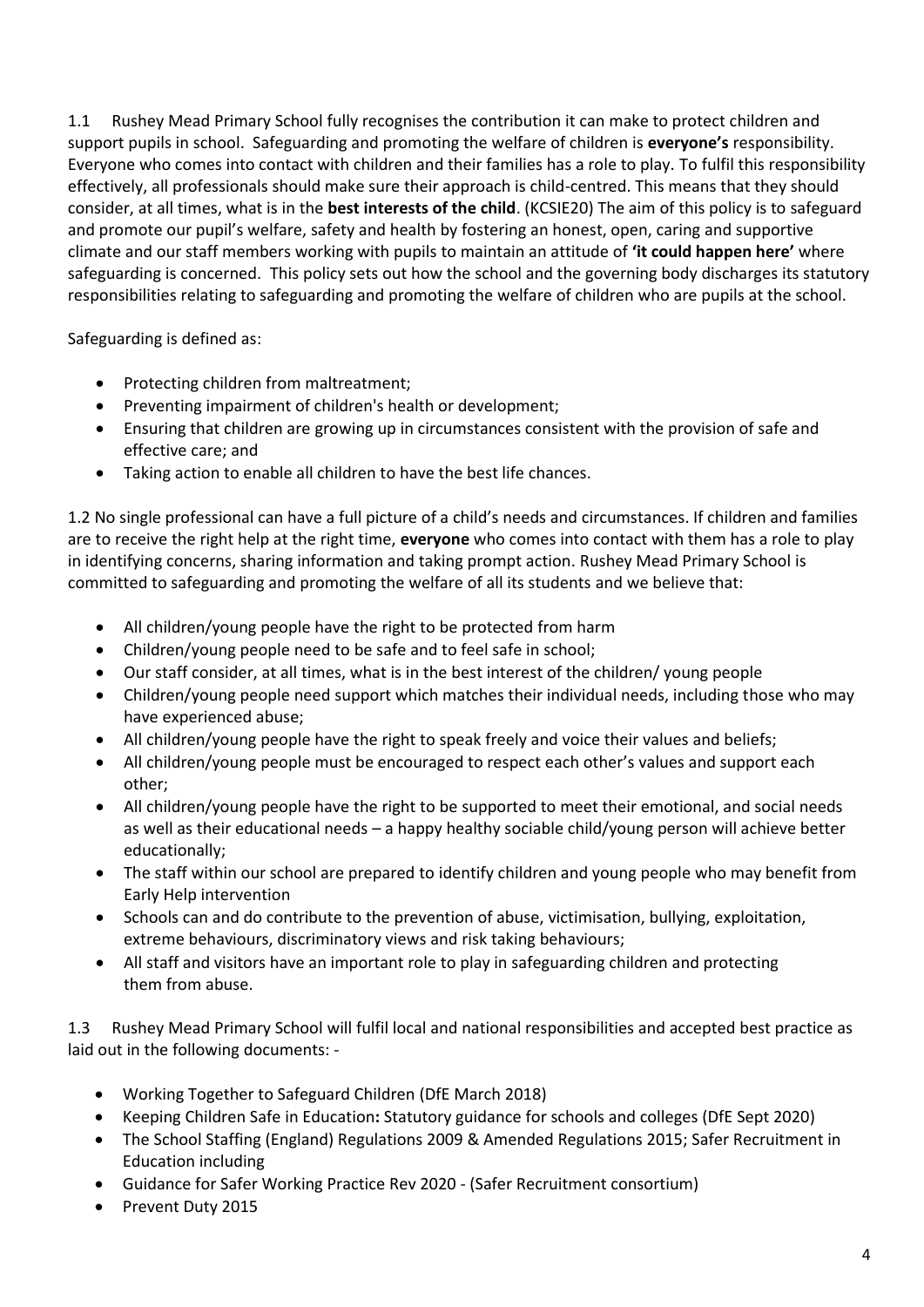1.1 Rushey Mead Primary School fully recognises the contribution it can make to protect children and support pupils in school. Safeguarding and promoting the welfare of children is **everyone's** responsibility. Everyone who comes into contact with children and their families has a role to play. To fulfil this responsibility effectively, all professionals should make sure their approach is child-centred. This means that they should consider, at all times, what is in the **best interests of the child**. (KCSIE20) The aim of this policy is to safeguard and promote our pupil's welfare, safety and health by fostering an honest, open, caring and supportive climate and our staff members working with pupils to maintain an attitude of **'it could happen here'** where safeguarding is concerned. This policy sets out how the school and the governing body discharges its statutory responsibilities relating to safeguarding and promoting the welfare of children who are pupils at the school.

Safeguarding is defined as:

- Protecting children from maltreatment;
- Preventing impairment of children's health or development;
- Ensuring that children are growing up in circumstances consistent with the provision of safe and effective care; and
- Taking action to enable all children to have the best life chances.

1.2 No single professional can have a full picture of a child's needs and circumstances. If children and families are to receive the right help at the right time, **everyone** who comes into contact with them has a role to play in identifying concerns, sharing information and taking prompt action. Rushey Mead Primary School is committed to safeguarding and promoting the welfare of all its students and we believe that:

- All children/young people have the right to be protected from harm
- Children/young people need to be safe and to feel safe in school;
- Our staff consider, at all times, what is in the best interest of the children/ young people
- Children/young people need support which matches their individual needs, including those who may have experienced abuse;
- All children/young people have the right to speak freely and voice their values and beliefs;
- All children/young people must be encouraged to respect each other's values and support each other;
- All children/young people have the right to be supported to meet their emotional, and social needs as well as their educational needs – a happy healthy sociable child/young person will achieve better educationally;
- The staff within our school are prepared to identify children and young people who may benefit from Early Help intervention
- Schools can and do contribute to the prevention of abuse, victimisation, bullying, exploitation, extreme behaviours, discriminatory views and risk taking behaviours;
- All staff and visitors have an important role to play in safeguarding children and protecting them from abuse.

1.3 Rushey Mead Primary School will fulfil local and national responsibilities and accepted best practice as laid out in the following documents: -

- Working Together to Safeguard Children (DfE March 2018)
- Keeping Children Safe in Education**:** Statutory guidance for schools and colleges (DfE Sept 2020)
- The School Staffing (England) Regulations 2009 & Amended Regulations 2015; Safer Recruitment in Education including
- Guidance for Safer Working Practice Rev 2020 - (Safer Recruitment consortium)
- Prevent Duty 2015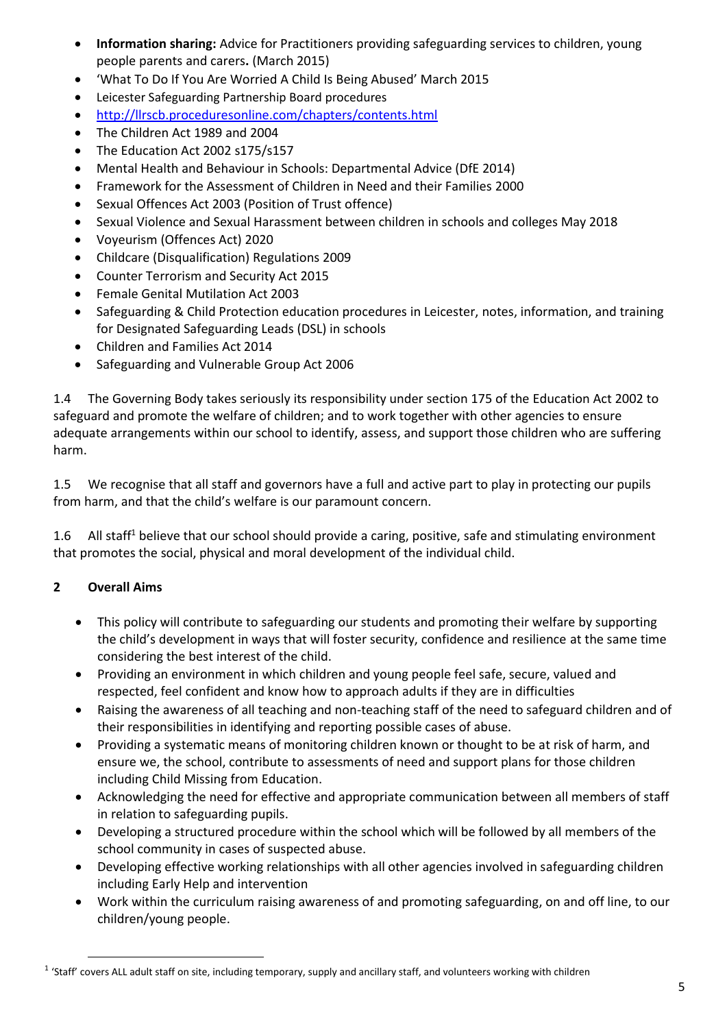- **Information sharing:** Advice for Practitioners providing safeguarding services to children, young people parents and carers**.** (March 2015)
- 'What To Do If You Are Worried A Child Is Being Abused' March 2015
- Leicester Safeguarding Partnership Board procedures
- http://llrscb.proceduresonline.com/chapters/contents.html
- The Children Act 1989 and 2004
- The Education Act 2002 s175/s157
- Mental Health and Behaviour in Schools: Departmental Advice (DfE 2014)
- Framework for the Assessment of Children in Need and their Families 2000
- Sexual Offences Act 2003 (Position of Trust offence)
- Sexual Violence and Sexual Harassment between children in schools and colleges May 2018
- Voyeurism (Offences Act) 2020
- Childcare (Disqualification) Regulations 2009
- Counter Terrorism and Security Act 2015
- Female Genital Mutilation Act 2003
- Safeguarding & Child Protection education procedures in Leicester, notes, information, and training for Designated Safeguarding Leads (DSL) in schools
- Children and Families Act 2014
- Safeguarding and Vulnerable Group Act 2006

1.4 The Governing Body takes seriously its responsibility under section 175 of the Education Act 2002 to safeguard and promote the welfare of children; and to work together with other agencies to ensure adequate arrangements within our school to identify, assess, and support those children who are suffering harm.

1.5 We recognise that all staff and governors have a full and active part to play in protecting our pupils from harm, and that the child's welfare is our paramount concern.

1.6 All staff[1] believe that our school should provide a caring, positive, safe and stimulating environment that promotes the social, physical and moral development of the individual child.

## 2 Overall Aims

- This policy will contribute to safeguarding our students and promoting their welfare by supporting the child's development in ways that will foster security, confidence and resilience at the same time considering the best interest of the child.
- Providing an environment in which children and young people feel safe, secure, valued and respected, feel confident and know how to approach adults if they are in difficulties
- Raising the awareness of all teaching and non-teaching staff of the need to safeguard children and of their responsibilities in identifying and reporting possible cases of abuse.
- Providing a systematic means of monitoring children known or thought to be at risk of harm, and ensure we, the school, contribute to assessments of need and support plans for those children including Child Missing from Education.
- Acknowledging the need for effective and appropriate communication between all members of staff in relation to safeguarding pupils.
- Developing a structured procedure within the school which will be followed by all members of the school community in cases of suspected abuse.
- Developing effective working relationships with all other agencies involved in safeguarding children including Early Help and intervention
- Work within the curriculum raising awareness of and promoting safeguarding, on and off line, to our children/young people.

[1] 'Staff' covers ALL adult staff on site, including temporary, supply and ancillary staff, and volunteers working with children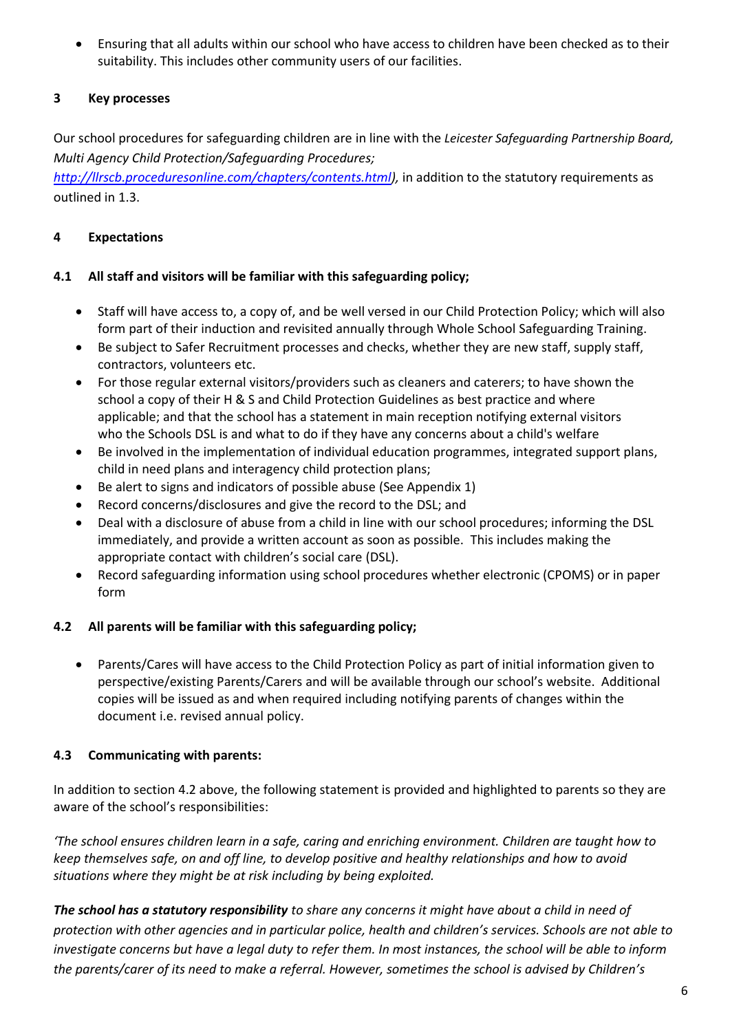- Ensuring that all adults within our school who have access to children have been checked as to their suitability. This includes other community users of our facilities.

## 3 Key processes

Our school procedures for safeguarding children are in line with the *Leicester Safeguarding Partnership Board, Multi Agency Child Protection/Safeguarding Procedures; http://llrscb.proceduresonline.com/chapters/contents.html),* in addition to the statutory requirements as outlined in 1.3.

## 4 Expectations

### 4.1 All staff and visitors will be familiar with this safeguarding policy;

- Staff will have access to, a copy of, and be well versed in our Child Protection Policy; which will also form part of their induction and revisited annually through Whole School Safeguarding Training.
- Be subject to Safer Recruitment processes and checks, whether they are new staff, supply staff, contractors, volunteers etc.
- For those regular external visitors/providers such as cleaners and caterers; to have shown the school a copy of their H & S and Child Protection Guidelines as best practice and where applicable; and that the school has a statement in main reception notifying external visitors who the Schools DSL is and what to do if they have any concerns about a child's welfare
- Be involved in the implementation of individual education programmes, integrated support plans, child in need plans and interagency child protection plans;
- Be alert to signs and indicators of possible abuse (See Appendix 1)
- Record concerns/disclosures and give the record to the DSL; and
- Deal with a disclosure of abuse from a child in line with our school procedures; informing the DSL immediately, and provide a written account as soon as possible. This includes making the appropriate contact with children's social care (DSL).
- Record safeguarding information using school procedures whether electronic (CPOMS) or in paper form

### 4.2 All parents will be familiar with this safeguarding policy;

- Parents/Cares will have access to the Child Protection Policy as part of initial information given to perspective/existing Parents/Carers and will be available through our school's website. Additional copies will be issued as and when required including notifying parents of changes within the document i.e. revised annual policy.

### 4.3 Communicating with parents:

In addition to section 4.2 above, the following statement is provided and highlighted to parents so they are aware of the school's responsibilities:

*'The school ensures children learn in a safe, caring and enriching environment. Children are taught how to keep themselves safe, on and off line, to develop positive and healthy relationships and how to avoid situations where they might be at risk including by being exploited.*

***The school has a statutory responsibility** to share any concerns it might have about a child in need of protection with other agencies and in particular police, health and children's services. Schools are not able to investigate concerns but have a legal duty to refer them. In most instances, the school will be able to inform the parents/carer of its need to make a referral. However, sometimes the school is advised by Children's*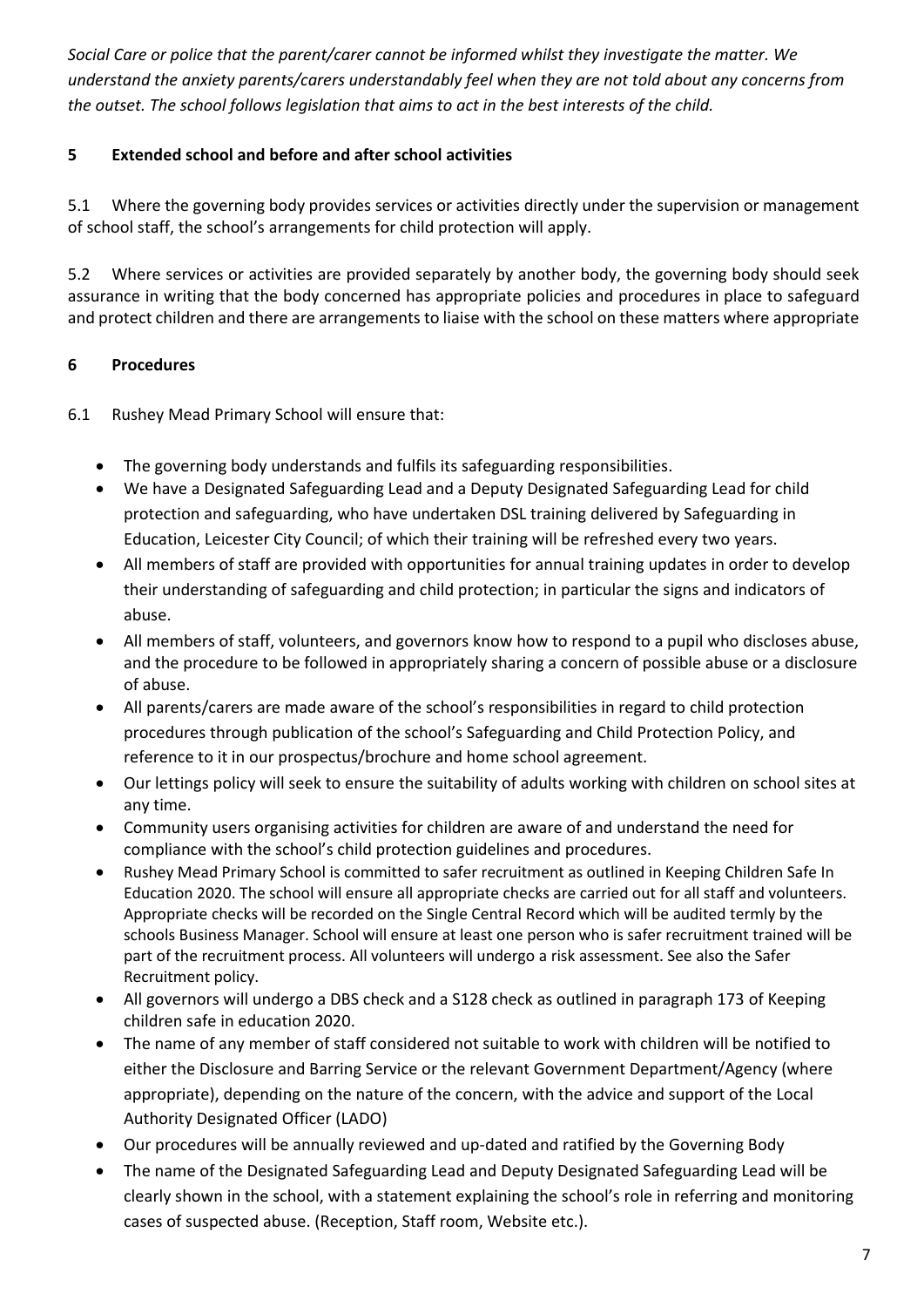*Social Care or police that the parent/carer cannot be informed whilst they investigate the matter. We understand the anxiety parents/carers understandably feel when they are not told about any concerns from the outset. The school follows legislation that aims to act in the best interests of the child.*

## 5 Extended school and before and after school activities

5.1 Where the governing body provides services or activities directly under the supervision or management of school staff, the school's arrangements for child protection will apply.

5.2 Where services or activities are provided separately by another body, the governing body should seek assurance in writing that the body concerned has appropriate policies and procedures in place to safeguard and protect children and there are arrangements to liaise with the school on these matters where appropriate

## 6 Procedures

6.1 Rushey Mead Primary School will ensure that:

- The governing body understands and fulfils its safeguarding responsibilities.
- We have a Designated Safeguarding Lead and a Deputy Designated Safeguarding Lead for child protection and safeguarding, who have undertaken DSL training delivered by Safeguarding in Education, Leicester City Council; of which their training will be refreshed every two years.
- All members of staff are provided with opportunities for annual training updates in order to develop their understanding of safeguarding and child protection; in particular the signs and indicators of abuse.
- All members of staff, volunteers, and governors know how to respond to a pupil who discloses abuse, and the procedure to be followed in appropriately sharing a concern of possible abuse or a disclosure of abuse.
- All parents/carers are made aware of the school's responsibilities in regard to child protection procedures through publication of the school's Safeguarding and Child Protection Policy, and reference to it in our prospectus/brochure and home school agreement.
- Our lettings policy will seek to ensure the suitability of adults working with children on school sites at any time.
- Community users organising activities for children are aware of and understand the need for compliance with the school's child protection guidelines and procedures.
- Rushey Mead Primary School is committed to safer recruitment as outlined in Keeping Children Safe In Education 2020. The school will ensure all appropriate checks are carried out for all staff and volunteers. Appropriate checks will be recorded on the Single Central Record which will be audited termly by the schools Business Manager. School will ensure at least one person who is safer recruitment trained will be part of the recruitment process. All volunteers will undergo a risk assessment. See also the Safer Recruitment policy.
- All governors will undergo a DBS check and a S128 check as outlined in paragraph 173 of Keeping children safe in education 2020.
- The name of any member of staff considered not suitable to work with children will be notified to either the Disclosure and Barring Service or the relevant Government Department/Agency (where appropriate), depending on the nature of the concern, with the advice and support of the Local Authority Designated Officer (LADO)
- Our procedures will be annually reviewed and up-dated and ratified by the Governing Body
- The name of the Designated Safeguarding Lead and Deputy Designated Safeguarding Lead will be clearly shown in the school, with a statement explaining the school's role in referring and monitoring cases of suspected abuse. (Reception, Staff room, Website etc.).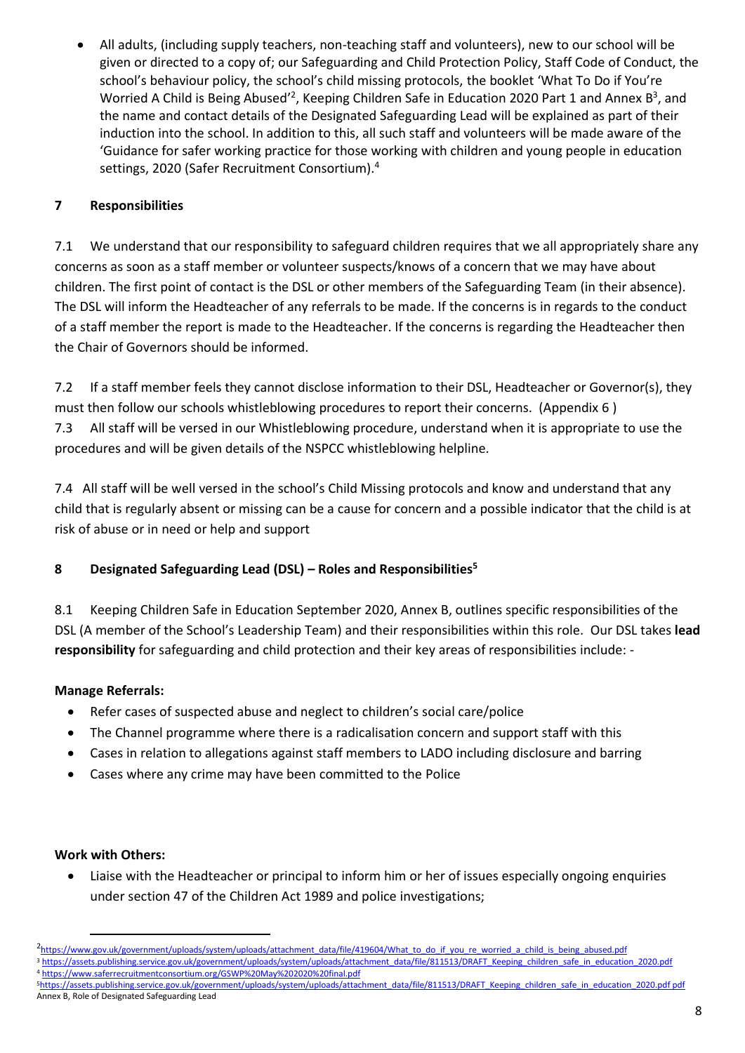- All adults, (including supply teachers, non-teaching staff and volunteers), new to our school will be given or directed to a copy of; our Safeguarding and Child Protection Policy, Staff Code of Conduct, the school's behaviour policy, the school's child missing protocols, the booklet 'What To Do if You're Worried A Child is Being Abused'[2], Keeping Children Safe in Education 2020 Part 1 and Annex B[3], and the name and contact details of the Designated Safeguarding Lead will be explained as part of their induction into the school. In addition to this, all such staff and volunteers will be made aware of the 'Guidance for safer working practice for those working with children and young people in education settings, 2020 (Safer Recruitment Consortium).[4]

## 7 Responsibilities

7.1 We understand that our responsibility to safeguard children requires that we all appropriately share any concerns as soon as a staff member or volunteer suspects/knows of a concern that we may have about children. The first point of contact is the DSL or other members of the Safeguarding Team (in their absence). The DSL will inform the Headteacher of any referrals to be made. If the concerns is in regards to the conduct of a staff member the report is made to the Headteacher. If the concerns is regarding the Headteacher then the Chair of Governors should be informed.

7.2 If a staff member feels they cannot disclose information to their DSL, Headteacher or Governor(s), they must then follow our schools whistleblowing procedures to report their concerns. (Appendix 6 )

7.3 All staff will be versed in our Whistleblowing procedure, understand when it is appropriate to use the procedures and will be given details of the NSPCC whistleblowing helpline.

7.4 All staff will be well versed in the school's Child Missing protocols and know and understand that any child that is regularly absent or missing can be a cause for concern and a possible indicator that the child is at risk of abuse or in need or help and support

## 8 Designated Safeguarding Lead (DSL) – Roles and Responsibilities[5]

8.1 Keeping Children Safe in Education September 2020, Annex B, outlines specific responsibilities of the DSL (A member of the School's Leadership Team) and their responsibilities within this role. Our DSL takes **lead responsibility** for safeguarding and child protection and their key areas of responsibilities include: -

**Manage Referrals:**

- Refer cases of suspected abuse and neglect to children's social care/police
- The Channel programme where there is a radicalisation concern and support staff with this
- Cases in relation to allegations against staff members to LADO including disclosure and barring
- Cases where any crime may have been committed to the Police

**Work with Others:**

- Liaise with the Headteacher or principal to inform him or her of issues especially ongoing enquiries under section 47 of the Children Act 1989 and police investigations;

---

[2] https://www.gov.uk/government/uploads/system/uploads/attachment_data/file/419604/What_to_do_if_you_re_worried_a_child_is_being_abused.pdf

[3] https://assets.publishing.service.gov.uk/government/uploads/system/uploads/attachment_data/file/811513/DRAFT_Keeping_children_safe_in_education_2020.pdf

[4] https://www.saferrecruitmentconsortium.org/GSWP%20May%202020%20final.pdf

[5] https://assets.publishing.service.gov.uk/government/uploads/system/uploads/attachment_data/file/811513/DRAFT_Keeping_children_safe_in_education_2020.pdf pdf Annex B, Role of Designated Safeguarding Lead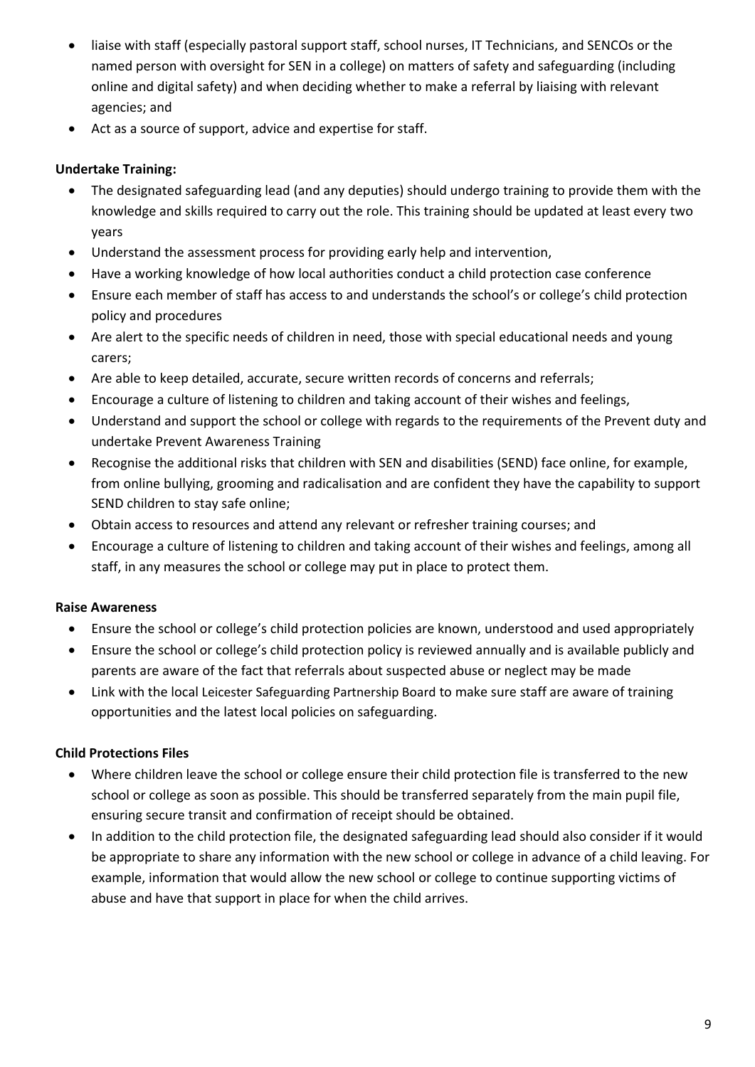- liaise with staff (especially pastoral support staff, school nurses, IT Technicians, and SENCOs or the named person with oversight for SEN in a college) on matters of safety and safeguarding (including online and digital safety) and when deciding whether to make a referral by liaising with relevant agencies; and
- Act as a source of support, advice and expertise for staff.

**Undertake Training:**

- The designated safeguarding lead (and any deputies) should undergo training to provide them with the knowledge and skills required to carry out the role. This training should be updated at least every two years
- Understand the assessment process for providing early help and intervention,
- Have a working knowledge of how local authorities conduct a child protection case conference
- Ensure each member of staff has access to and understands the school's or college's child protection policy and procedures
- Are alert to the specific needs of children in need, those with special educational needs and young carers;
- Are able to keep detailed, accurate, secure written records of concerns and referrals;
- Encourage a culture of listening to children and taking account of their wishes and feelings,
- Understand and support the school or college with regards to the requirements of the Prevent duty and undertake Prevent Awareness Training
- Recognise the additional risks that children with SEN and disabilities (SEND) face online, for example, from online bullying, grooming and radicalisation and are confident they have the capability to support SEND children to stay safe online;
- Obtain access to resources and attend any relevant or refresher training courses; and
- Encourage a culture of listening to children and taking account of their wishes and feelings, among all staff, in any measures the school or college may put in place to protect them.

**Raise Awareness**

- Ensure the school or college's child protection policies are known, understood and used appropriately
- Ensure the school or college's child protection policy is reviewed annually and is available publicly and parents are aware of the fact that referrals about suspected abuse or neglect may be made
- Link with the local Leicester Safeguarding Partnership Board to make sure staff are aware of training opportunities and the latest local policies on safeguarding.

**Child Protections Files**

- Where children leave the school or college ensure their child protection file is transferred to the new school or college as soon as possible. This should be transferred separately from the main pupil file, ensuring secure transit and confirmation of receipt should be obtained.
- In addition to the child protection file, the designated safeguarding lead should also consider if it would be appropriate to share any information with the new school or college in advance of a child leaving. For example, information that would allow the new school or college to continue supporting victims of abuse and have that support in place for when the child arrives.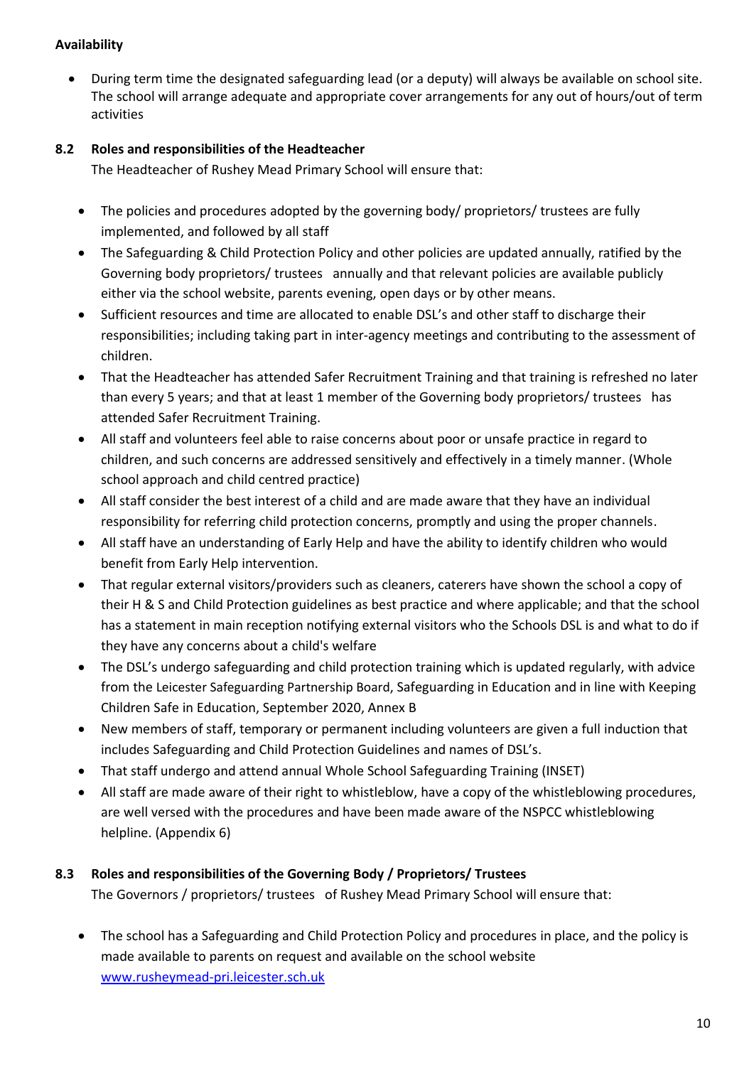**Availability**

- During term time the designated safeguarding lead (or a deputy) will always be available on school site. The school will arrange adequate and appropriate cover arrangements for any out of hours/out of term activities

### 8.2 Roles and responsibilities of the Headteacher

The Headteacher of Rushey Mead Primary School will ensure that:

- The policies and procedures adopted by the governing body/ proprietors/ trustees are fully implemented, and followed by all staff
- The Safeguarding & Child Protection Policy and other policies are updated annually, ratified by the Governing body proprietors/ trustees annually and that relevant policies are available publicly either via the school website, parents evening, open days or by other means.
- Sufficient resources and time are allocated to enable DSL's and other staff to discharge their responsibilities; including taking part in inter-agency meetings and contributing to the assessment of children.
- That the Headteacher has attended Safer Recruitment Training and that training is refreshed no later than every 5 years; and that at least 1 member of the Governing body proprietors/ trustees has attended Safer Recruitment Training.
- All staff and volunteers feel able to raise concerns about poor or unsafe practice in regard to children, and such concerns are addressed sensitively and effectively in a timely manner. (Whole school approach and child centred practice)
- All staff consider the best interest of a child and are made aware that they have an individual responsibility for referring child protection concerns, promptly and using the proper channels.
- All staff have an understanding of Early Help and have the ability to identify children who would benefit from Early Help intervention.
- That regular external visitors/providers such as cleaners, caterers have shown the school a copy of their H & S and Child Protection guidelines as best practice and where applicable; and that the school has a statement in main reception notifying external visitors who the Schools DSL is and what to do if they have any concerns about a child's welfare
- The DSL's undergo safeguarding and child protection training which is updated regularly, with advice from the Leicester Safeguarding Partnership Board, Safeguarding in Education and in line with Keeping Children Safe in Education, September 2020, Annex B
- New members of staff, temporary or permanent including volunteers are given a full induction that includes Safeguarding and Child Protection Guidelines and names of DSL's.
- That staff undergo and attend annual Whole School Safeguarding Training (INSET)
- All staff are made aware of their right to whistleblow, have a copy of the whistleblowing procedures, are well versed with the procedures and have been made aware of the NSPCC whistleblowing helpline. (Appendix 6)

### 8.3 Roles and responsibilities of the Governing Body / Proprietors/ Trustees

The Governors / proprietors/ trustees of Rushey Mead Primary School will ensure that:

- The school has a Safeguarding and Child Protection Policy and procedures in place, and the policy is made available to parents on request and available on the school website www.rusheymead-pri.leicester.sch.uk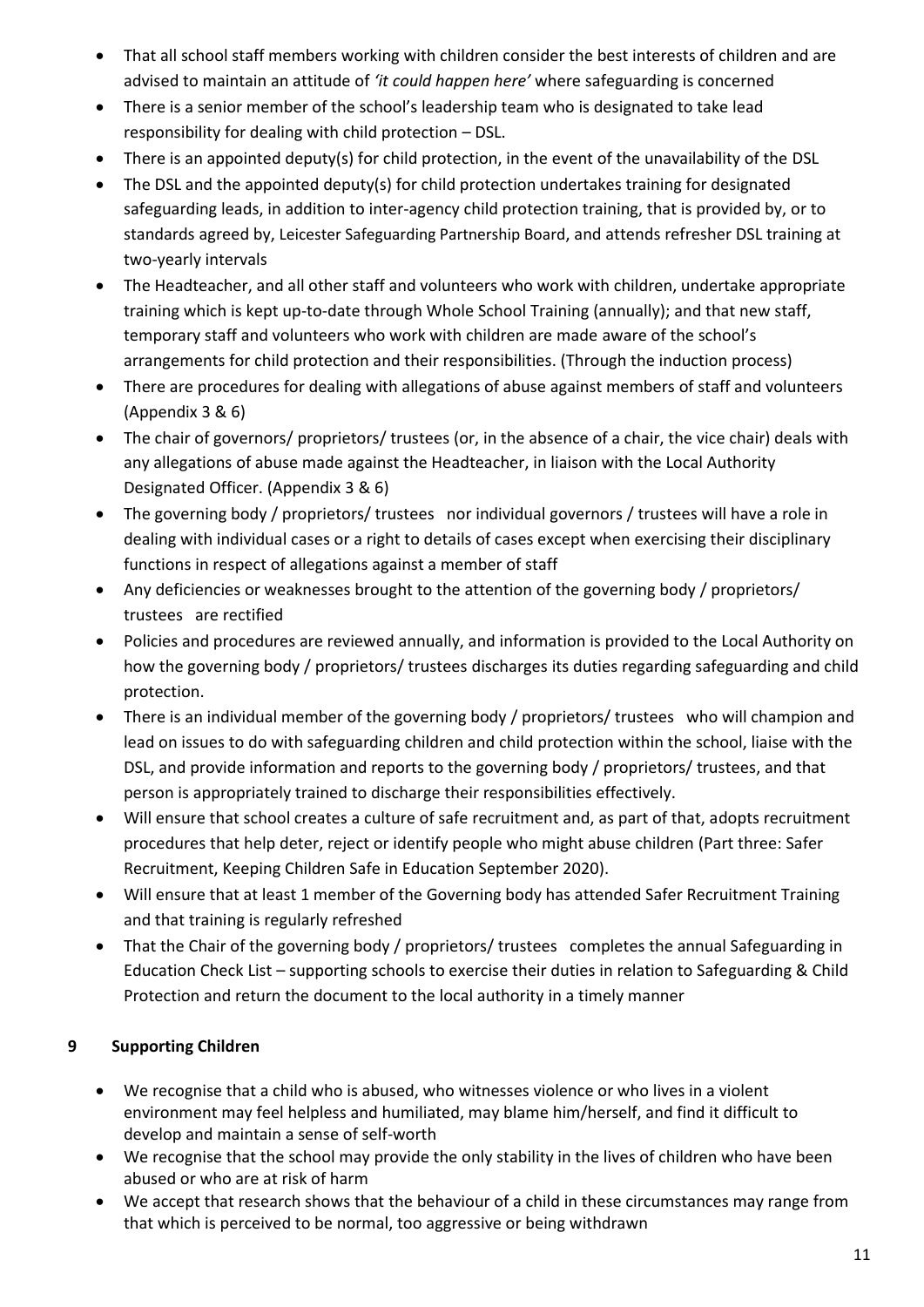- That all school staff members working with children consider the best interests of children and are advised to maintain an attitude of *'it could happen here'* where safeguarding is concerned
- There is a senior member of the school's leadership team who is designated to take lead responsibility for dealing with child protection – DSL.
- There is an appointed deputy(s) for child protection, in the event of the unavailability of the DSL
- The DSL and the appointed deputy(s) for child protection undertakes training for designated safeguarding leads, in addition to inter-agency child protection training, that is provided by, or to standards agreed by, Leicester Safeguarding Partnership Board, and attends refresher DSL training at two-yearly intervals
- The Headteacher, and all other staff and volunteers who work with children, undertake appropriate training which is kept up-to-date through Whole School Training (annually); and that new staff, temporary staff and volunteers who work with children are made aware of the school's arrangements for child protection and their responsibilities. (Through the induction process)
- There are procedures for dealing with allegations of abuse against members of staff and volunteers (Appendix 3 & 6)
- The chair of governors/ proprietors/ trustees (or, in the absence of a chair, the vice chair) deals with any allegations of abuse made against the Headteacher, in liaison with the Local Authority Designated Officer. (Appendix 3 & 6)
- The governing body / proprietors/ trustees nor individual governors / trustees will have a role in dealing with individual cases or a right to details of cases except when exercising their disciplinary functions in respect of allegations against a member of staff
- Any deficiencies or weaknesses brought to the attention of the governing body / proprietors/ trustees are rectified
- Policies and procedures are reviewed annually, and information is provided to the Local Authority on how the governing body / proprietors/ trustees discharges its duties regarding safeguarding and child protection.
- There is an individual member of the governing body / proprietors/ trustees who will champion and lead on issues to do with safeguarding children and child protection within the school, liaise with the DSL, and provide information and reports to the governing body / proprietors/ trustees, and that person is appropriately trained to discharge their responsibilities effectively.
- Will ensure that school creates a culture of safe recruitment and, as part of that, adopts recruitment procedures that help deter, reject or identify people who might abuse children (Part three: Safer Recruitment, Keeping Children Safe in Education September 2020).
- Will ensure that at least 1 member of the Governing body has attended Safer Recruitment Training and that training is regularly refreshed
- That the Chair of the governing body / proprietors/ trustees completes the annual Safeguarding in Education Check List – supporting schools to exercise their duties in relation to Safeguarding & Child Protection and return the document to the local authority in a timely manner

## 9 Supporting Children

- We recognise that a child who is abused, who witnesses violence or who lives in a violent environment may feel helpless and humiliated, may blame him/herself, and find it difficult to develop and maintain a sense of self-worth
- We recognise that the school may provide the only stability in the lives of children who have been abused or who are at risk of harm
- We accept that research shows that the behaviour of a child in these circumstances may range from that which is perceived to be normal, too aggressive or being withdrawn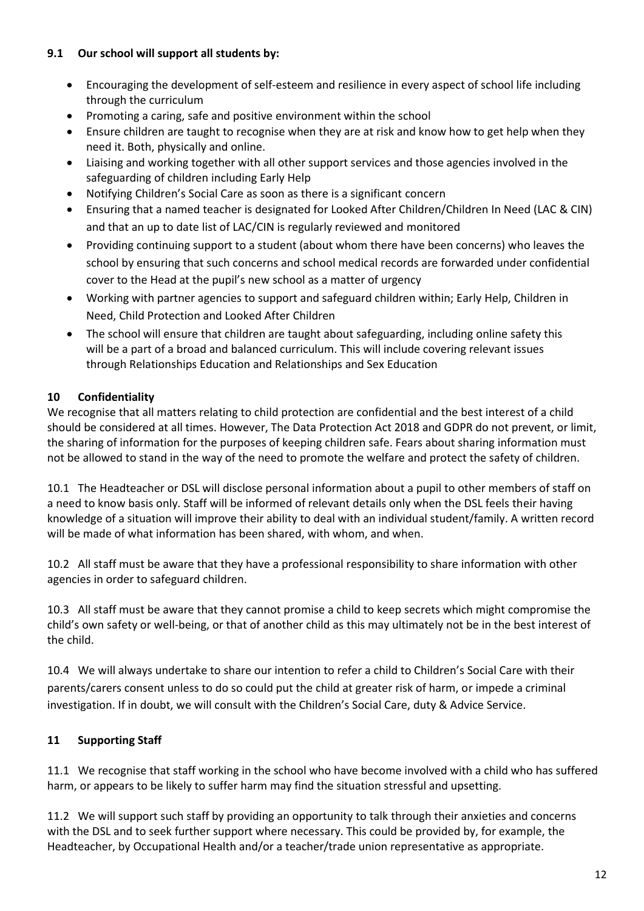### 9.1 Our school will support all students by:

- Encouraging the development of self-esteem and resilience in every aspect of school life including through the curriculum
- Promoting a caring, safe and positive environment within the school
- Ensure children are taught to recognise when they are at risk and know how to get help when they need it. Both, physically and online.
- Liaising and working together with all other support services and those agencies involved in the safeguarding of children including Early Help
- Notifying Children's Social Care as soon as there is a significant concern
- Ensuring that a named teacher is designated for Looked After Children/Children In Need (LAC & CIN) and that an up to date list of LAC/CIN is regularly reviewed and monitored
- Providing continuing support to a student (about whom there have been concerns) who leaves the school by ensuring that such concerns and school medical records are forwarded under confidential cover to the Head at the pupil's new school as a matter of urgency
- Working with partner agencies to support and safeguard children within; Early Help, Children in Need, Child Protection and Looked After Children
- The school will ensure that children are taught about safeguarding, including online safety this will be a part of a broad and balanced curriculum. This will include covering relevant issues through Relationships Education and Relationships and Sex Education

## 10 Confidentiality

We recognise that all matters relating to child protection are confidential and the best interest of a child should be considered at all times. However, The Data Protection Act 2018 and GDPR do not prevent, or limit, the sharing of information for the purposes of keeping children safe. Fears about sharing information must not be allowed to stand in the way of the need to promote the welfare and protect the safety of children.

10.1 The Headteacher or DSL will disclose personal information about a pupil to other members of staff on a need to know basis only. Staff will be informed of relevant details only when the DSL feels their having knowledge of a situation will improve their ability to deal with an individual student/family. A written record will be made of what information has been shared, with whom, and when.

10.2 All staff must be aware that they have a professional responsibility to share information with other agencies in order to safeguard children.

10.3 All staff must be aware that they cannot promise a child to keep secrets which might compromise the child's own safety or well-being, or that of another child as this may ultimately not be in the best interest of the child.

10.4 We will always undertake to share our intention to refer a child to Children's Social Care with their parents/carers consent unless to do so could put the child at greater risk of harm, or impede a criminal investigation. If in doubt, we will consult with the Children's Social Care, duty & Advice Service.

## 11 Supporting Staff

11.1 We recognise that staff working in the school who have become involved with a child who has suffered harm, or appears to be likely to suffer harm may find the situation stressful and upsetting.

11.2 We will support such staff by providing an opportunity to talk through their anxieties and concerns with the DSL and to seek further support where necessary. This could be provided by, for example, the Headteacher, by Occupational Health and/or a teacher/trade union representative as appropriate.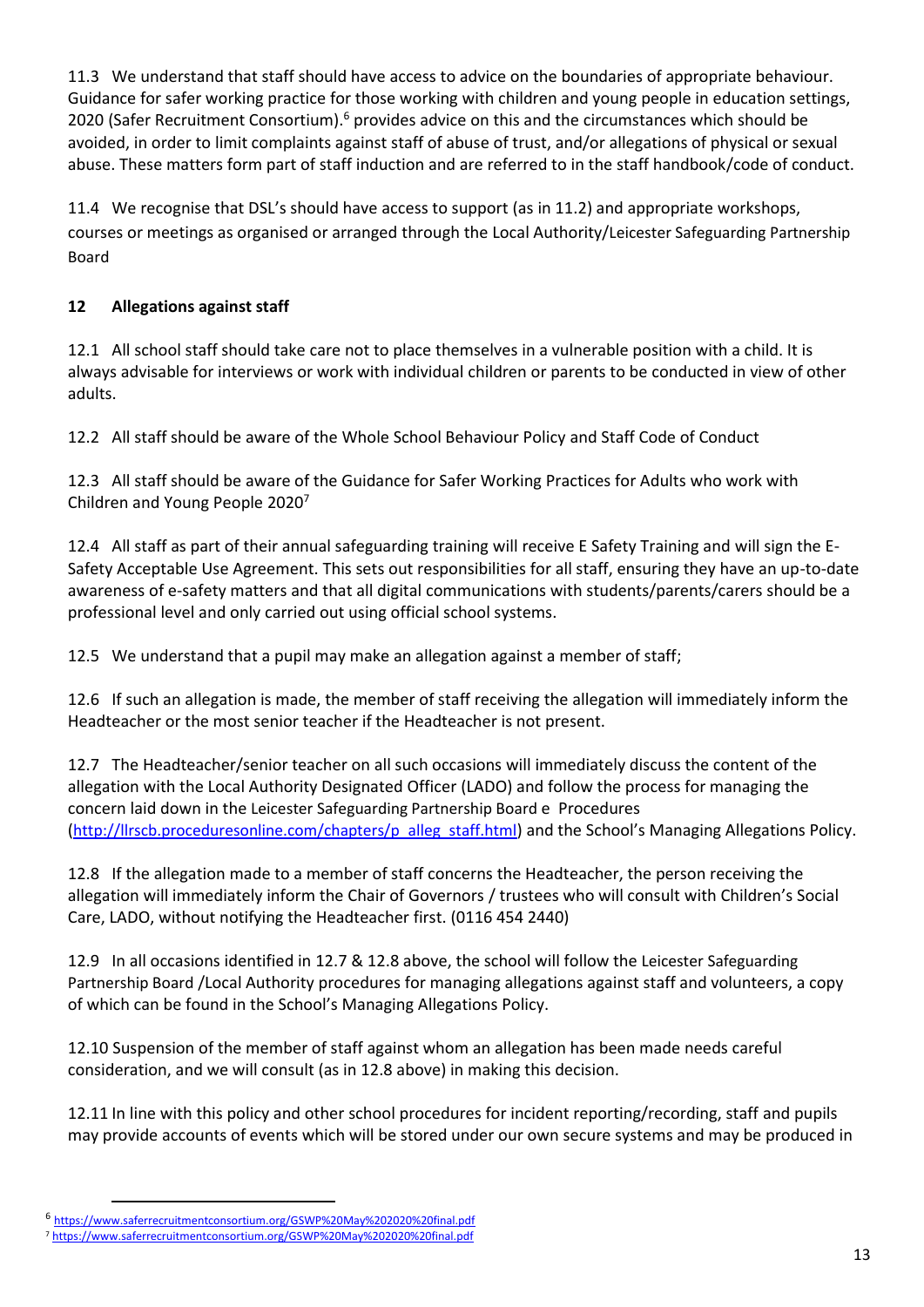11.3 We understand that staff should have access to advice on the boundaries of appropriate behaviour. Guidance for safer working practice for those working with children and young people in education settings, 2020 (Safer Recruitment Consortium).[6] provides advice on this and the circumstances which should be avoided, in order to limit complaints against staff of abuse of trust, and/or allegations of physical or sexual abuse. These matters form part of staff induction and are referred to in the staff handbook/code of conduct.

11.4 We recognise that DSL's should have access to support (as in 11.2) and appropriate workshops, courses or meetings as organised or arranged through the Local Authority/Leicester Safeguarding Partnership Board

## 12 Allegations against staff

12.1 All school staff should take care not to place themselves in a vulnerable position with a child. It is always advisable for interviews or work with individual children or parents to be conducted in view of other adults.

12.2 All staff should be aware of the Whole School Behaviour Policy and Staff Code of Conduct

12.3 All staff should be aware of the Guidance for Safer Working Practices for Adults who work with Children and Young People 2020[7]

12.4 All staff as part of their annual safeguarding training will receive E Safety Training and will sign the E-Safety Acceptable Use Agreement. This sets out responsibilities for all staff, ensuring they have an up-to-date awareness of e-safety matters and that all digital communications with students/parents/carers should be a professional level and only carried out using official school systems.

12.5 We understand that a pupil may make an allegation against a member of staff;

12.6 If such an allegation is made, the member of staff receiving the allegation will immediately inform the Headteacher or the most senior teacher if the Headteacher is not present.

12.7 The Headteacher/senior teacher on all such occasions will immediately discuss the content of the allegation with the Local Authority Designated Officer (LADO) and follow the process for managing the concern laid down in the Leicester Safeguarding Partnership Board e Procedures (http://llrscb.proceduresonline.com/chapters/p_alleg_staff.html) and the School's Managing Allegations Policy.

12.8 If the allegation made to a member of staff concerns the Headteacher, the person receiving the allegation will immediately inform the Chair of Governors / trustees who will consult with Children's Social Care, LADO, without notifying the Headteacher first. (0116 454 2440)

12.9 In all occasions identified in 12.7 & 12.8 above, the school will follow the Leicester Safeguarding Partnership Board /Local Authority procedures for managing allegations against staff and volunteers, a copy of which can be found in the School's Managing Allegations Policy.

12.10 Suspension of the member of staff against whom an allegation has been made needs careful consideration, and we will consult (as in 12.8 above) in making this decision.

12.11 In line with this policy and other school procedures for incident reporting/recording, staff and pupils may provide accounts of events which will be stored under our own secure systems and may be produced in

---

[6] https://www.saferrecruitmentconsortium.org/GSWP%20May%202020%20final.pdf

[7] https://www.saferrecruitmentconsortium.org/GSWP%20May%202020%20final.pdf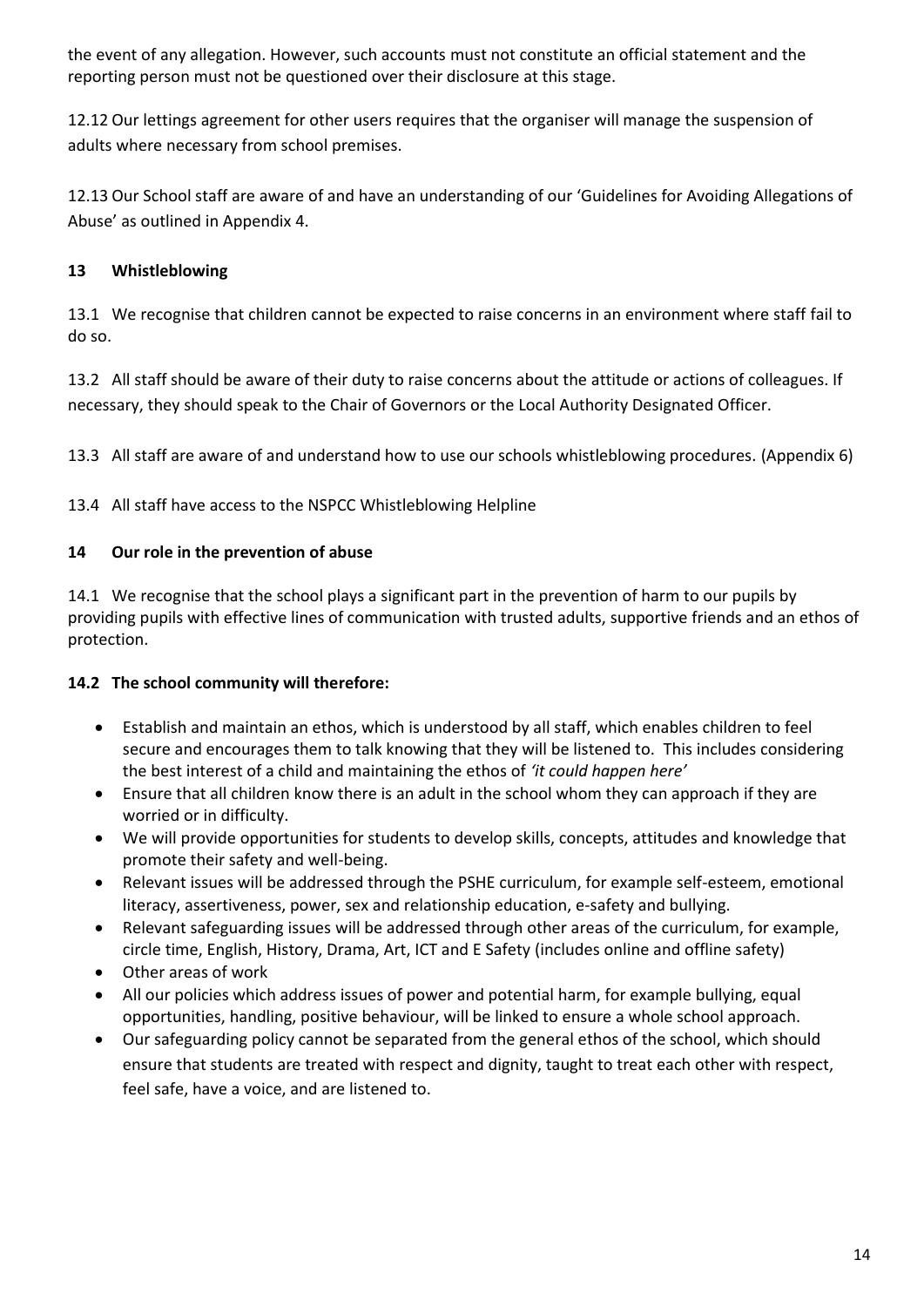the event of any allegation. However, such accounts must not constitute an official statement and the reporting person must not be questioned over their disclosure at this stage.

12.12 Our lettings agreement for other users requires that the organiser will manage the suspension of adults where necessary from school premises.

12.13 Our School staff are aware of and have an understanding of our 'Guidelines for Avoiding Allegations of Abuse' as outlined in Appendix 4.

## 13 Whistleblowing

13.1 We recognise that children cannot be expected to raise concerns in an environment where staff fail to do so.

13.2 All staff should be aware of their duty to raise concerns about the attitude or actions of colleagues. If necessary, they should speak to the Chair of Governors or the Local Authority Designated Officer.

13.3 All staff are aware of and understand how to use our schools whistleblowing procedures. (Appendix 6)

13.4 All staff have access to the NSPCC Whistleblowing Helpline

## 14 Our role in the prevention of abuse

14.1 We recognise that the school plays a significant part in the prevention of harm to our pupils by providing pupils with effective lines of communication with trusted adults, supportive friends and an ethos of protection.

**14.2 The school community will therefore:**

- Establish and maintain an ethos, which is understood by all staff, which enables children to feel secure and encourages them to talk knowing that they will be listened to. This includes considering the best interest of a child and maintaining the ethos of *'it could happen here'*
- Ensure that all children know there is an adult in the school whom they can approach if they are worried or in difficulty.
- We will provide opportunities for students to develop skills, concepts, attitudes and knowledge that promote their safety and well-being.
- Relevant issues will be addressed through the PSHE curriculum, for example self-esteem, emotional literacy, assertiveness, power, sex and relationship education, e-safety and bullying.
- Relevant safeguarding issues will be addressed through other areas of the curriculum, for example, circle time, English, History, Drama, Art, ICT and E Safety (includes online and offline safety)
- Other areas of work
- All our policies which address issues of power and potential harm, for example bullying, equal opportunities, handling, positive behaviour, will be linked to ensure a whole school approach.
- Our safeguarding policy cannot be separated from the general ethos of the school, which should ensure that students are treated with respect and dignity, taught to treat each other with respect, feel safe, have a voice, and are listened to.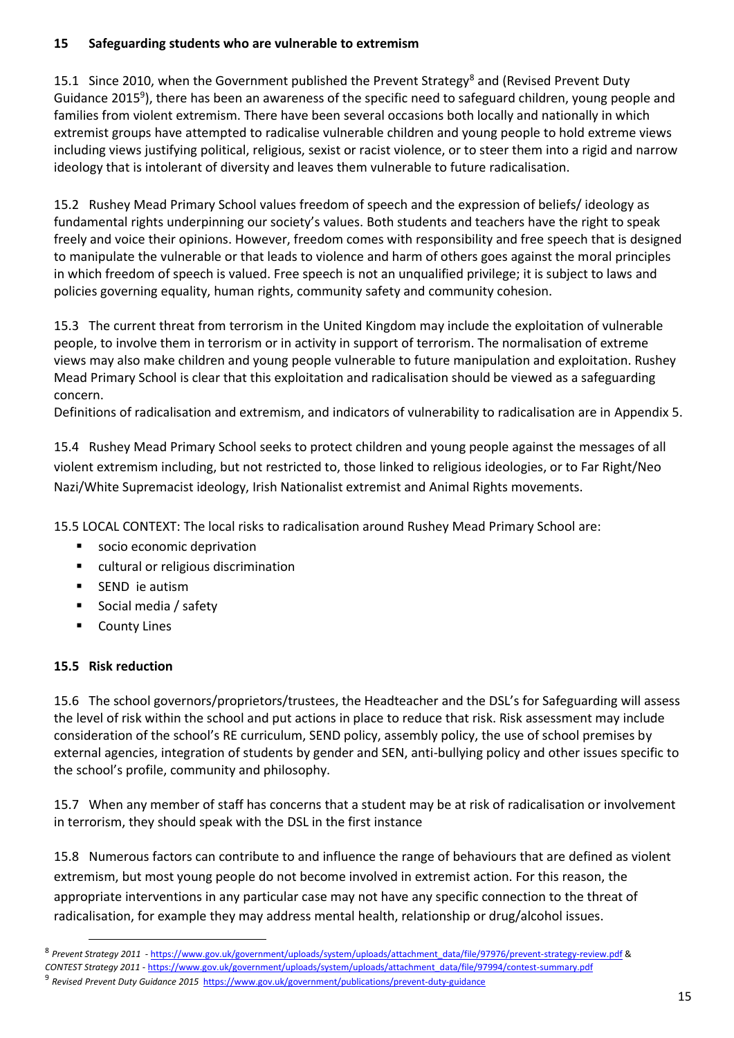## 15 Safeguarding students who are vulnerable to extremism

15.1 Since 2010, when the Government published the Prevent Strategy[8] and (Revised Prevent Duty Guidance 2015[9]), there has been an awareness of the specific need to safeguard children, young people and families from violent extremism. There have been several occasions both locally and nationally in which extremist groups have attempted to radicalise vulnerable children and young people to hold extreme views including views justifying political, religious, sexist or racist violence, or to steer them into a rigid and narrow ideology that is intolerant of diversity and leaves them vulnerable to future radicalisation.

15.2 Rushey Mead Primary School values freedom of speech and the expression of beliefs/ ideology as fundamental rights underpinning our society's values. Both students and teachers have the right to speak freely and voice their opinions. However, freedom comes with responsibility and free speech that is designed to manipulate the vulnerable or that leads to violence and harm of others goes against the moral principles in which freedom of speech is valued. Free speech is not an unqualified privilege; it is subject to laws and policies governing equality, human rights, community safety and community cohesion.

15.3 The current threat from terrorism in the United Kingdom may include the exploitation of vulnerable people, to involve them in terrorism or in activity in support of terrorism. The normalisation of extreme views may also make children and young people vulnerable to future manipulation and exploitation. Rushey Mead Primary School is clear that this exploitation and radicalisation should be viewed as a safeguarding concern.
Definitions of radicalisation and extremism, and indicators of vulnerability to radicalisation are in Appendix 5.

15.4 Rushey Mead Primary School seeks to protect children and young people against the messages of all violent extremism including, but not restricted to, those linked to religious ideologies, or to Far Right/Neo Nazi/White Supremacist ideology, Irish Nationalist extremist and Animal Rights movements.

15.5 LOCAL CONTEXT: The local risks to radicalisation around Rushey Mead Primary School are:

- socio economic deprivation
- cultural or religious discrimination
- SEND ie autism
- Social media / safety
- County Lines

### 15.5 Risk reduction

15.6 The school governors/proprietors/trustees, the Headteacher and the DSL's for Safeguarding will assess the level of risk within the school and put actions in place to reduce that risk. Risk assessment may include consideration of the school's RE curriculum, SEND policy, assembly policy, the use of school premises by external agencies, integration of students by gender and SEN, anti-bullying policy and other issues specific to the school's profile, community and philosophy.

15.7 When any member of staff has concerns that a student may be at risk of radicalisation or involvement in terrorism, they should speak with the DSL in the first instance

15.8 Numerous factors can contribute to and influence the range of behaviours that are defined as violent extremism, but most young people do not become involved in extremist action. For this reason, the appropriate interventions in any particular case may not have any specific connection to the threat of radicalisation, for example they may address mental health, relationship or drug/alcohol issues.

---

[8] *Prevent Strategy 2011* - https://www.gov.uk/government/uploads/system/uploads/attachment_data/file/97976/prevent-strategy-review.pdf & *CONTEST Strategy 2011* - https://www.gov.uk/government/uploads/system/uploads/attachment_data/file/97994/contest-summary.pdf

[9] *Revised Prevent Duty Guidance 2015* https://www.gov.uk/government/publications/prevent-duty-guidance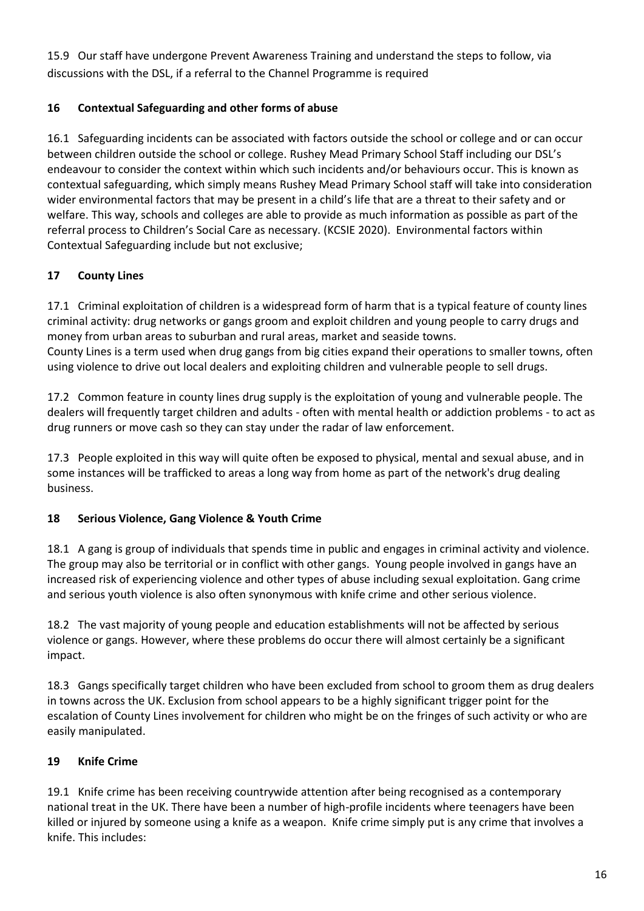15.9 Our staff have undergone Prevent Awareness Training and understand the steps to follow, via discussions with the DSL, if a referral to the Channel Programme is required

## 16 Contextual Safeguarding and other forms of abuse

16.1 Safeguarding incidents can be associated with factors outside the school or college and or can occur between children outside the school or college. Rushey Mead Primary School Staff including our DSL's endeavour to consider the context within which such incidents and/or behaviours occur. This is known as contextual safeguarding, which simply means Rushey Mead Primary School staff will take into consideration wider environmental factors that may be present in a child's life that are a threat to their safety and or welfare. This way, schools and colleges are able to provide as much information as possible as part of the referral process to Children's Social Care as necessary. (KCSIE 2020). Environmental factors within Contextual Safeguarding include but not exclusive;

## 17 County Lines

17.1 Criminal exploitation of children is a widespread form of harm that is a typical feature of county lines criminal activity: drug networks or gangs groom and exploit children and young people to carry drugs and money from urban areas to suburban and rural areas, market and seaside towns.
County Lines is a term used when drug gangs from big cities expand their operations to smaller towns, often using violence to drive out local dealers and exploiting children and vulnerable people to sell drugs.

17.2 Common feature in county lines drug supply is the exploitation of young and vulnerable people. The dealers will frequently target children and adults - often with mental health or addiction problems - to act as drug runners or move cash so they can stay under the radar of law enforcement.

17.3 People exploited in this way will quite often be exposed to physical, mental and sexual abuse, and in some instances will be trafficked to areas a long way from home as part of the network's drug dealing business.

## 18 Serious Violence, Gang Violence & Youth Crime

18.1 A gang is group of individuals that spends time in public and engages in criminal activity and violence. The group may also be territorial or in conflict with other gangs. Young people involved in gangs have an increased risk of experiencing violence and other types of abuse including sexual exploitation. Gang crime and serious youth violence is also often synonymous with knife crime and other serious violence.

18.2 The vast majority of young people and education establishments will not be affected by serious violence or gangs. However, where these problems do occur there will almost certainly be a significant impact.

18.3 Gangs specifically target children who have been excluded from school to groom them as drug dealers in towns across the UK. Exclusion from school appears to be a highly significant trigger point for the escalation of County Lines involvement for children who might be on the fringes of such activity or who are easily manipulated.

## 19 Knife Crime

19.1 Knife crime has been receiving countrywide attention after being recognised as a contemporary national treat in the UK. There have been a number of high-profile incidents where teenagers have been killed or injured by someone using a knife as a weapon. Knife crime simply put is any crime that involves a knife. This includes: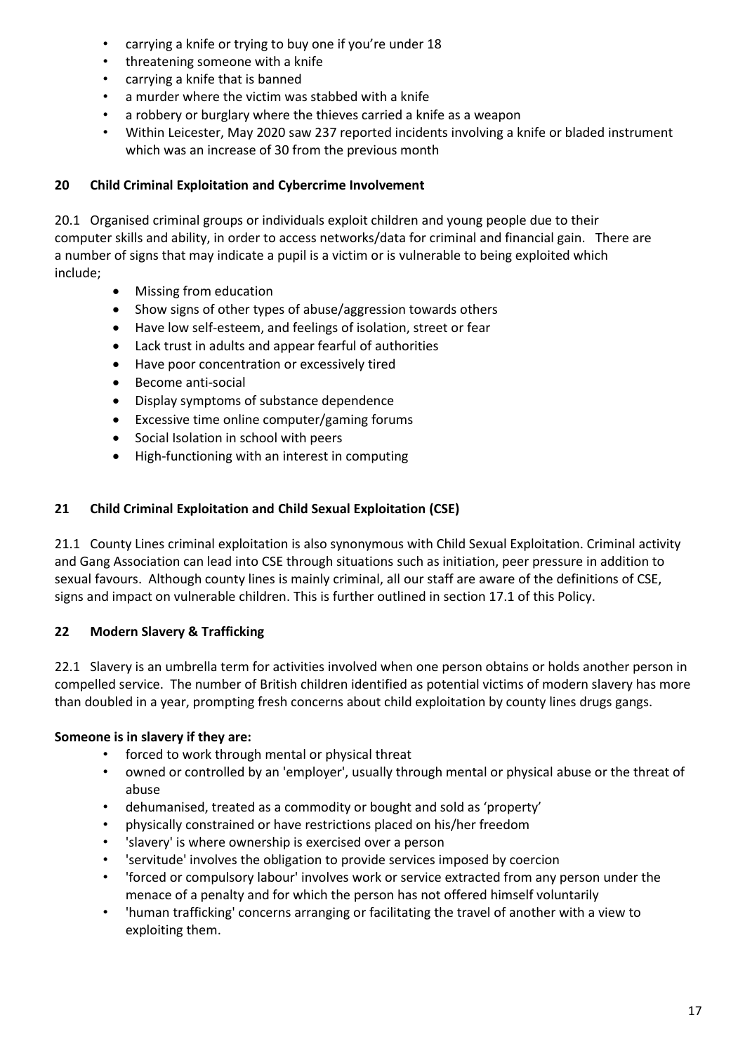- carrying a knife or trying to buy one if you're under 18
- threatening someone with a knife
- carrying a knife that is banned
- a murder where the victim was stabbed with a knife
- a robbery or burglary where the thieves carried a knife as a weapon
- Within Leicester, May 2020 saw 237 reported incidents involving a knife or bladed instrument which was an increase of 30 from the previous month

## 20 Child Criminal Exploitation and Cybercrime Involvement

20.1 Organised criminal groups or individuals exploit children and young people due to their computer skills and ability, in order to access networks/data for criminal and financial gain. There are a number of signs that may indicate a pupil is a victim or is vulnerable to being exploited which include;

- Missing from education
- Show signs of other types of abuse/aggression towards others
- Have low self-esteem, and feelings of isolation, street or fear
- Lack trust in adults and appear fearful of authorities
- Have poor concentration or excessively tired
- Become anti-social
- Display symptoms of substance dependence
- Excessive time online computer/gaming forums
- Social Isolation in school with peers
- High-functioning with an interest in computing

## 21 Child Criminal Exploitation and Child Sexual Exploitation (CSE)

21.1 County Lines criminal exploitation is also synonymous with Child Sexual Exploitation. Criminal activity and Gang Association can lead into CSE through situations such as initiation, peer pressure in addition to sexual favours. Although county lines is mainly criminal, all our staff are aware of the definitions of CSE, signs and impact on vulnerable children. This is further outlined in section 17.1 of this Policy.

## 22 Modern Slavery & Trafficking

22.1 Slavery is an umbrella term for activities involved when one person obtains or holds another person in compelled service. The number of British children identified as potential victims of modern slavery has more than doubled in a year, prompting fresh concerns about child exploitation by county lines drugs gangs.

**Someone is in slavery if they are:**

- forced to work through mental or physical threat
- owned or controlled by an 'employer', usually through mental or physical abuse or the threat of abuse
- dehumanised, treated as a commodity or bought and sold as 'property'
- physically constrained or have restrictions placed on his/her freedom
- 'slavery' is where ownership is exercised over a person
- 'servitude' involves the obligation to provide services imposed by coercion
- 'forced or compulsory labour' involves work or service extracted from any person under the menace of a penalty and for which the person has not offered himself voluntarily
- 'human trafficking' concerns arranging or facilitating the travel of another with a view to exploiting them.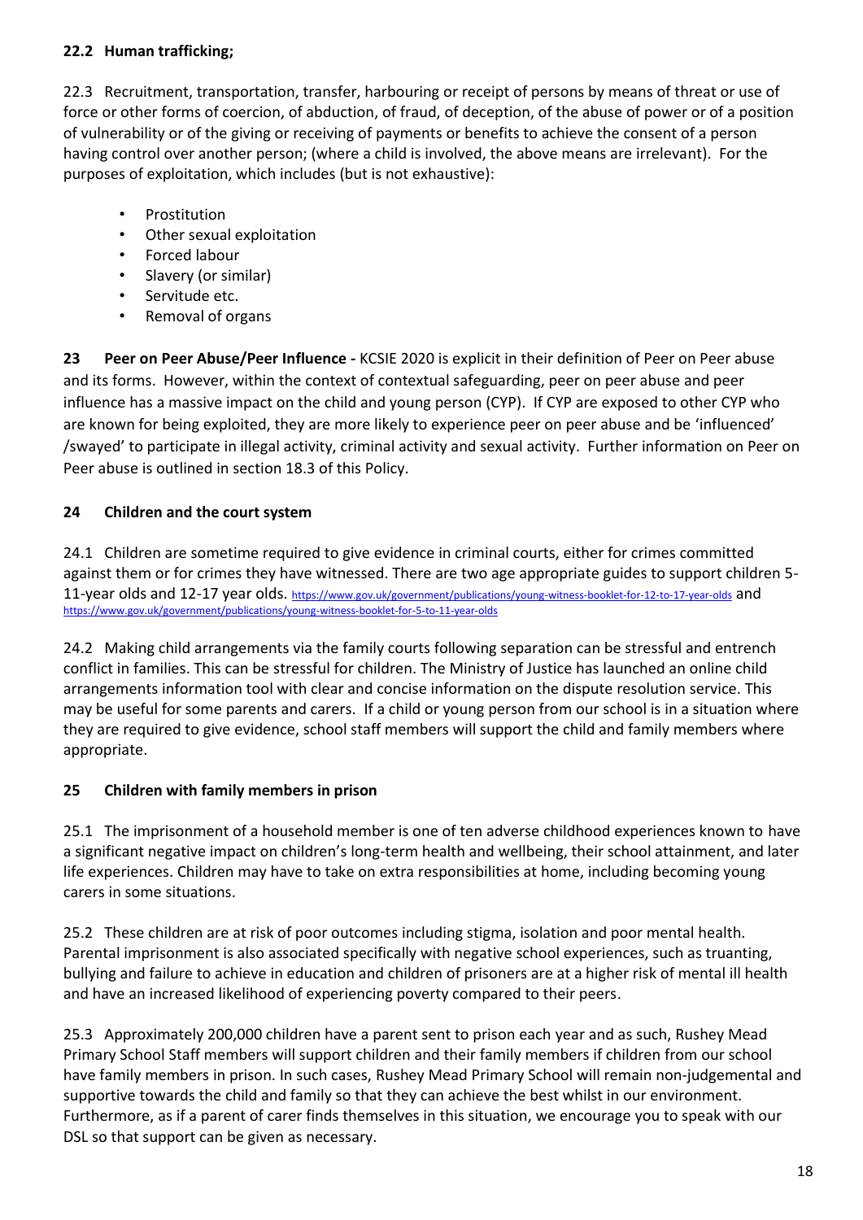**22.2 Human trafficking;**

22.3 Recruitment, transportation, transfer, harbouring or receipt of persons by means of threat or use of force or other forms of coercion, of abduction, of fraud, of deception, of the abuse of power or of a position of vulnerability or of the giving or receiving of payments or benefits to achieve the consent of a person having control over another person; (where a child is involved, the above means are irrelevant). For the purposes of exploitation, which includes (but is not exhaustive):

- Prostitution
- Other sexual exploitation
- Forced labour
- Slavery (or similar)
- Servitude etc.
- Removal of organs

**23 Peer on Peer Abuse/Peer Influence -** KCSIE 2020 is explicit in their definition of Peer on Peer abuse and its forms. However, within the context of contextual safeguarding, peer on peer abuse and peer influence has a massive impact on the child and young person (CYP). If CYP are exposed to other CYP who are known for being exploited, they are more likely to experience peer on peer abuse and be 'influenced' /swayed' to participate in illegal activity, criminal activity and sexual activity. Further information on Peer on Peer abuse is outlined in section 18.3 of this Policy.

**24 Children and the court system**

24.1 Children are sometime required to give evidence in criminal courts, either for crimes committed against them or for crimes they have witnessed. There are two age appropriate guides to support children 5-11-year olds and 12-17 year olds. https://www.gov.uk/government/publications/young-witness-booklet-for-12-to-17-year-olds and https://www.gov.uk/government/publications/young-witness-booklet-for-5-to-11-year-olds

24.2 Making child arrangements via the family courts following separation can be stressful and entrench conflict in families. This can be stressful for children. The Ministry of Justice has launched an online child arrangements information tool with clear and concise information on the dispute resolution service. This may be useful for some parents and carers. If a child or young person from our school is in a situation where they are required to give evidence, school staff members will support the child and family members where appropriate.

**25 Children with family members in prison**

25.1 The imprisonment of a household member is one of ten adverse childhood experiences known to have a significant negative impact on children's long-term health and wellbeing, their school attainment, and later life experiences. Children may have to take on extra responsibilities at home, including becoming young carers in some situations.

25.2 These children are at risk of poor outcomes including stigma, isolation and poor mental health. Parental imprisonment is also associated specifically with negative school experiences, such as truanting, bullying and failure to achieve in education and children of prisoners are at a higher risk of mental ill health and have an increased likelihood of experiencing poverty compared to their peers.

25.3 Approximately 200,000 children have a parent sent to prison each year and as such, Rushey Mead Primary School Staff members will support children and their family members if children from our school have family members in prison. In such cases, Rushey Mead Primary School will remain non-judgemental and supportive towards the child and family so that they can achieve the best whilst in our environment. Furthermore, as if a parent of carer finds themselves in this situation, we encourage you to speak with our DSL so that support can be given as necessary.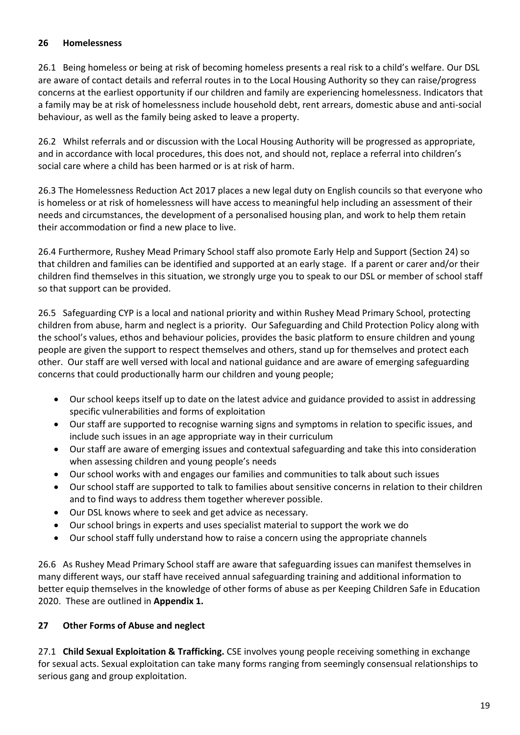## 26 Homelessness

26.1 Being homeless or being at risk of becoming homeless presents a real risk to a child's welfare. Our DSL are aware of contact details and referral routes in to the Local Housing Authority so they can raise/progress concerns at the earliest opportunity if our children and family are experiencing homelessness. Indicators that a family may be at risk of homelessness include household debt, rent arrears, domestic abuse and anti-social behaviour, as well as the family being asked to leave a property.

26.2 Whilst referrals and or discussion with the Local Housing Authority will be progressed as appropriate, and in accordance with local procedures, this does not, and should not, replace a referral into children's social care where a child has been harmed or is at risk of harm.

26.3 The Homelessness Reduction Act 2017 places a new legal duty on English councils so that everyone who is homeless or at risk of homelessness will have access to meaningful help including an assessment of their needs and circumstances, the development of a personalised housing plan, and work to help them retain their accommodation or find a new place to live.

26.4 Furthermore, Rushey Mead Primary School staff also promote Early Help and Support (Section 24) so that children and families can be identified and supported at an early stage. If a parent or carer and/or their children find themselves in this situation, we strongly urge you to speak to our DSL or member of school staff so that support can be provided.

26.5 Safeguarding CYP is a local and national priority and within Rushey Mead Primary School, protecting children from abuse, harm and neglect is a priority. Our Safeguarding and Child Protection Policy along with the school's values, ethos and behaviour policies, provides the basic platform to ensure children and young people are given the support to respect themselves and others, stand up for themselves and protect each other. Our staff are well versed with local and national guidance and are aware of emerging safeguarding concerns that could productionally harm our children and young people;

- Our school keeps itself up to date on the latest advice and guidance provided to assist in addressing specific vulnerabilities and forms of exploitation
- Our staff are supported to recognise warning signs and symptoms in relation to specific issues, and include such issues in an age appropriate way in their curriculum
- Our staff are aware of emerging issues and contextual safeguarding and take this into consideration when assessing children and young people's needs
- Our school works with and engages our families and communities to talk about such issues
- Our school staff are supported to talk to families about sensitive concerns in relation to their children and to find ways to address them together wherever possible.
- Our DSL knows where to seek and get advice as necessary.
- Our school brings in experts and uses specialist material to support the work we do
- Our school staff fully understand how to raise a concern using the appropriate channels

26.6 As Rushey Mead Primary School staff are aware that safeguarding issues can manifest themselves in many different ways, our staff have received annual safeguarding training and additional information to better equip themselves in the knowledge of other forms of abuse as per Keeping Children Safe in Education 2020. These are outlined in **Appendix 1.**

## 27 Other Forms of Abuse and neglect

27.1 **Child Sexual Exploitation & Trafficking.** CSE involves young people receiving something in exchange for sexual acts. Sexual exploitation can take many forms ranging from seemingly consensual relationships to serious gang and group exploitation.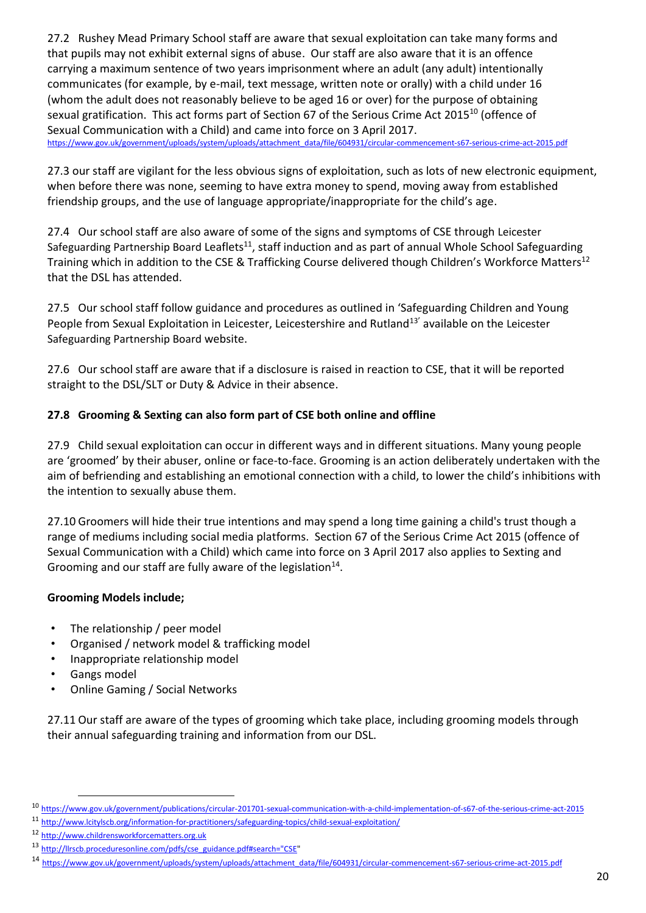27.2 Rushey Mead Primary School staff are aware that sexual exploitation can take many forms and that pupils may not exhibit external signs of abuse. Our staff are also aware that it is an offence carrying a maximum sentence of two years imprisonment where an adult (any adult) intentionally communicates (for example, by e-mail, text message, written note or orally) with a child under 16 (whom the adult does not reasonably believe to be aged 16 or over) for the purpose of obtaining sexual gratification. This act forms part of Section 67 of the Serious Crime Act 2015[10] (offence of Sexual Communication with a Child) and came into force on 3 April 2017.
https://www.gov.uk/government/uploads/system/uploads/attachment_data/file/604931/circular-commencement-s67-serious-crime-act-2015.pdf

27.3 our staff are vigilant for the less obvious signs of exploitation, such as lots of new electronic equipment, when before there was none, seeming to have extra money to spend, moving away from established friendship groups, and the use of language appropriate/inappropriate for the child's age.

27.4 Our school staff are also aware of some of the signs and symptoms of CSE through Leicester Safeguarding Partnership Board Leaflets[11], staff induction and as part of annual Whole School Safeguarding Training which in addition to the CSE & Trafficking Course delivered though Children's Workforce Matters[12] that the DSL has attended.

27.5 Our school staff follow guidance and procedures as outlined in 'Safeguarding Children and Young People from Sexual Exploitation in Leicester, Leicestershire and Rutland[13]' available on the Leicester Safeguarding Partnership Board website.

27.6 Our school staff are aware that if a disclosure is raised in reaction to CSE, that it will be reported straight to the DSL/SLT or Duty & Advice in their absence.

**27.8 Grooming & Sexting can also form part of CSE both online and offline**

27.9 Child sexual exploitation can occur in different ways and in different situations. Many young people are 'groomed' by their abuser, online or face-to-face. Grooming is an action deliberately undertaken with the aim of befriending and establishing an emotional connection with a child, to lower the child's inhibitions with the intention to sexually abuse them.

27.10 Groomers will hide their true intentions and may spend a long time gaining a child's trust though a range of mediums including social media platforms. Section 67 of the Serious Crime Act 2015 (offence of Sexual Communication with a Child) which came into force on 3 April 2017 also applies to Sexting and Grooming and our staff are fully aware of the legislation[14].

**Grooming Models include;**

- The relationship / peer model
- Organised / network model & trafficking model
- Inappropriate relationship model
- Gangs model
- Online Gaming / Social Networks

27.11 Our staff are aware of the types of grooming which take place, including grooming models through their annual safeguarding training and information from our DSL.

---

[10] https://www.gov.uk/government/publications/circular-201701-sexual-communication-with-a-child-implementation-of-s67-of-the-serious-crime-act-2015

[11] http://www.lcitylscb.org/information-for-practitioners/safeguarding-topics/child-sexual-exploitation/

[12] http://www.childrensworkforcematters.org.uk

[13] http://llrscb.proceduresonline.com/pdfs/cse_guidance.pdf#search="CSE"

[14] https://www.gov.uk/government/uploads/system/uploads/attachment_data/file/604931/circular-commencement-s67-serious-crime-act-2015.pdf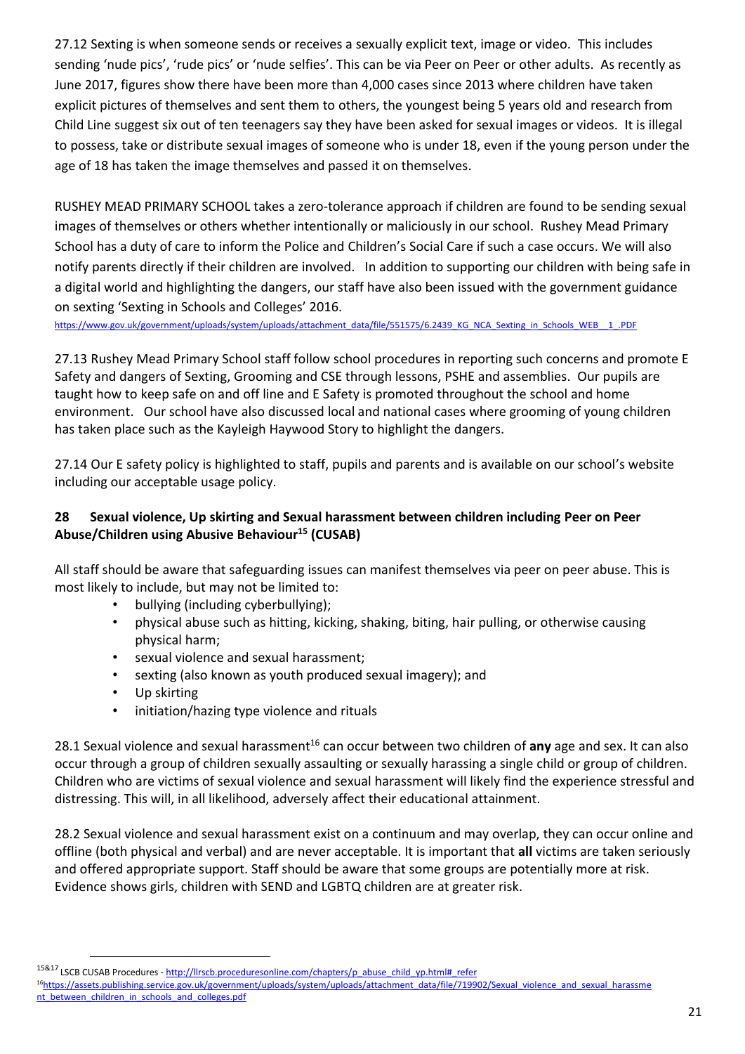27.12 Sexting is when someone sends or receives a sexually explicit text, image or video. This includes sending 'nude pics', 'rude pics' or 'nude selfies'. This can be via Peer on Peer or other adults. As recently as June 2017, figures show there have been more than 4,000 cases since 2013 where children have taken explicit pictures of themselves and sent them to others, the youngest being 5 years old and research from Child Line suggest six out of ten teenagers say they have been asked for sexual images or videos. It is illegal to possess, take or distribute sexual images of someone who is under 18, even if the young person under the age of 18 has taken the image themselves and passed it on themselves.

RUSHEY MEAD PRIMARY SCHOOL takes a zero-tolerance approach if children are found to be sending sexual images of themselves or others whether intentionally or maliciously in our school. Rushey Mead Primary School has a duty of care to inform the Police and Children's Social Care if such a case occurs. We will also notify parents directly if their children are involved. In addition to supporting our children with being safe in a digital world and highlighting the dangers, our staff have also been issued with the government guidance on sexting 'Sexting in Schools and Colleges' 2016.

https://www.gov.uk/government/uploads/system/uploads/attachment_data/file/551575/6.2439_KG_NCA_Sexting_in_Schools_WEB__1_.PDF

27.13 Rushey Mead Primary School staff follow school procedures in reporting such concerns and promote E Safety and dangers of Sexting, Grooming and CSE through lessons, PSHE and assemblies. Our pupils are taught how to keep safe on and off line and E Safety is promoted throughout the school and home environment. Our school have also discussed local and national cases where grooming of young children has taken place such as the Kayleigh Haywood Story to highlight the dangers.

27.14 Our E safety policy is highlighted to staff, pupils and parents and is available on our school's website including our acceptable usage policy.

## 28 Sexual violence, Up skirting and Sexual harassment between children including Peer on Peer Abuse/Children using Abusive Behaviour[15] (CUSAB)

All staff should be aware that safeguarding issues can manifest themselves via peer on peer abuse. This is most likely to include, but may not be limited to:

- bullying (including cyberbullying);
- physical abuse such as hitting, kicking, shaking, biting, hair pulling, or otherwise causing physical harm;
- sexual violence and sexual harassment;
- sexting (also known as youth produced sexual imagery); and
- Up skirting
- initiation/hazing type violence and rituals

28.1 Sexual violence and sexual harassment[16] can occur between two children of **any** age and sex. It can also occur through a group of children sexually assaulting or sexually harassing a single child or group of children. Children who are victims of sexual violence and sexual harassment will likely find the experience stressful and distressing. This will, in all likelihood, adversely affect their educational attainment.

28.2 Sexual violence and sexual harassment exist on a continuum and may overlap, they can occur online and offline (both physical and verbal) and are never acceptable. It is important that **all** victims are taken seriously and offered appropriate support. Staff should be aware that some groups are potentially more at risk. Evidence shows girls, children with SEND and LGBTQ children are at greater risk.

---

[15&17] LSCB CUSAB Procedures - http://llrscb.proceduresonline.com/chapters/p_abuse_child_yp.html#_refer

[16] https://assets.publishing.service.gov.uk/government/uploads/system/uploads/attachment_data/file/719902/Sexual_violence_and_sexual_harassment_between_children_in_schools_and_colleges.pdf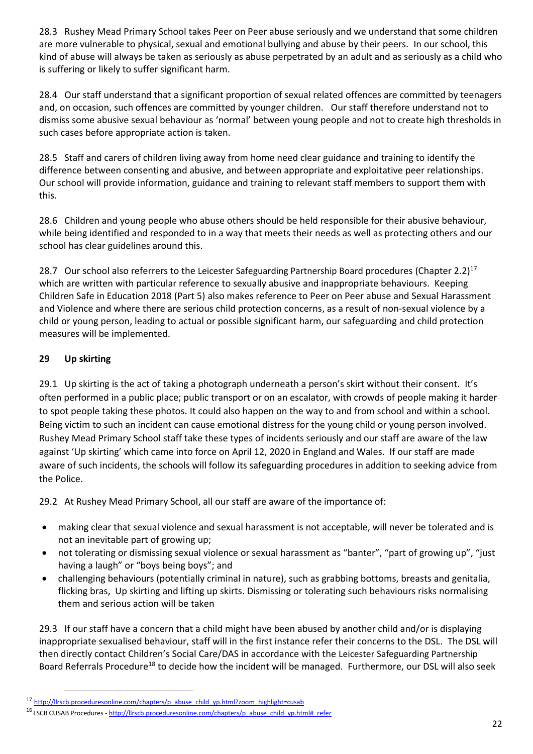28.3 Rushey Mead Primary School takes Peer on Peer abuse seriously and we understand that some children are more vulnerable to physical, sexual and emotional bullying and abuse by their peers. In our school, this kind of abuse will always be taken as seriously as abuse perpetrated by an adult and as seriously as a child who is suffering or likely to suffer significant harm.

28.4 Our staff understand that a significant proportion of sexual related offences are committed by teenagers and, on occasion, such offences are committed by younger children. Our staff therefore understand not to dismiss some abusive sexual behaviour as 'normal' between young people and not to create high thresholds in such cases before appropriate action is taken.

28.5 Staff and carers of children living away from home need clear guidance and training to identify the difference between consenting and abusive, and between appropriate and exploitative peer relationships. Our school will provide information, guidance and training to relevant staff members to support them with this.

28.6 Children and young people who abuse others should be held responsible for their abusive behaviour, while being identified and responded to in a way that meets their needs as well as protecting others and our school has clear guidelines around this.

28.7 Our school also referrers to the Leicester Safeguarding Partnership Board procedures (Chapter 2.2)[17] which are written with particular reference to sexually abusive and inappropriate behaviours. Keeping Children Safe in Education 2018 (Part 5) also makes reference to Peer on Peer abuse and Sexual Harassment and Violence and where there are serious child protection concerns, as a result of non-sexual violence by a child or young person, leading to actual or possible significant harm, our safeguarding and child protection measures will be implemented.

## 29 Up skirting

29.1 Up skirting is the act of taking a photograph underneath a person's skirt without their consent. It's often performed in a public place; public transport or on an escalator, with crowds of people making it harder to spot people taking these photos. It could also happen on the way to and from school and within a school. Being victim to such an incident can cause emotional distress for the young child or young person involved. Rushey Mead Primary School staff take these types of incidents seriously and our staff are aware of the law against 'Up skirting' which came into force on April 12, 2020 in England and Wales. If our staff are made aware of such incidents, the schools will follow its safeguarding procedures in addition to seeking advice from the Police.

29.2 At Rushey Mead Primary School, all our staff are aware of the importance of:

- making clear that sexual violence and sexual harassment is not acceptable, will never be tolerated and is not an inevitable part of growing up;
- not tolerating or dismissing sexual violence or sexual harassment as "banter", "part of growing up", "just having a laugh" or "boys being boys"; and
- challenging behaviours (potentially criminal in nature), such as grabbing bottoms, breasts and genitalia, flicking bras, Up skirting and lifting up skirts. Dismissing or tolerating such behaviours risks normalising them and serious action will be taken

29.3 If our staff have a concern that a child might have been abused by another child and/or is displaying inappropriate sexualised behaviour, staff will in the first instance refer their concerns to the DSL. The DSL will then directly contact Children's Social Care/DAS in accordance with the Leicester Safeguarding Partnership Board Referrals Procedure[18] to decide how the incident will be managed. Furthermore, our DSL will also seek

[17] http://llrscb.proceduresonline.com/chapters/p_abuse_child_yp.html?zoom_highlight=cusab

[16] LSCB CUSAB Procedures - http://llrscb.proceduresonline.com/chapters/p_abuse_child_yp.html#_refer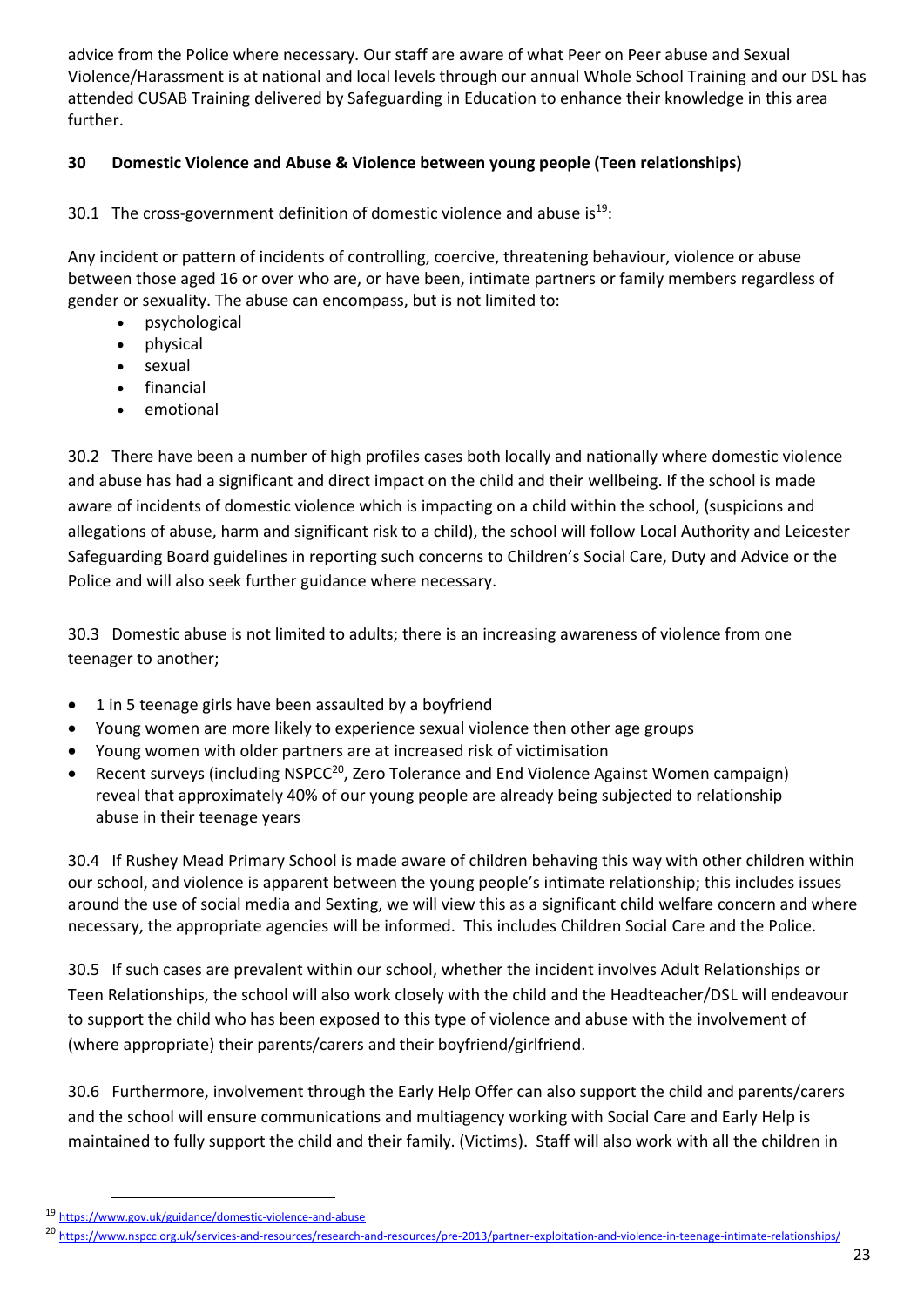advice from the Police where necessary. Our staff are aware of what Peer on Peer abuse and Sexual Violence/Harassment is at national and local levels through our annual Whole School Training and our DSL has attended CUSAB Training delivered by Safeguarding in Education to enhance their knowledge in this area further.

## 30 Domestic Violence and Abuse & Violence between young people (Teen relationships)

30.1 The cross-government definition of domestic violence and abuse is[19]:

Any incident or pattern of incidents of controlling, coercive, threatening behaviour, violence or abuse between those aged 16 or over who are, or have been, intimate partners or family members regardless of gender or sexuality. The abuse can encompass, but is not limited to:

- psychological
- physical
- sexual
- financial
- emotional

30.2 There have been a number of high profiles cases both locally and nationally where domestic violence and abuse has had a significant and direct impact on the child and their wellbeing. If the school is made aware of incidents of domestic violence which is impacting on a child within the school, (suspicions and allegations of abuse, harm and significant risk to a child), the school will follow Local Authority and Leicester Safeguarding Board guidelines in reporting such concerns to Children's Social Care, Duty and Advice or the Police and will also seek further guidance where necessary.

30.3 Domestic abuse is not limited to adults; there is an increasing awareness of violence from one teenager to another;

- 1 in 5 teenage girls have been assaulted by a boyfriend
- Young women are more likely to experience sexual violence then other age groups
- Young women with older partners are at increased risk of victimisation
- Recent surveys (including NSPCC[20], Zero Tolerance and End Violence Against Women campaign) reveal that approximately 40% of our young people are already being subjected to relationship abuse in their teenage years

30.4 If Rushey Mead Primary School is made aware of children behaving this way with other children within our school, and violence is apparent between the young people's intimate relationship; this includes issues around the use of social media and Sexting, we will view this as a significant child welfare concern and where necessary, the appropriate agencies will be informed. This includes Children Social Care and the Police.

30.5 If such cases are prevalent within our school, whether the incident involves Adult Relationships or Teen Relationships, the school will also work closely with the child and the Headteacher/DSL will endeavour to support the child who has been exposed to this type of violence and abuse with the involvement of (where appropriate) their parents/carers and their boyfriend/girlfriend.

30.6 Furthermore, involvement through the Early Help Offer can also support the child and parents/carers and the school will ensure communications and multiagency working with Social Care and Early Help is maintained to fully support the child and their family. (Victims). Staff will also work with all the children in

[19] https://www.gov.uk/guidance/domestic-violence-and-abuse

[20] https://www.nspcc.org.uk/services-and-resources/research-and-resources/pre-2013/partner-exploitation-and-violence-in-teenage-intimate-relationships/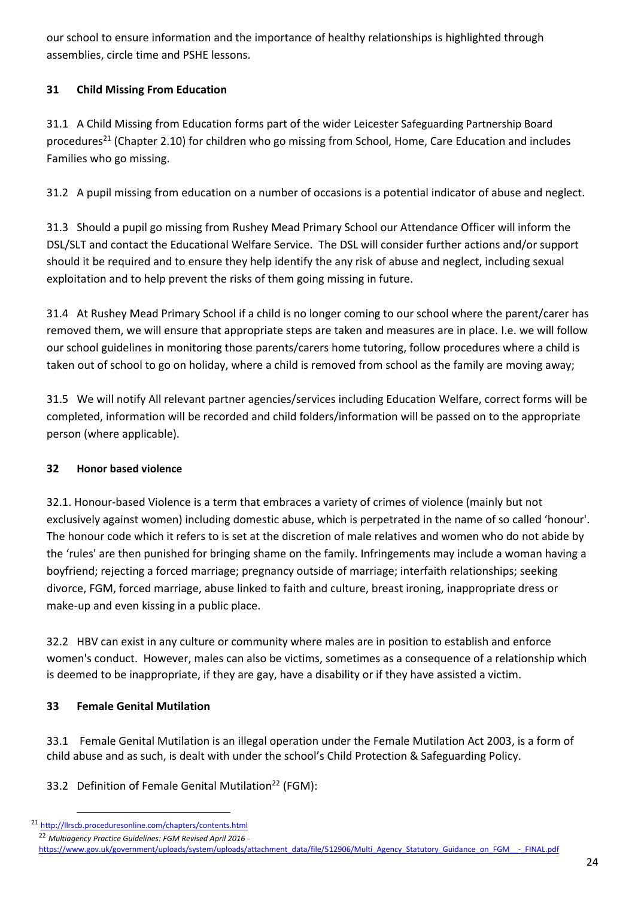our school to ensure information and the importance of healthy relationships is highlighted through assemblies, circle time and PSHE lessons.

## 31 Child Missing From Education

31.1 A Child Missing from Education forms part of the wider Leicester Safeguarding Partnership Board procedures[21] (Chapter 2.10) for children who go missing from School, Home, Care Education and includes Families who go missing.

31.2 A pupil missing from education on a number of occasions is a potential indicator of abuse and neglect.

31.3 Should a pupil go missing from Rushey Mead Primary School our Attendance Officer will inform the DSL/SLT and contact the Educational Welfare Service. The DSL will consider further actions and/or support should it be required and to ensure they help identify the any risk of abuse and neglect, including sexual exploitation and to help prevent the risks of them going missing in future.

31.4 At Rushey Mead Primary School if a child is no longer coming to our school where the parent/carer has removed them, we will ensure that appropriate steps are taken and measures are in place. I.e. we will follow our school guidelines in monitoring those parents/carers home tutoring, follow procedures where a child is taken out of school to go on holiday, where a child is removed from school as the family are moving away;

31.5 We will notify All relevant partner agencies/services including Education Welfare, correct forms will be completed, information will be recorded and child folders/information will be passed on to the appropriate person (where applicable).

## 32 Honor based violence

32.1. Honour-based Violence is a term that embraces a variety of crimes of violence (mainly but not exclusively against women) including domestic abuse, which is perpetrated in the name of so called 'honour'. The honour code which it refers to is set at the discretion of male relatives and women who do not abide by the 'rules' are then punished for bringing shame on the family. Infringements may include a woman having a boyfriend; rejecting a forced marriage; pregnancy outside of marriage; interfaith relationships; seeking divorce, FGM, forced marriage, abuse linked to faith and culture, breast ironing, inappropriate dress or make-up and even kissing in a public place.

32.2 HBV can exist in any culture or community where males are in position to establish and enforce women's conduct. However, males can also be victims, sometimes as a consequence of a relationship which is deemed to be inappropriate, if they are gay, have a disability or if they have assisted a victim.

## 33 Female Genital Mutilation

33.1 Female Genital Mutilation is an illegal operation under the Female Mutilation Act 2003, is a form of child abuse and as such, is dealt with under the school's Child Protection & Safeguarding Policy.

33.2 Definition of Female Genital Mutilation[22] (FGM):

---

[21] http://llrscb.proceduresonline.com/chapters/contents.html

[22] *Multiagency Practice Guidelines: FGM Revised April 2016* - https://www.gov.uk/government/uploads/system/uploads/attachment_data/file/512906/Multi_Agency_Statutory_Guidance_on_FGM__-_FINAL.pdf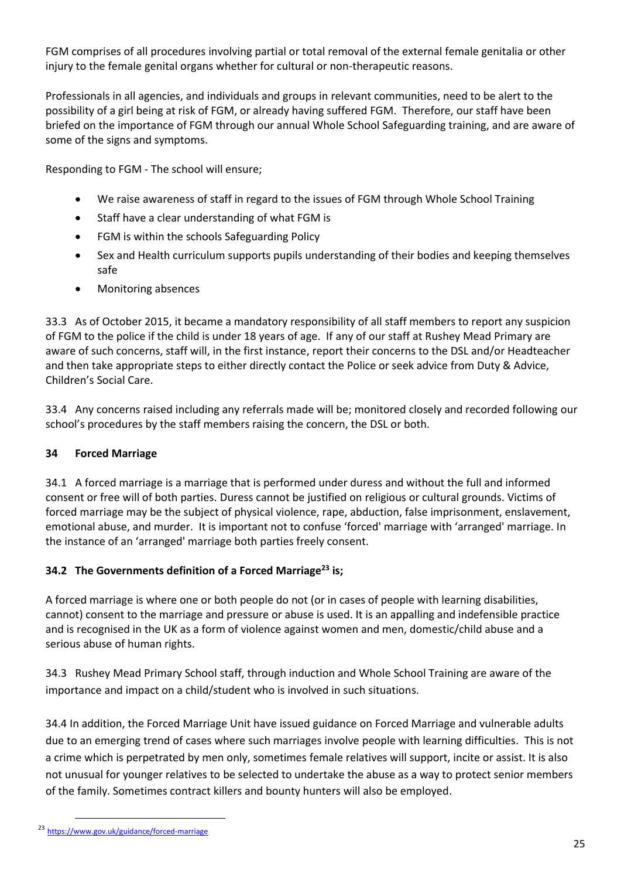FGM comprises of all procedures involving partial or total removal of the external female genitalia or other injury to the female genital organs whether for cultural or non-therapeutic reasons.

Professionals in all agencies, and individuals and groups in relevant communities, need to be alert to the possibility of a girl being at risk of FGM, or already having suffered FGM. Therefore, our staff have been briefed on the importance of FGM through our annual Whole School Safeguarding training, and are aware of some of the signs and symptoms.

Responding to FGM - The school will ensure;

- We raise awareness of staff in regard to the issues of FGM through Whole School Training
- Staff have a clear understanding of what FGM is
- FGM is within the schools Safeguarding Policy
- Sex and Health curriculum supports pupils understanding of their bodies and keeping themselves safe
- Monitoring absences

33.3 As of October 2015, it became a mandatory responsibility of all staff members to report any suspicion of FGM to the police if the child is under 18 years of age. If any of our staff at Rushey Mead Primary are aware of such concerns, staff will, in the first instance, report their concerns to the DSL and/or Headteacher and then take appropriate steps to either directly contact the Police or seek advice from Duty & Advice, Children's Social Care.

33.4 Any concerns raised including any referrals made will be; monitored closely and recorded following our school's procedures by the staff members raising the concern, the DSL or both.

## 34 Forced Marriage

34.1 A forced marriage is a marriage that is performed under duress and without the full and informed consent or free will of both parties. Duress cannot be justified on religious or cultural grounds. Victims of forced marriage may be the subject of physical violence, rape, abduction, false imprisonment, enslavement, emotional abuse, and murder. It is important not to confuse 'forced' marriage with 'arranged' marriage. In the instance of an 'arranged' marriage both parties freely consent.

### 34.2 The Governments definition of a Forced Marriage[23] is;

A forced marriage is where one or both people do not (or in cases of people with learning disabilities, cannot) consent to the marriage and pressure or abuse is used. It is an appalling and indefensible practice and is recognised in the UK as a form of violence against women and men, domestic/child abuse and a serious abuse of human rights.

34.3 Rushey Mead Primary School staff, through induction and Whole School Training are aware of the importance and impact on a child/student who is involved in such situations.

34.4 In addition, the Forced Marriage Unit have issued guidance on Forced Marriage and vulnerable adults due to an emerging trend of cases where such marriages involve people with learning difficulties. This is not a crime which is perpetrated by men only, sometimes female relatives will support, incite or assist. It is also not unusual for younger relatives to be selected to undertake the abuse as a way to protect senior members of the family. Sometimes contract killers and bounty hunters will also be employed.

---

[23] https://www.gov.uk/guidance/forced-marriage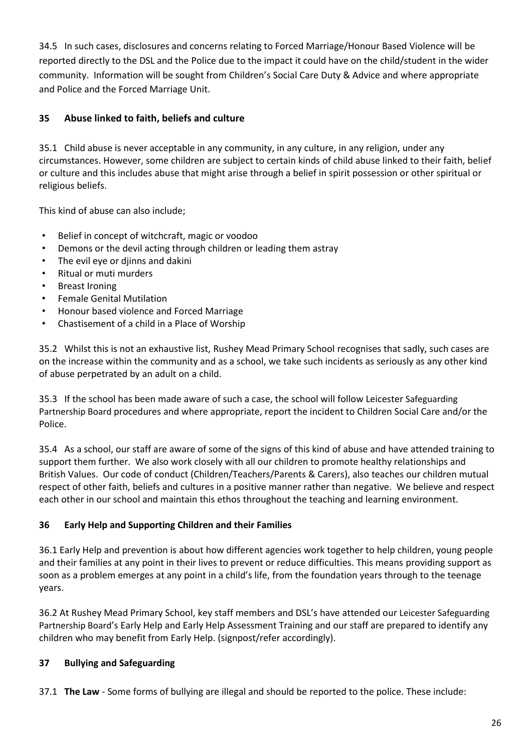34.5 In such cases, disclosures and concerns relating to Forced Marriage/Honour Based Violence will be reported directly to the DSL and the Police due to the impact it could have on the child/student in the wider community. Information will be sought from Children's Social Care Duty & Advice and where appropriate and Police and the Forced Marriage Unit.

## 35 Abuse linked to faith, beliefs and culture

35.1 Child abuse is never acceptable in any community, in any culture, in any religion, under any circumstances. However, some children are subject to certain kinds of child abuse linked to their faith, belief or culture and this includes abuse that might arise through a belief in spirit possession or other spiritual or religious beliefs.

This kind of abuse can also include;

- Belief in concept of witchcraft, magic or voodoo
- Demons or the devil acting through children or leading them astray
- The evil eye or djinns and dakini
- Ritual or muti murders
- Breast Ironing
- Female Genital Mutilation
- Honour based violence and Forced Marriage
- Chastisement of a child in a Place of Worship

35.2 Whilst this is not an exhaustive list, Rushey Mead Primary School recognises that sadly, such cases are on the increase within the community and as a school, we take such incidents as seriously as any other kind of abuse perpetrated by an adult on a child.

35.3 If the school has been made aware of such a case, the school will follow Leicester Safeguarding Partnership Board procedures and where appropriate, report the incident to Children Social Care and/or the Police.

35.4 As a school, our staff are aware of some of the signs of this kind of abuse and have attended training to support them further. We also work closely with all our children to promote healthy relationships and British Values. Our code of conduct (Children/Teachers/Parents & Carers), also teaches our children mutual respect of other faith, beliefs and cultures in a positive manner rather than negative. We believe and respect each other in our school and maintain this ethos throughout the teaching and learning environment.

## 36 Early Help and Supporting Children and their Families

36.1 Early Help and prevention is about how different agencies work together to help children, young people and their families at any point in their lives to prevent or reduce difficulties. This means providing support as soon as a problem emerges at any point in a child's life, from the foundation years through to the teenage years.

36.2 At Rushey Mead Primary School, key staff members and DSL's have attended our Leicester Safeguarding Partnership Board's Early Help and Early Help Assessment Training and our staff are prepared to identify any children who may benefit from Early Help. (signpost/refer accordingly).

## 37 Bullying and Safeguarding

37.1 **The Law** - Some forms of bullying are illegal and should be reported to the police. These include: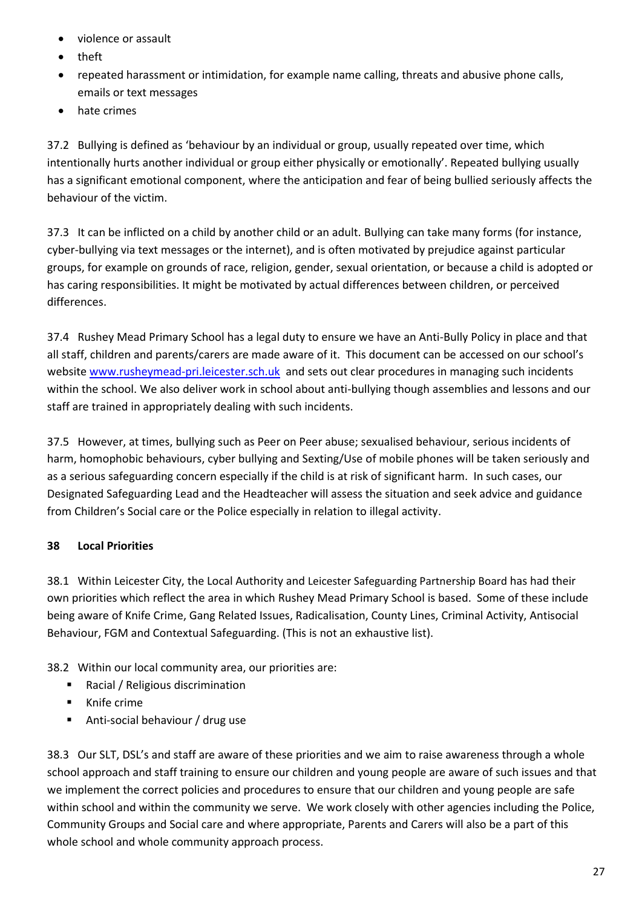- violence or assault
- theft
- repeated harassment or intimidation, for example name calling, threats and abusive phone calls, emails or text messages
- hate crimes

37.2 Bullying is defined as 'behaviour by an individual or group, usually repeated over time, which intentionally hurts another individual or group either physically or emotionally'. Repeated bullying usually has a significant emotional component, where the anticipation and fear of being bullied seriously affects the behaviour of the victim.

37.3 It can be inflicted on a child by another child or an adult. Bullying can take many forms (for instance, cyber-bullying via text messages or the internet), and is often motivated by prejudice against particular groups, for example on grounds of race, religion, gender, sexual orientation, or because a child is adopted or has caring responsibilities. It might be motivated by actual differences between children, or perceived differences.

37.4 Rushey Mead Primary School has a legal duty to ensure we have an Anti-Bully Policy in place and that all staff, children and parents/carers are made aware of it. This document can be accessed on our school's website [www.rusheymead-pri.leicester.sch.uk](www.rusheymead-pri.leicester.sch.uk) and sets out clear procedures in managing such incidents within the school. We also deliver work in school about anti-bullying though assemblies and lessons and our staff are trained in appropriately dealing with such incidents.

37.5 However, at times, bullying such as Peer on Peer abuse; sexualised behaviour, serious incidents of harm, homophobic behaviours, cyber bullying and Sexting/Use of mobile phones will be taken seriously and as a serious safeguarding concern especially if the child is at risk of significant harm. In such cases, our Designated Safeguarding Lead and the Headteacher will assess the situation and seek advice and guidance from Children's Social care or the Police especially in relation to illegal activity.

## 38 Local Priorities

38.1 Within Leicester City, the Local Authority and Leicester Safeguarding Partnership Board has had their own priorities which reflect the area in which Rushey Mead Primary School is based. Some of these include being aware of Knife Crime, Gang Related Issues, Radicalisation, County Lines, Criminal Activity, Antisocial Behaviour, FGM and Contextual Safeguarding. (This is not an exhaustive list).

38.2 Within our local community area, our priorities are:

- Racial / Religious discrimination
- Knife crime
- Anti-social behaviour / drug use

38.3 Our SLT, DSL's and staff are aware of these priorities and we aim to raise awareness through a whole school approach and staff training to ensure our children and young people are aware of such issues and that we implement the correct policies and procedures to ensure that our children and young people are safe within school and within the community we serve. We work closely with other agencies including the Police, Community Groups and Social care and where appropriate, Parents and Carers will also be a part of this whole school and whole community approach process.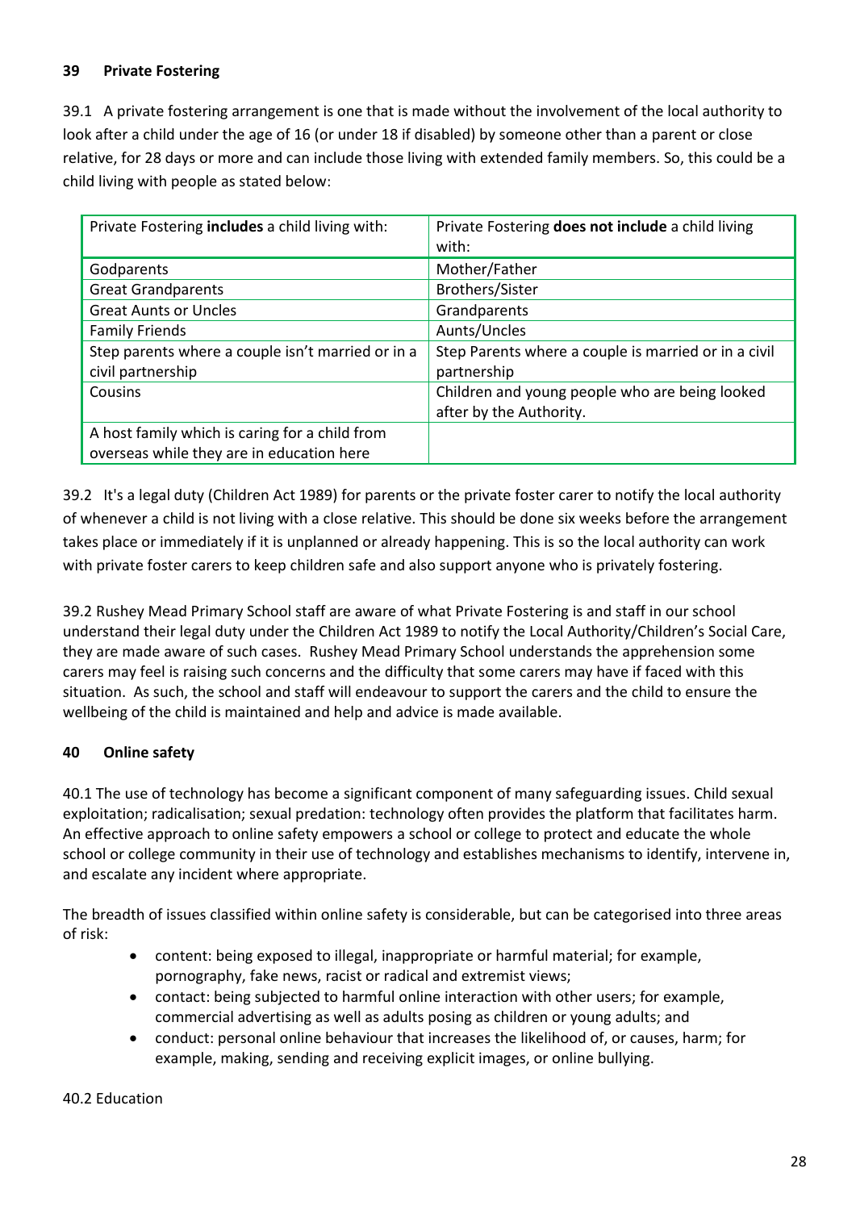## 39 Private Fostering

39.1 A private fostering arrangement is one that is made without the involvement of the local authority to look after a child under the age of 16 (or under 18 if disabled) by someone other than a parent or close relative, for 28 days or more and can include those living with extended family members. So, this could be a child living with people as stated below:

| Private Fostering **includes** a child living with: | Private Fostering **does not include** a child living with: |
|---|---|
| Godparents | Mother/Father |
| Great Grandparents | Brothers/Sister |
| Great Aunts or Uncles | Grandparents |
| Family Friends | Aunts/Uncles |
| Step parents where a couple isn't married or in a civil partnership | Step Parents where a couple is married or in a civil partnership |
| Cousins | Children and young people who are being looked after by the Authority. |
| A host family which is caring for a child from overseas while they are in education here | |

39.2 It's a legal duty (Children Act 1989) for parents or the private foster carer to notify the local authority of whenever a child is not living with a close relative. This should be done six weeks before the arrangement takes place or immediately if it is unplanned or already happening. This is so the local authority can work with private foster carers to keep children safe and also support anyone who is privately fostering.

39.2 Rushey Mead Primary School staff are aware of what Private Fostering is and staff in our school understand their legal duty under the Children Act 1989 to notify the Local Authority/Children's Social Care, they are made aware of such cases. Rushey Mead Primary School understands the apprehension some carers may feel is raising such concerns and the difficulty that some carers may have if faced with this situation. As such, the school and staff will endeavour to support the carers and the child to ensure the wellbeing of the child is maintained and help and advice is made available.

## 40 Online safety

40.1 The use of technology has become a significant component of many safeguarding issues. Child sexual exploitation; radicalisation; sexual predation: technology often provides the platform that facilitates harm. An effective approach to online safety empowers a school or college to protect and educate the whole school or college community in their use of technology and establishes mechanisms to identify, intervene in, and escalate any incident where appropriate.

The breadth of issues classified within online safety is considerable, but can be categorised into three areas of risk:

- content: being exposed to illegal, inappropriate or harmful material; for example, pornography, fake news, racist or radical and extremist views;
- contact: being subjected to harmful online interaction with other users; for example, commercial advertising as well as adults posing as children or young adults; and
- conduct: personal online behaviour that increases the likelihood of, or causes, harm; for example, making, sending and receiving explicit images, or online bullying.

40.2 Education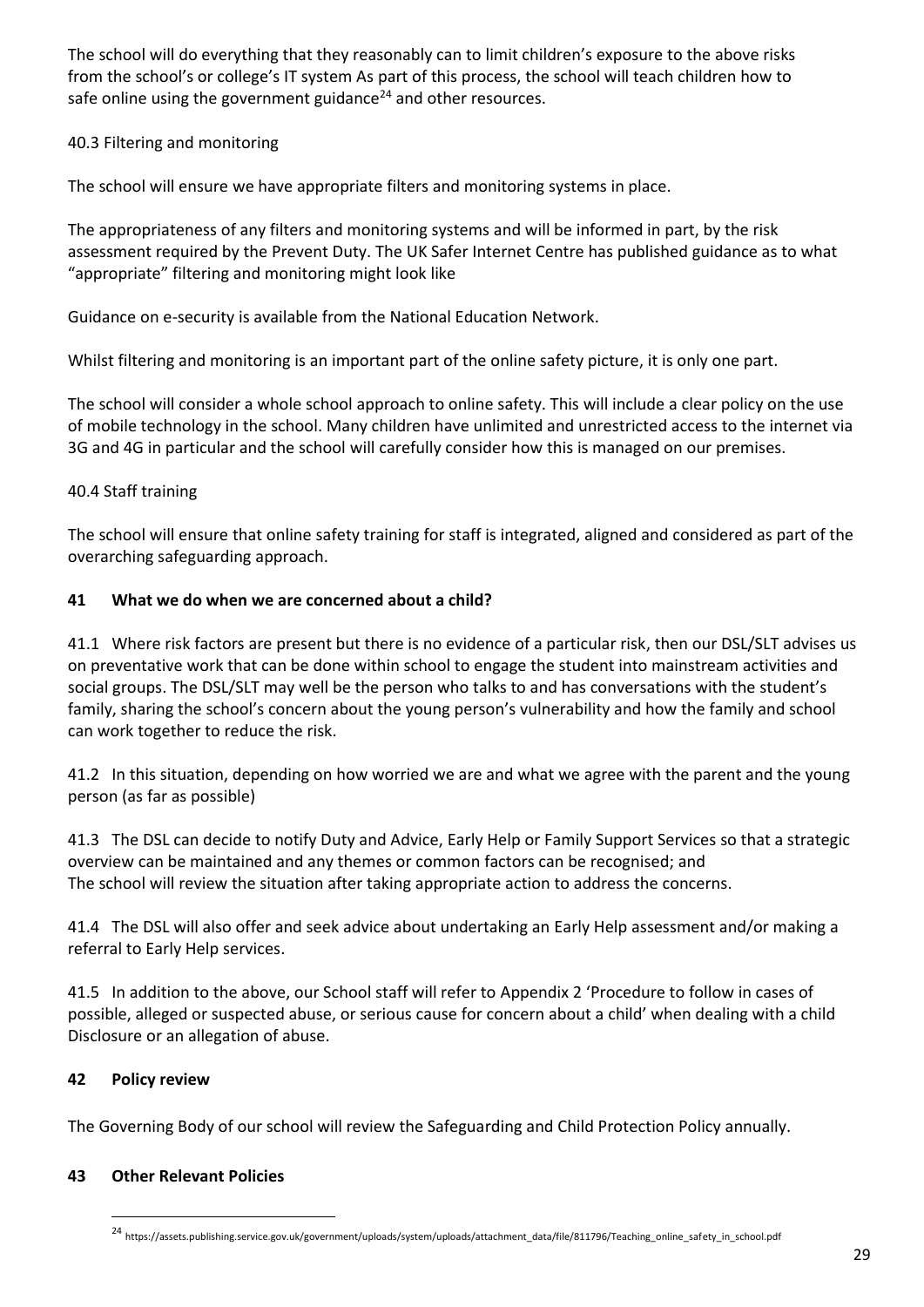The school will do everything that they reasonably can to limit children's exposure to the above risks from the school's or college's IT system As part of this process, the school will teach children how to safe online using the government guidance[24] and other resources.

40.3 Filtering and monitoring

The school will ensure we have appropriate filters and monitoring systems in place.

The appropriateness of any filters and monitoring systems and will be informed in part, by the risk assessment required by the Prevent Duty. The UK Safer Internet Centre has published guidance as to what "appropriate" filtering and monitoring might look like

Guidance on e-security is available from the National Education Network.

Whilst filtering and monitoring is an important part of the online safety picture, it is only one part.

The school will consider a whole school approach to online safety. This will include a clear policy on the use of mobile technology in the school. Many children have unlimited and unrestricted access to the internet via 3G and 4G in particular and the school will carefully consider how this is managed on our premises.

40.4 Staff training

The school will ensure that online safety training for staff is integrated, aligned and considered as part of the overarching safeguarding approach.

## 41 What we do when we are concerned about a child?

41.1 Where risk factors are present but there is no evidence of a particular risk, then our DSL/SLT advises us on preventative work that can be done within school to engage the student into mainstream activities and social groups. The DSL/SLT may well be the person who talks to and has conversations with the student's family, sharing the school's concern about the young person's vulnerability and how the family and school can work together to reduce the risk.

41.2 In this situation, depending on how worried we are and what we agree with the parent and the young person (as far as possible)

41.3 The DSL can decide to notify Duty and Advice, Early Help or Family Support Services so that a strategic overview can be maintained and any themes or common factors can be recognised; and
The school will review the situation after taking appropriate action to address the concerns.

41.4 The DSL will also offer and seek advice about undertaking an Early Help assessment and/or making a referral to Early Help services.

41.5 In addition to the above, our School staff will refer to Appendix 2 'Procedure to follow in cases of possible, alleged or suspected abuse, or serious cause for concern about a child' when dealing with a child Disclosure or an allegation of abuse.

## 42 Policy review

The Governing Body of our school will review the Safeguarding and Child Protection Policy annually.

## 43 Other Relevant Policies

[24] https://assets.publishing.service.gov.uk/government/uploads/system/uploads/attachment_data/file/811796/Teaching_online_safety_in_school.pdf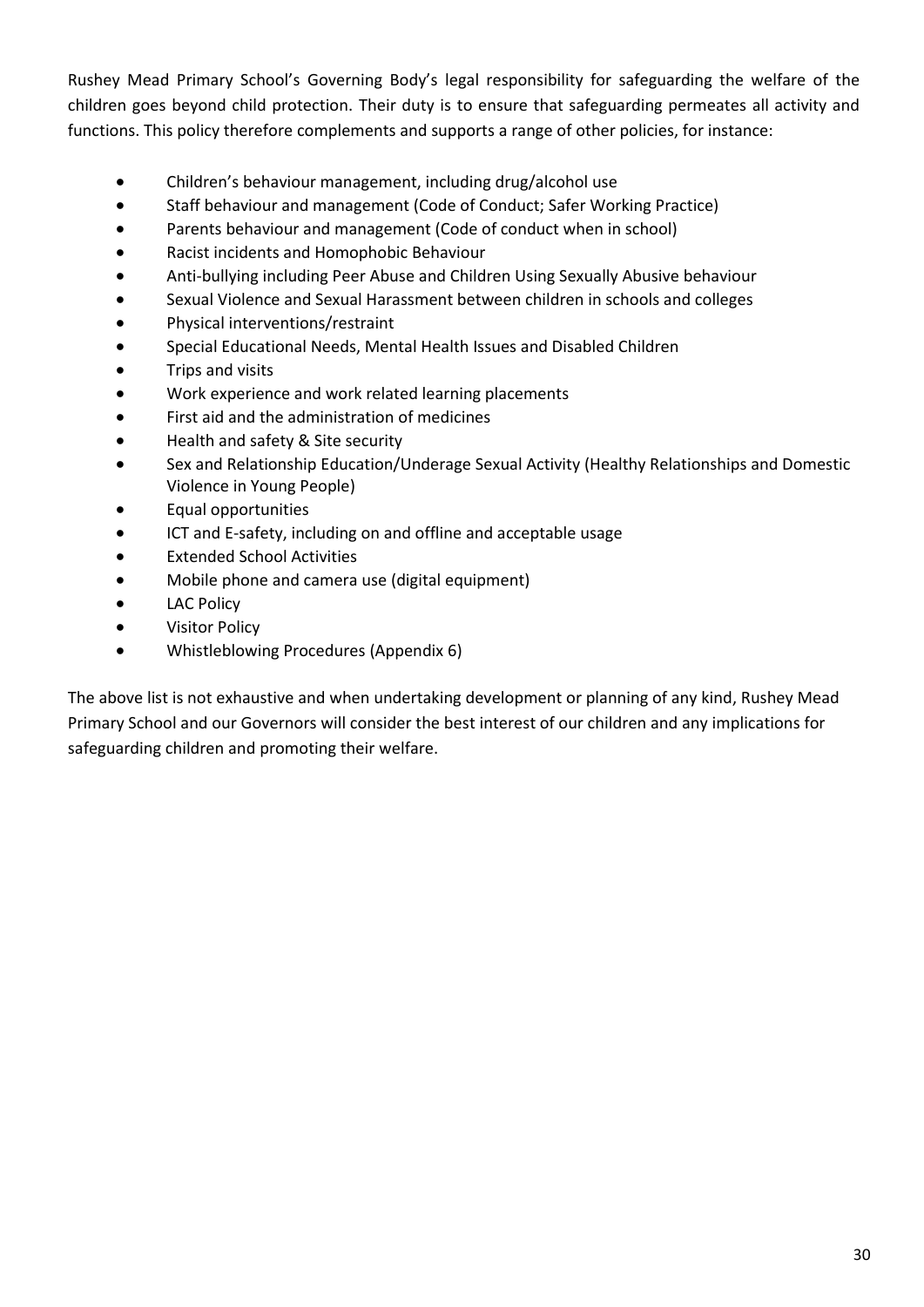Rushey Mead Primary School's Governing Body's legal responsibility for safeguarding the welfare of the children goes beyond child protection. Their duty is to ensure that safeguarding permeates all activity and functions. This policy therefore complements and supports a range of other policies, for instance:

- Children's behaviour management, including drug/alcohol use
- Staff behaviour and management (Code of Conduct; Safer Working Practice)
- Parents behaviour and management (Code of conduct when in school)
- Racist incidents and Homophobic Behaviour
- Anti-bullying including Peer Abuse and Children Using Sexually Abusive behaviour
- Sexual Violence and Sexual Harassment between children in schools and colleges
- Physical interventions/restraint
- Special Educational Needs, Mental Health Issues and Disabled Children
- Trips and visits
- Work experience and work related learning placements
- First aid and the administration of medicines
- Health and safety & Site security
- Sex and Relationship Education/Underage Sexual Activity (Healthy Relationships and Domestic Violence in Young People)
- Equal opportunities
- ICT and E-safety, including on and offline and acceptable usage
- Extended School Activities
- Mobile phone and camera use (digital equipment)
- LAC Policy
- Visitor Policy
- Whistleblowing Procedures (Appendix 6)

The above list is not exhaustive and when undertaking development or planning of any kind, Rushey Mead Primary School and our Governors will consider the best interest of our children and any implications for safeguarding children and promoting their welfare.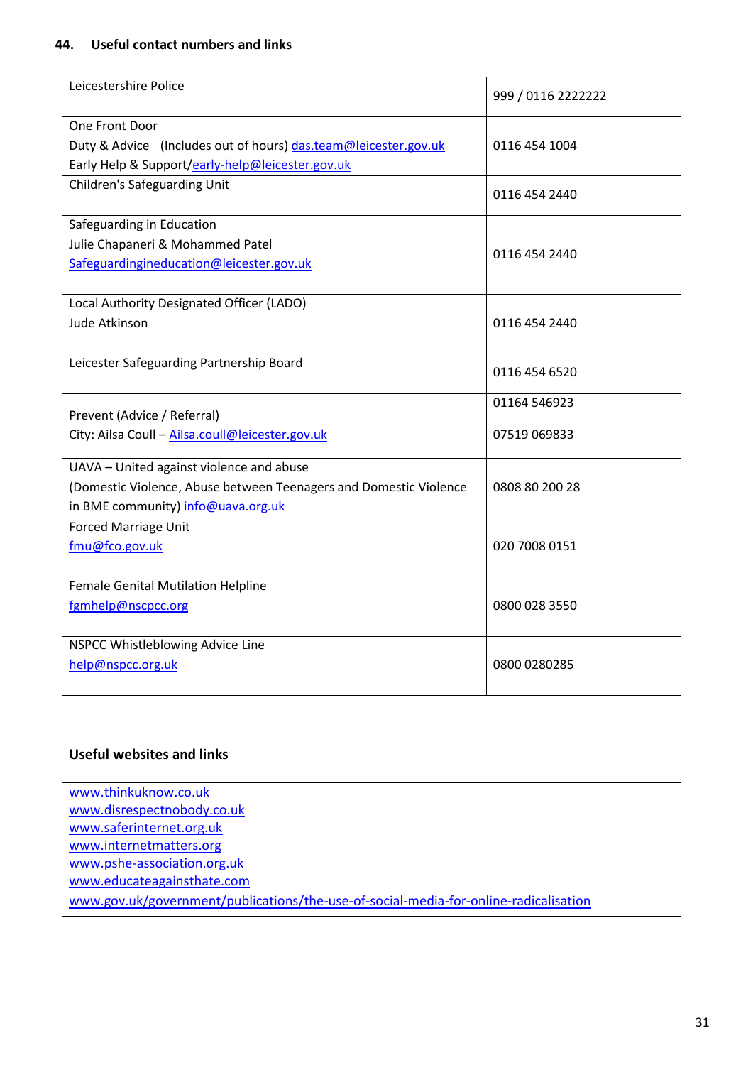## 44. Useful contact numbers and links

| | |
|---|---|
| Leicestershire Police | 999 / 0116 2222222 |
| One Front Door<br>Duty & Advice (Includes out of hours) das.team@leicester.gov.uk<br>Early Help & Support/early-help@leicester.gov.uk | 0116 454 1004 |
| Children's Safeguarding Unit | 0116 454 2440 |
| Safeguarding in Education<br>Julie Chapaneri & Mohammed Patel<br>Safeguardingineducation@leicester.gov.uk | 0116 454 2440 |
| Local Authority Designated Officer (LADO)<br>Jude Atkinson | 0116 454 2440 |
| Leicester Safeguarding Partnership Board | 0116 454 6520 |
| Prevent (Advice / Referral)<br>City: Ailsa Coull – Ailsa.coull@leicester.gov.uk | 01164 546923<br>07519 069833 |
| UAVA – United against violence and abuse<br>(Domestic Violence, Abuse between Teenagers and Domestic Violence in BME community) info@uava.org.uk | 0808 80 200 28 |
| Forced Marriage Unit<br>fmu@fco.gov.uk | 020 7008 0151 |
| Female Genital Mutilation Helpline<br>fgmhelp@nscpcc.org | 0800 028 3550 |
| NSPCC Whistleblowing Advice Line<br>help@nspcc.org.uk | 0800 0280285 |

| **Useful websites and links** |
|---|
| www.thinkuknow.co.uk<br>www.disrespectnobody.co.uk<br>www.saferinternet.org.uk<br>www.internetmatters.org<br>www.pshe-association.org.uk<br>www.educateagainsthate.com<br>www.gov.uk/government/publications/the-use-of-social-media-for-online-radicalisation |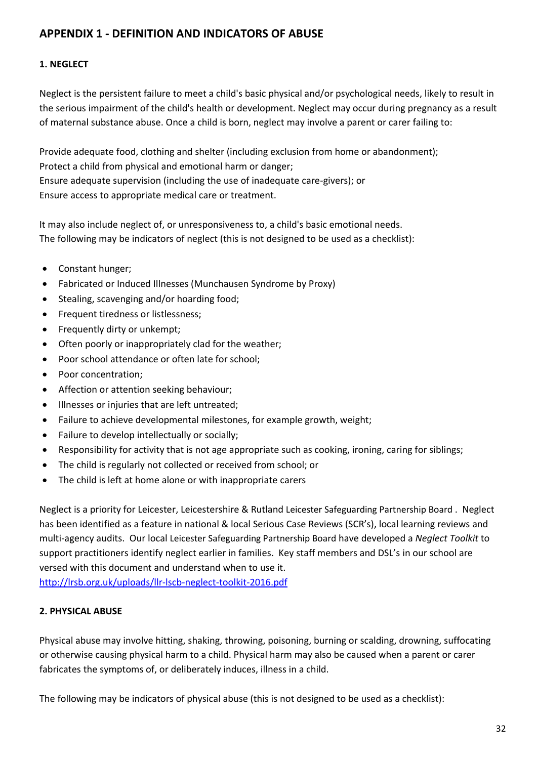## APPENDIX 1 - DEFINITION AND INDICATORS OF ABUSE

### 1. NEGLECT

Neglect is the persistent failure to meet a child's basic physical and/or psychological needs, likely to result in the serious impairment of the child's health or development. Neglect may occur during pregnancy as a result of maternal substance abuse. Once a child is born, neglect may involve a parent or carer failing to:

Provide adequate food, clothing and shelter (including exclusion from home or abandonment);
Protect a child from physical and emotional harm or danger;
Ensure adequate supervision (including the use of inadequate care-givers); or
Ensure access to appropriate medical care or treatment.

It may also include neglect of, or unresponsiveness to, a child's basic emotional needs.
The following may be indicators of neglect (this is not designed to be used as a checklist):

- Constant hunger;
- Fabricated or Induced Illnesses (Munchausen Syndrome by Proxy)
- Stealing, scavenging and/or hoarding food;
- Frequent tiredness or listlessness;
- Frequently dirty or unkempt;
- Often poorly or inappropriately clad for the weather;
- Poor school attendance or often late for school;
- Poor concentration;
- Affection or attention seeking behaviour;
- Illnesses or injuries that are left untreated;
- Failure to achieve developmental milestones, for example growth, weight;
- Failure to develop intellectually or socially;
- Responsibility for activity that is not age appropriate such as cooking, ironing, caring for siblings;
- The child is regularly not collected or received from school; or
- The child is left at home alone or with inappropriate carers

Neglect is a priority for Leicester, Leicestershire & Rutland Leicester Safeguarding Partnership Board . Neglect has been identified as a feature in national & local Serious Case Reviews (SCR's), local learning reviews and multi-agency audits. Our local Leicester Safeguarding Partnership Board have developed a *Neglect Toolkit* to support practitioners identify neglect earlier in families. Key staff members and DSL's in our school are versed with this document and understand when to use it.
http://lrsb.org.uk/uploads/llr-lscb-neglect-toolkit-2016.pdf

### 2. PHYSICAL ABUSE

Physical abuse may involve hitting, shaking, throwing, poisoning, burning or scalding, drowning, suffocating or otherwise causing physical harm to a child. Physical harm may also be caused when a parent or carer fabricates the symptoms of, or deliberately induces, illness in a child.

The following may be indicators of physical abuse (this is not designed to be used as a checklist):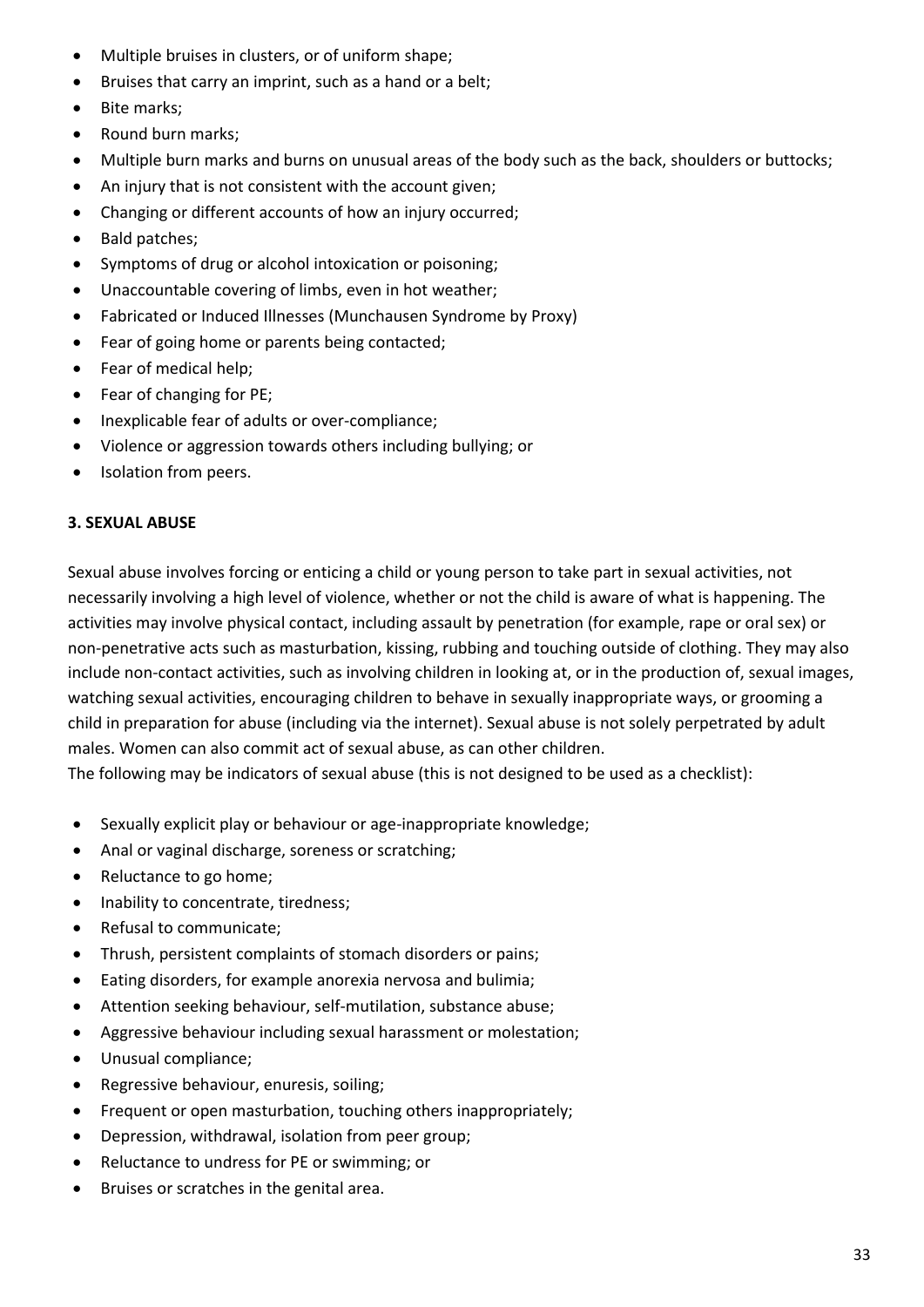- Multiple bruises in clusters, or of uniform shape;
- Bruises that carry an imprint, such as a hand or a belt;
- Bite marks;
- Round burn marks;
- Multiple burn marks and burns on unusual areas of the body such as the back, shoulders or buttocks;
- An injury that is not consistent with the account given;
- Changing or different accounts of how an injury occurred;
- Bald patches;
- Symptoms of drug or alcohol intoxication or poisoning;
- Unaccountable covering of limbs, even in hot weather;
- Fabricated or Induced Illnesses (Munchausen Syndrome by Proxy)
- Fear of going home or parents being contacted;
- Fear of medical help;
- Fear of changing for PE;
- Inexplicable fear of adults or over-compliance;
- Violence or aggression towards others including bullying; or
- Isolation from peers.

**3. SEXUAL ABUSE**

Sexual abuse involves forcing or enticing a child or young person to take part in sexual activities, not necessarily involving a high level of violence, whether or not the child is aware of what is happening. The activities may involve physical contact, including assault by penetration (for example, rape or oral sex) or non-penetrative acts such as masturbation, kissing, rubbing and touching outside of clothing. They may also include non-contact activities, such as involving children in looking at, or in the production of, sexual images, watching sexual activities, encouraging children to behave in sexually inappropriate ways, or grooming a child in preparation for abuse (including via the internet). Sexual abuse is not solely perpetrated by adult males. Women can also commit act of sexual abuse, as can other children.
The following may be indicators of sexual abuse (this is not designed to be used as a checklist):

- Sexually explicit play or behaviour or age-inappropriate knowledge;
- Anal or vaginal discharge, soreness or scratching;
- Reluctance to go home;
- Inability to concentrate, tiredness;
- Refusal to communicate;
- Thrush, persistent complaints of stomach disorders or pains;
- Eating disorders, for example anorexia nervosa and bulimia;
- Attention seeking behaviour, self-mutilation, substance abuse;
- Aggressive behaviour including sexual harassment or molestation;
- Unusual compliance;
- Regressive behaviour, enuresis, soiling;
- Frequent or open masturbation, touching others inappropriately;
- Depression, withdrawal, isolation from peer group;
- Reluctance to undress for PE or swimming; or
- Bruises or scratches in the genital area.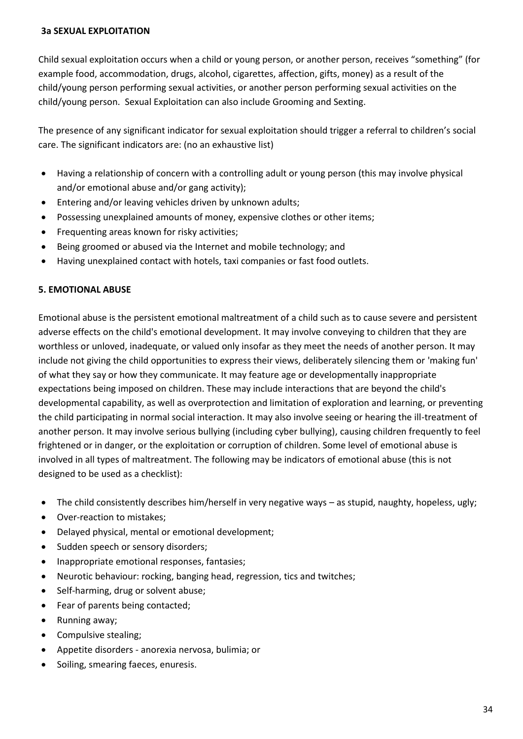### 3a SEXUAL EXPLOITATION

Child sexual exploitation occurs when a child or young person, or another person, receives "something" (for example food, accommodation, drugs, alcohol, cigarettes, affection, gifts, money) as a result of the child/young person performing sexual activities, or another person performing sexual activities on the child/young person. Sexual Exploitation can also include Grooming and Sexting.

The presence of any significant indicator for sexual exploitation should trigger a referral to children's social care. The significant indicators are: (no an exhaustive list)

- Having a relationship of concern with a controlling adult or young person (this may involve physical and/or emotional abuse and/or gang activity);
- Entering and/or leaving vehicles driven by unknown adults;
- Possessing unexplained amounts of money, expensive clothes or other items;
- Frequenting areas known for risky activities;
- Being groomed or abused via the Internet and mobile technology; and
- Having unexplained contact with hotels, taxi companies or fast food outlets.

### 5. EMOTIONAL ABUSE

Emotional abuse is the persistent emotional maltreatment of a child such as to cause severe and persistent adverse effects on the child's emotional development. It may involve conveying to children that they are worthless or unloved, inadequate, or valued only insofar as they meet the needs of another person. It may include not giving the child opportunities to express their views, deliberately silencing them or 'making fun' of what they say or how they communicate. It may feature age or developmentally inappropriate expectations being imposed on children. These may include interactions that are beyond the child's developmental capability, as well as overprotection and limitation of exploration and learning, or preventing the child participating in normal social interaction. It may also involve seeing or hearing the ill-treatment of another person. It may involve serious bullying (including cyber bullying), causing children frequently to feel frightened or in danger, or the exploitation or corruption of children. Some level of emotional abuse is involved in all types of maltreatment. The following may be indicators of emotional abuse (this is not designed to be used as a checklist):

- The child consistently describes him/herself in very negative ways – as stupid, naughty, hopeless, ugly;
- Over-reaction to mistakes;
- Delayed physical, mental or emotional development;
- Sudden speech or sensory disorders;
- Inappropriate emotional responses, fantasies;
- Neurotic behaviour: rocking, banging head, regression, tics and twitches;
- Self-harming, drug or solvent abuse;
- Fear of parents being contacted;
- Running away;
- Compulsive stealing;
- Appetite disorders - anorexia nervosa, bulimia; or
- Soiling, smearing faeces, enuresis.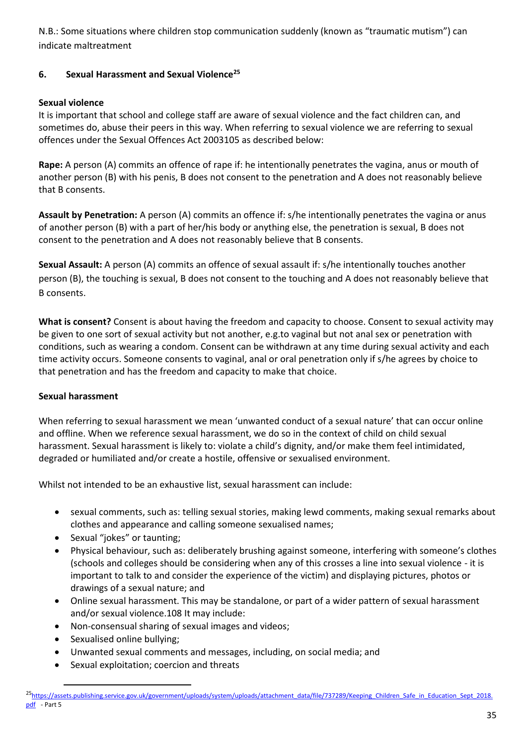N.B.: Some situations where children stop communication suddenly (known as "traumatic mutism") can indicate maltreatment

## 6. Sexual Harassment and Sexual Violence[25]

**Sexual violence**

It is important that school and college staff are aware of sexual violence and the fact children can, and sometimes do, abuse their peers in this way. When referring to sexual violence we are referring to sexual offences under the Sexual Offences Act 2003105 as described below:

**Rape:** A person (A) commits an offence of rape if: he intentionally penetrates the vagina, anus or mouth of another person (B) with his penis, B does not consent to the penetration and A does not reasonably believe that B consents.

**Assault by Penetration:** A person (A) commits an offence if: s/he intentionally penetrates the vagina or anus of another person (B) with a part of her/his body or anything else, the penetration is sexual, B does not consent to the penetration and A does not reasonably believe that B consents.

**Sexual Assault:** A person (A) commits an offence of sexual assault if: s/he intentionally touches another person (B), the touching is sexual, B does not consent to the touching and A does not reasonably believe that B consents.

**What is consent?** Consent is about having the freedom and capacity to choose. Consent to sexual activity may be given to one sort of sexual activity but not another, e.g.to vaginal but not anal sex or penetration with conditions, such as wearing a condom. Consent can be withdrawn at any time during sexual activity and each time activity occurs. Someone consents to vaginal, anal or oral penetration only if s/he agrees by choice to that penetration and has the freedom and capacity to make that choice.

**Sexual harassment**

When referring to sexual harassment we mean 'unwanted conduct of a sexual nature' that can occur online and offline. When we reference sexual harassment, we do so in the context of child on child sexual harassment. Sexual harassment is likely to: violate a child's dignity, and/or make them feel intimidated, degraded or humiliated and/or create a hostile, offensive or sexualised environment.

Whilst not intended to be an exhaustive list, sexual harassment can include:

- sexual comments, such as: telling sexual stories, making lewd comments, making sexual remarks about clothes and appearance and calling someone sexualised names;
- Sexual "jokes" or taunting;
- Physical behaviour, such as: deliberately brushing against someone, interfering with someone's clothes (schools and colleges should be considering when any of this crosses a line into sexual violence - it is important to talk to and consider the experience of the victim) and displaying pictures, photos or drawings of a sexual nature; and
- Online sexual harassment. This may be standalone, or part of a wider pattern of sexual harassment and/or sexual violence.108 It may include:
- Non-consensual sharing of sexual images and videos;
- Sexualised online bullying;
- Unwanted sexual comments and messages, including, on social media; and
- Sexual exploitation; coercion and threats

---

[25] https://assets.publishing.service.gov.uk/government/uploads/system/uploads/attachment_data/file/737289/Keeping_Children_Safe_in_Education_Sept_2018.pdf - Part 5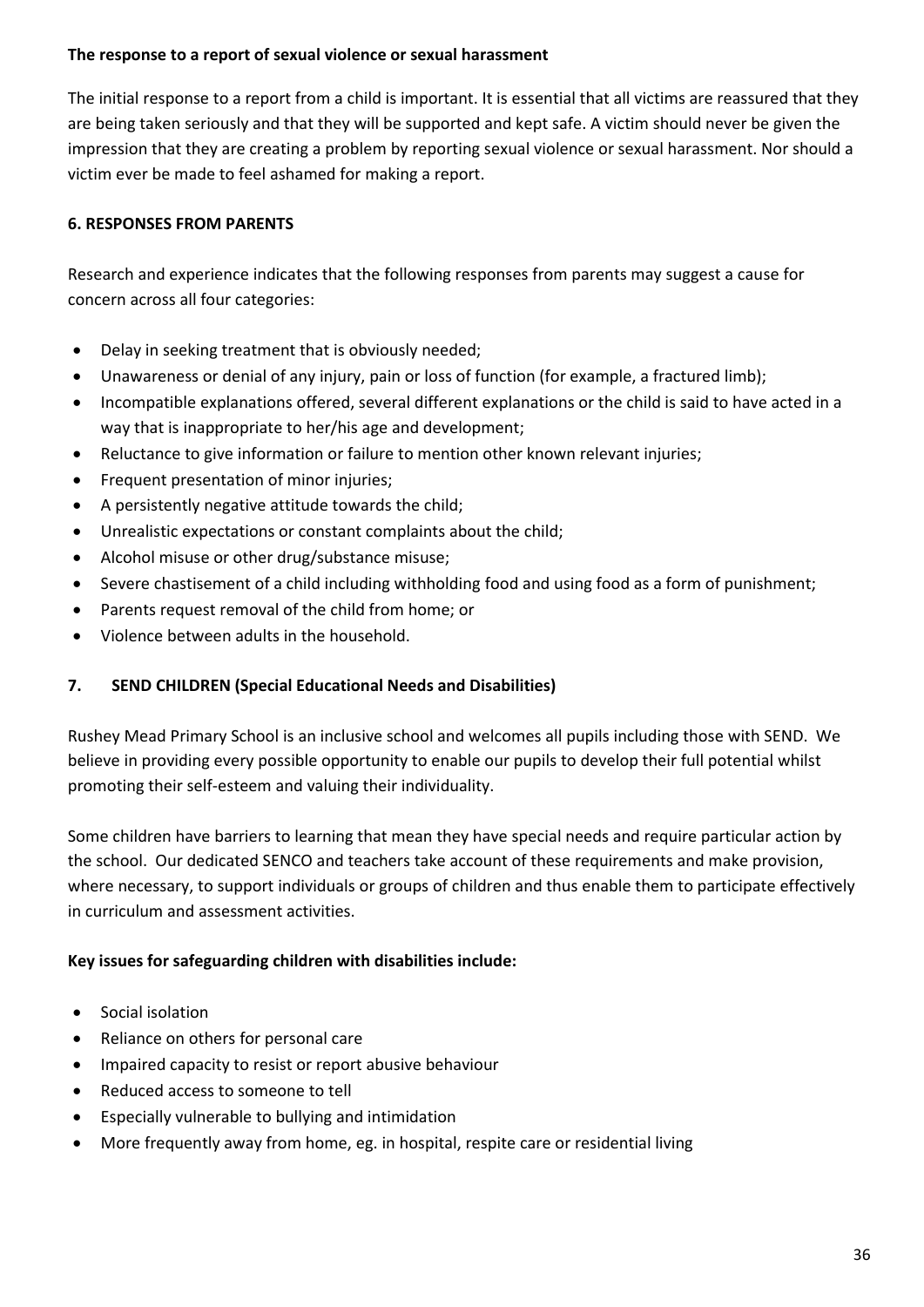**The response to a report of sexual violence or sexual harassment**

The initial response to a report from a child is important. It is essential that all victims are reassured that they are being taken seriously and that they will be supported and kept safe. A victim should never be given the impression that they are creating a problem by reporting sexual violence or sexual harassment. Nor should a victim ever be made to feel ashamed for making a report.

## 6. RESPONSES FROM PARENTS

Research and experience indicates that the following responses from parents may suggest a cause for concern across all four categories:

- Delay in seeking treatment that is obviously needed;
- Unawareness or denial of any injury, pain or loss of function (for example, a fractured limb);
- Incompatible explanations offered, several different explanations or the child is said to have acted in a way that is inappropriate to her/his age and development;
- Reluctance to give information or failure to mention other known relevant injuries;
- Frequent presentation of minor injuries;
- A persistently negative attitude towards the child;
- Unrealistic expectations or constant complaints about the child;
- Alcohol misuse or other drug/substance misuse;
- Severe chastisement of a child including withholding food and using food as a form of punishment;
- Parents request removal of the child from home; or
- Violence between adults in the household.

## 7. SEND CHILDREN (Special Educational Needs and Disabilities)

Rushey Mead Primary School is an inclusive school and welcomes all pupils including those with SEND. We believe in providing every possible opportunity to enable our pupils to develop their full potential whilst promoting their self-esteem and valuing their individuality.

Some children have barriers to learning that mean they have special needs and require particular action by the school. Our dedicated SENCO and teachers take account of these requirements and make provision, where necessary, to support individuals or groups of children and thus enable them to participate effectively in curriculum and assessment activities.

**Key issues for safeguarding children with disabilities include:**

- Social isolation
- Reliance on others for personal care
- Impaired capacity to resist or report abusive behaviour
- Reduced access to someone to tell
- Especially vulnerable to bullying and intimidation
- More frequently away from home, eg. in hospital, respite care or residential living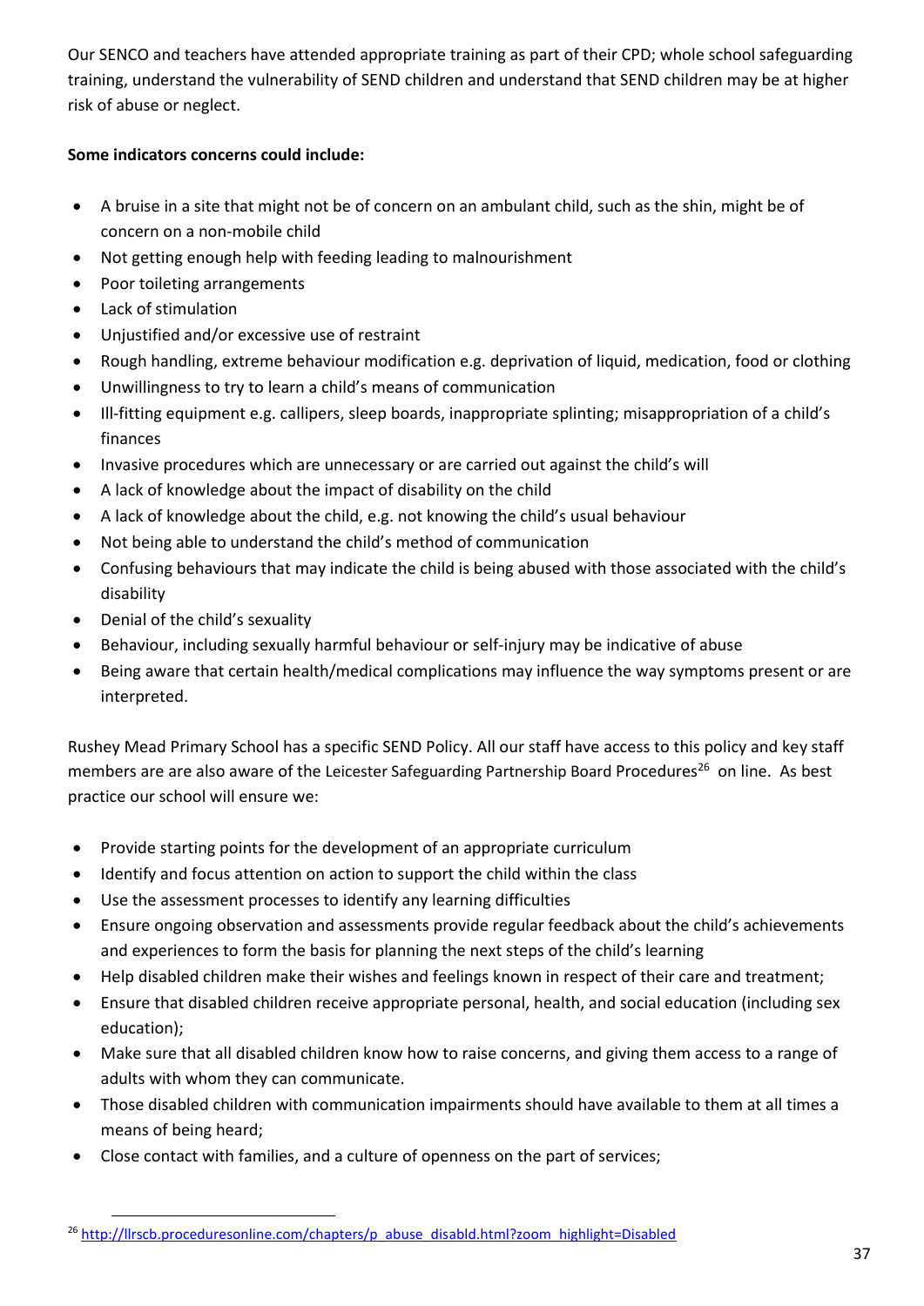Our SENCO and teachers have attended appropriate training as part of their CPD; whole school safeguarding training, understand the vulnerability of SEND children and understand that SEND children may be at higher risk of abuse or neglect.

**Some indicators concerns could include:**

- A bruise in a site that might not be of concern on an ambulant child, such as the shin, might be of concern on a non-mobile child
- Not getting enough help with feeding leading to malnourishment
- Poor toileting arrangements
- Lack of stimulation
- Unjustified and/or excessive use of restraint
- Rough handling, extreme behaviour modification e.g. deprivation of liquid, medication, food or clothing
- Unwillingness to try to learn a child's means of communication
- Ill-fitting equipment e.g. callipers, sleep boards, inappropriate splinting; misappropriation of a child's finances
- Invasive procedures which are unnecessary or are carried out against the child's will
- A lack of knowledge about the impact of disability on the child
- A lack of knowledge about the child, e.g. not knowing the child's usual behaviour
- Not being able to understand the child's method of communication
- Confusing behaviours that may indicate the child is being abused with those associated with the child's disability
- Denial of the child's sexuality
- Behaviour, including sexually harmful behaviour or self-injury may be indicative of abuse
- Being aware that certain health/medical complications may influence the way symptoms present or are interpreted.

Rushey Mead Primary School has a specific SEND Policy. All our staff have access to this policy and key staff members are are also aware of the Leicester Safeguarding Partnership Board Procedures[26] on line. As best practice our school will ensure we:

- Provide starting points for the development of an appropriate curriculum
- Identify and focus attention on action to support the child within the class
- Use the assessment processes to identify any learning difficulties
- Ensure ongoing observation and assessments provide regular feedback about the child's achievements and experiences to form the basis for planning the next steps of the child's learning
- Help disabled children make their wishes and feelings known in respect of their care and treatment;
- Ensure that disabled children receive appropriate personal, health, and social education (including sex education);
- Make sure that all disabled children know how to raise concerns, and giving them access to a range of adults with whom they can communicate.
- Those disabled children with communication impairments should have available to them at all times a means of being heard;
- Close contact with families, and a culture of openness on the part of services;

[26] http://llrscb.proceduresonline.com/chapters/p_abuse_disabld.html?zoom_highlight=Disabled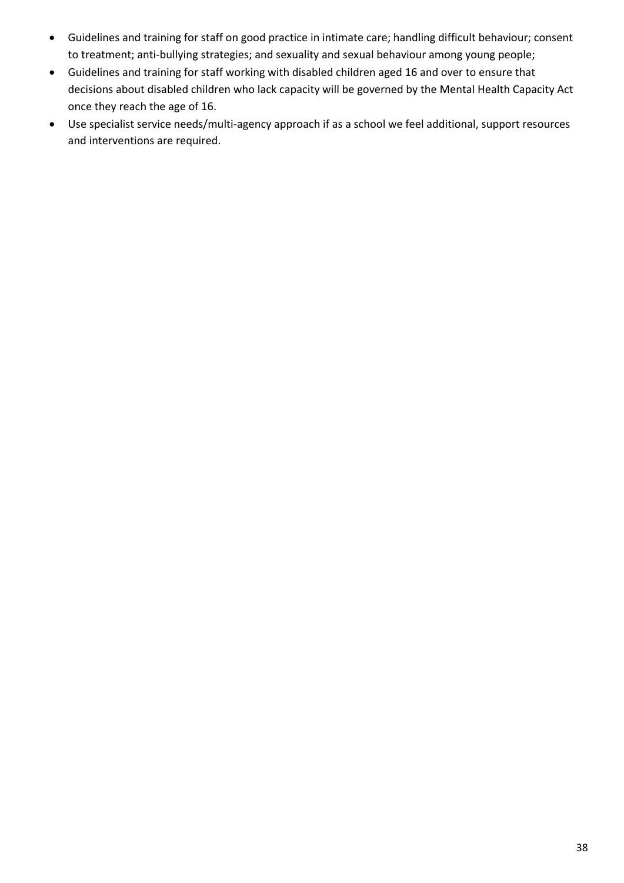- Guidelines and training for staff on good practice in intimate care; handling difficult behaviour; consent to treatment; anti-bullying strategies; and sexuality and sexual behaviour among young people;
- Guidelines and training for staff working with disabled children aged 16 and over to ensure that decisions about disabled children who lack capacity will be governed by the Mental Health Capacity Act once they reach the age of 16.
- Use specialist service needs/multi-agency approach if as a school we feel additional, support resources and interventions are required.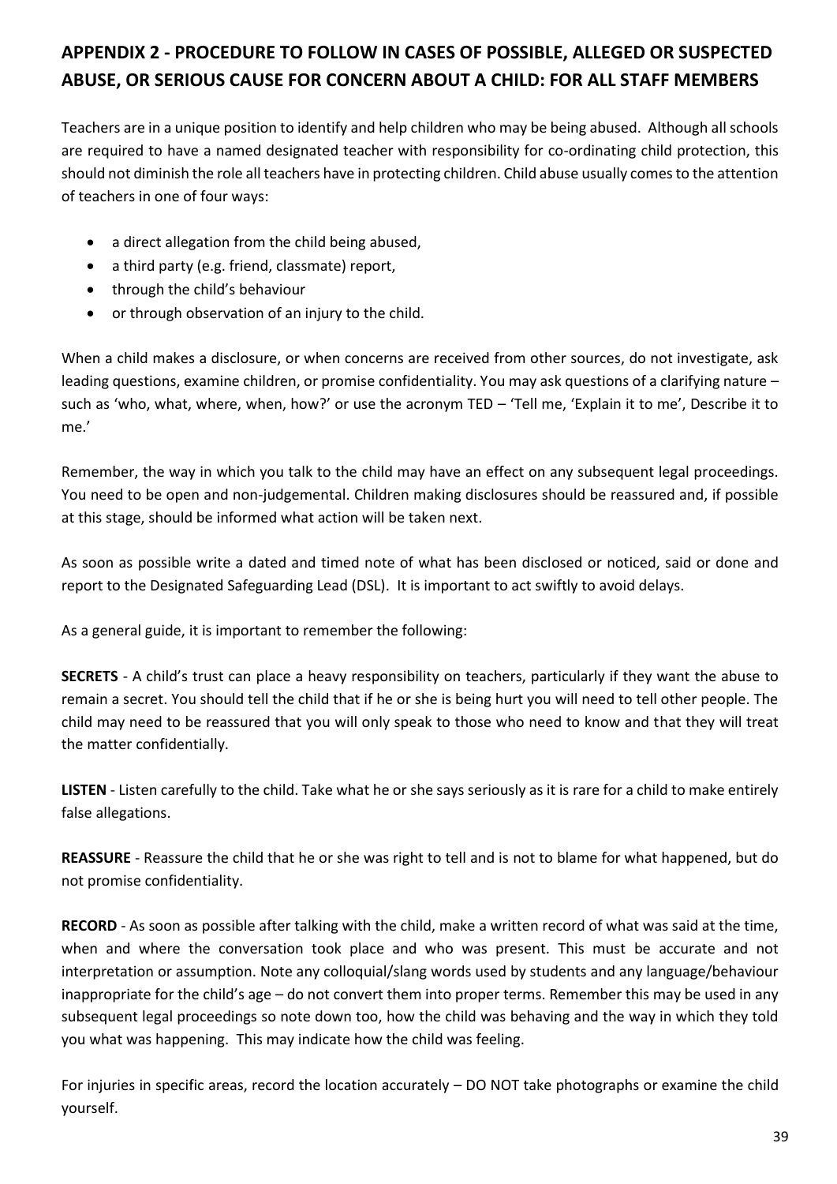## APPENDIX 2 - PROCEDURE TO FOLLOW IN CASES OF POSSIBLE, ALLEGED OR SUSPECTED ABUSE, OR SERIOUS CAUSE FOR CONCERN ABOUT A CHILD: FOR ALL STAFF MEMBERS

Teachers are in a unique position to identify and help children who may be being abused. Although all schools are required to have a named designated teacher with responsibility for co-ordinating child protection, this should not diminish the role all teachers have in protecting children. Child abuse usually comes to the attention of teachers in one of four ways:

- a direct allegation from the child being abused,
- a third party (e.g. friend, classmate) report,
- through the child's behaviour
- or through observation of an injury to the child.

When a child makes a disclosure, or when concerns are received from other sources, do not investigate, ask leading questions, examine children, or promise confidentiality. You may ask questions of a clarifying nature – such as 'who, what, where, when, how?' or use the acronym TED – 'Tell me, 'Explain it to me', Describe it to me.'

Remember, the way in which you talk to the child may have an effect on any subsequent legal proceedings. You need to be open and non-judgemental. Children making disclosures should be reassured and, if possible at this stage, should be informed what action will be taken next.

As soon as possible write a dated and timed note of what has been disclosed or noticed, said or done and report to the Designated Safeguarding Lead (DSL). It is important to act swiftly to avoid delays.

As a general guide, it is important to remember the following:

**SECRETS** - A child's trust can place a heavy responsibility on teachers, particularly if they want the abuse to remain a secret. You should tell the child that if he or she is being hurt you will need to tell other people. The child may need to be reassured that you will only speak to those who need to know and that they will treat the matter confidentially.

**LISTEN** - Listen carefully to the child. Take what he or she says seriously as it is rare for a child to make entirely false allegations.

**REASSURE** - Reassure the child that he or she was right to tell and is not to blame for what happened, but do not promise confidentiality.

**RECORD** - As soon as possible after talking with the child, make a written record of what was said at the time, when and where the conversation took place and who was present. This must be accurate and not interpretation or assumption. Note any colloquial/slang words used by students and any language/behaviour inappropriate for the child's age – do not convert them into proper terms. Remember this may be used in any subsequent legal proceedings so note down too, how the child was behaving and the way in which they told you what was happening. This may indicate how the child was feeling.

For injuries in specific areas, record the location accurately – DO NOT take photographs or examine the child yourself.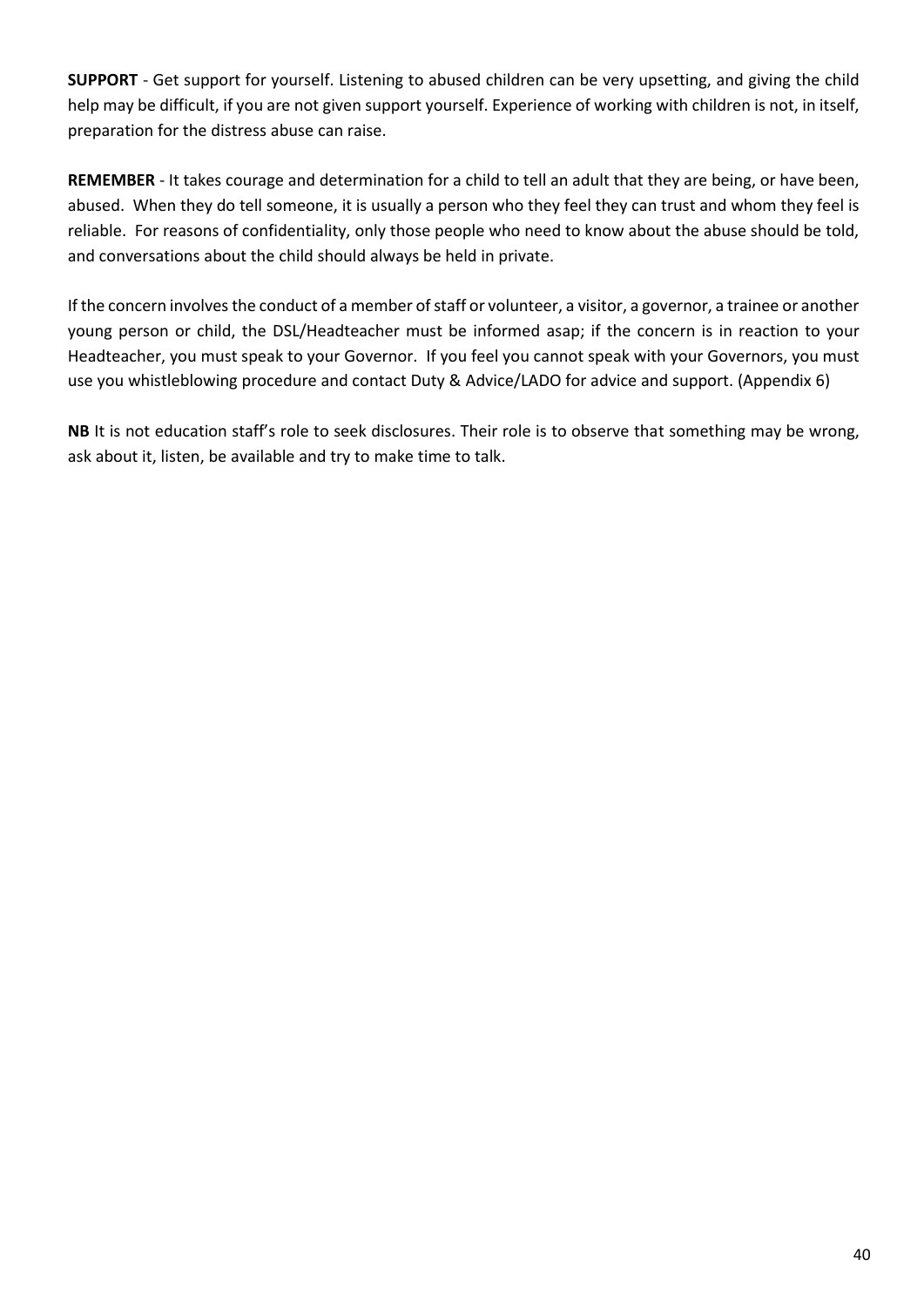**SUPPORT** - Get support for yourself. Listening to abused children can be very upsetting, and giving the child help may be difficult, if you are not given support yourself. Experience of working with children is not, in itself, preparation for the distress abuse can raise.

**REMEMBER** - It takes courage and determination for a child to tell an adult that they are being, or have been, abused. When they do tell someone, it is usually a person who they feel they can trust and whom they feel is reliable. For reasons of confidentiality, only those people who need to know about the abuse should be told, and conversations about the child should always be held in private.

If the concern involves the conduct of a member of staff or volunteer, a visitor, a governor, a trainee or another young person or child, the DSL/Headteacher must be informed asap; if the concern is in reaction to your Headteacher, you must speak to your Governor. If you feel you cannot speak with your Governors, you must use you whistleblowing procedure and contact Duty & Advice/LADO for advice and support. (Appendix 6)

**NB** It is not education staff's role to seek disclosures. Their role is to observe that something may be wrong, ask about it, listen, be available and try to make time to talk.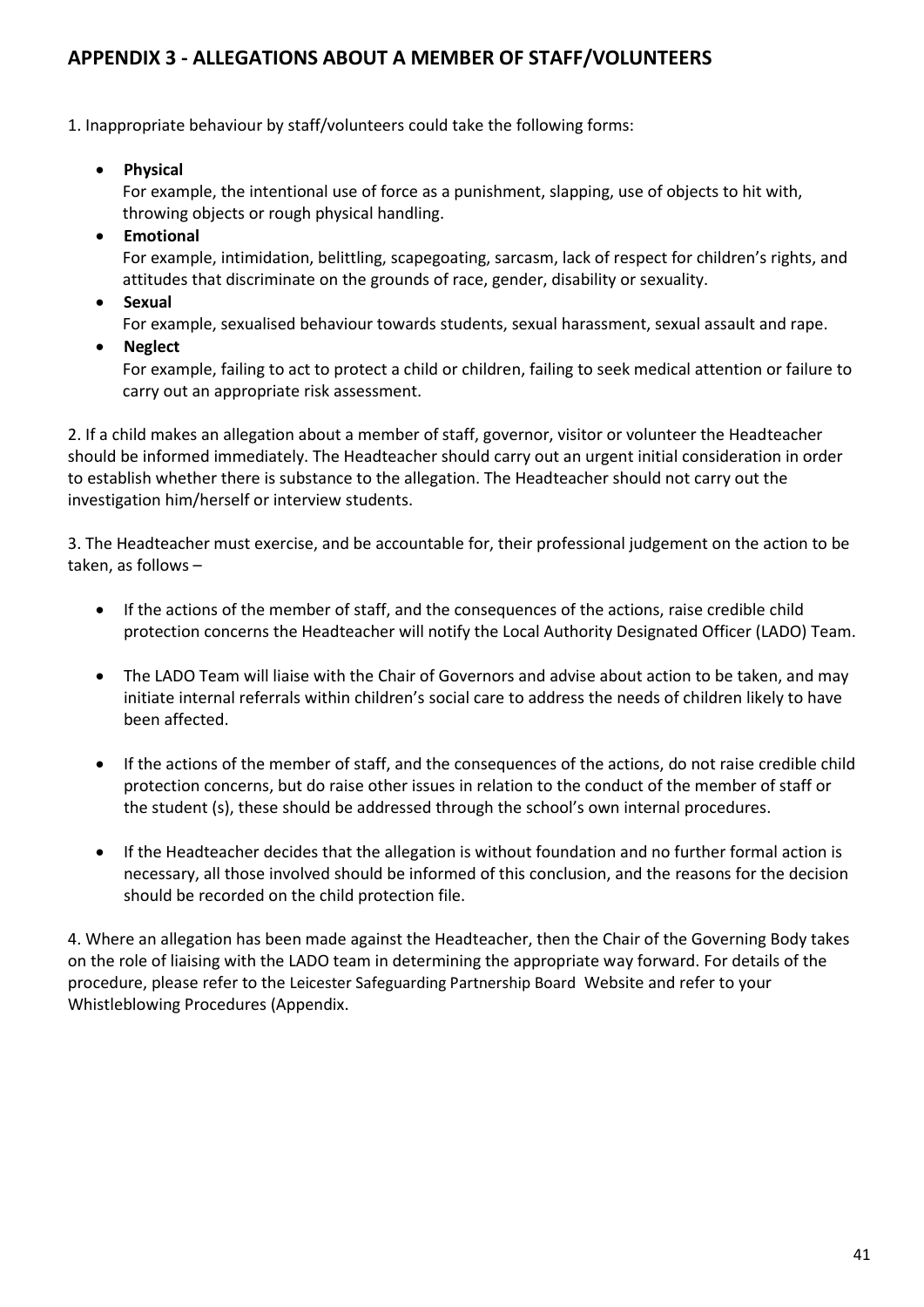## APPENDIX 3 - ALLEGATIONS ABOUT A MEMBER OF STAFF/VOLUNTEERS

1. Inappropriate behaviour by staff/volunteers could take the following forms:

- **Physical**
  For example, the intentional use of force as a punishment, slapping, use of objects to hit with, throwing objects or rough physical handling.
- **Emotional**
  For example, intimidation, belittling, scapegoating, sarcasm, lack of respect for children's rights, and attitudes that discriminate on the grounds of race, gender, disability or sexuality.
- **Sexual**
  For example, sexualised behaviour towards students, sexual harassment, sexual assault and rape.
- **Neglect**
  For example, failing to act to protect a child or children, failing to seek medical attention or failure to carry out an appropriate risk assessment.

2. If a child makes an allegation about a member of staff, governor, visitor or volunteer the Headteacher should be informed immediately. The Headteacher should carry out an urgent initial consideration in order to establish whether there is substance to the allegation. The Headteacher should not carry out the investigation him/herself or interview students.

3. The Headteacher must exercise, and be accountable for, their professional judgement on the action to be taken, as follows –

- If the actions of the member of staff, and the consequences of the actions, raise credible child protection concerns the Headteacher will notify the Local Authority Designated Officer (LADO) Team.

- The LADO Team will liaise with the Chair of Governors and advise about action to be taken, and may initiate internal referrals within children's social care to address the needs of children likely to have been affected.

- If the actions of the member of staff, and the consequences of the actions, do not raise credible child protection concerns, but do raise other issues in relation to the conduct of the member of staff or the student (s), these should be addressed through the school's own internal procedures.

- If the Headteacher decides that the allegation is without foundation and no further formal action is necessary, all those involved should be informed of this conclusion, and the reasons for the decision should be recorded on the child protection file.

4. Where an allegation has been made against the Headteacher, then the Chair of the Governing Body takes on the role of liaising with the LADO team in determining the appropriate way forward. For details of the procedure, please refer to the Leicester Safeguarding Partnership Board Website and refer to your Whistleblowing Procedures (Appendix.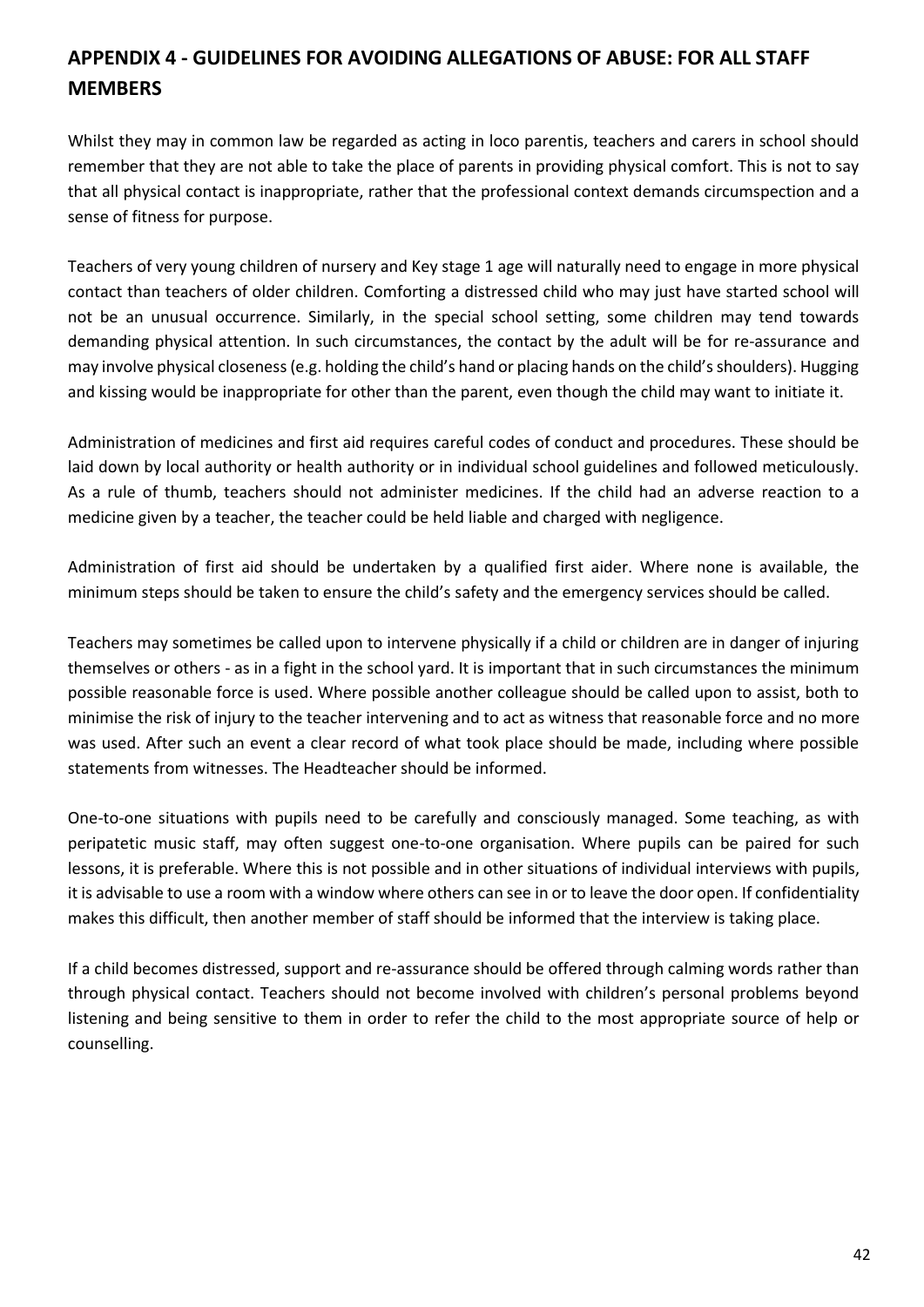## APPENDIX 4 - GUIDELINES FOR AVOIDING ALLEGATIONS OF ABUSE: FOR ALL STAFF MEMBERS

Whilst they may in common law be regarded as acting in loco parentis, teachers and carers in school should remember that they are not able to take the place of parents in providing physical comfort. This is not to say that all physical contact is inappropriate, rather that the professional context demands circumspection and a sense of fitness for purpose.

Teachers of very young children of nursery and Key stage 1 age will naturally need to engage in more physical contact than teachers of older children. Comforting a distressed child who may just have started school will not be an unusual occurrence. Similarly, in the special school setting, some children may tend towards demanding physical attention. In such circumstances, the contact by the adult will be for re-assurance and may involve physical closeness (e.g. holding the child's hand or placing hands on the child's shoulders). Hugging and kissing would be inappropriate for other than the parent, even though the child may want to initiate it.

Administration of medicines and first aid requires careful codes of conduct and procedures. These should be laid down by local authority or health authority or in individual school guidelines and followed meticulously. As a rule of thumb, teachers should not administer medicines. If the child had an adverse reaction to a medicine given by a teacher, the teacher could be held liable and charged with negligence.

Administration of first aid should be undertaken by a qualified first aider. Where none is available, the minimum steps should be taken to ensure the child's safety and the emergency services should be called.

Teachers may sometimes be called upon to intervene physically if a child or children are in danger of injuring themselves or others - as in a fight in the school yard. It is important that in such circumstances the minimum possible reasonable force is used. Where possible another colleague should be called upon to assist, both to minimise the risk of injury to the teacher intervening and to act as witness that reasonable force and no more was used. After such an event a clear record of what took place should be made, including where possible statements from witnesses. The Headteacher should be informed.

One-to-one situations with pupils need to be carefully and consciously managed. Some teaching, as with peripatetic music staff, may often suggest one-to-one organisation. Where pupils can be paired for such lessons, it is preferable. Where this is not possible and in other situations of individual interviews with pupils, it is advisable to use a room with a window where others can see in or to leave the door open. If confidentiality makes this difficult, then another member of staff should be informed that the interview is taking place.

If a child becomes distressed, support and re-assurance should be offered through calming words rather than through physical contact. Teachers should not become involved with children's personal problems beyond listening and being sensitive to them in order to refer the child to the most appropriate source of help or counselling.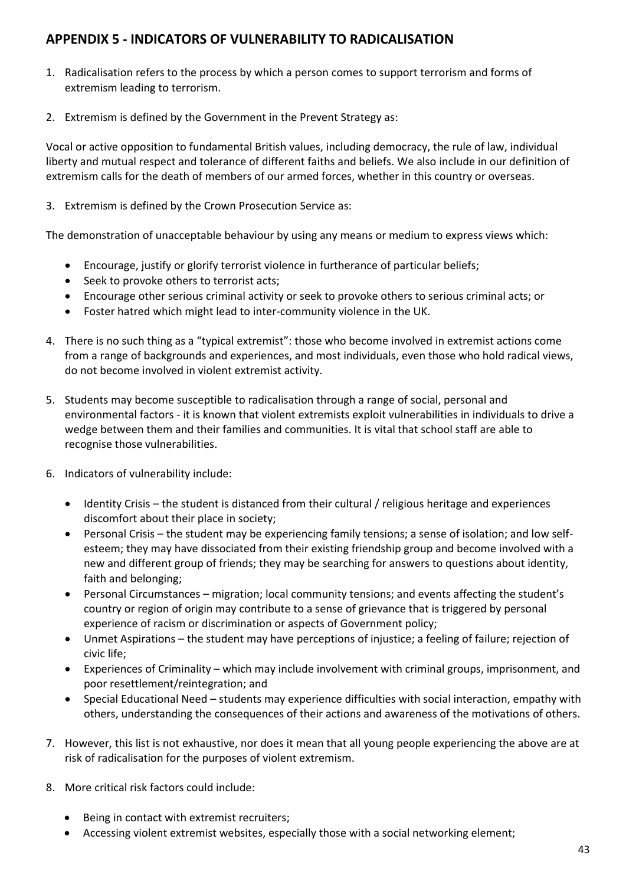## APPENDIX 5 - INDICATORS OF VULNERABILITY TO RADICALISATION

1. Radicalisation refers to the process by which a person comes to support terrorism and forms of extremism leading to terrorism.

2. Extremism is defined by the Government in the Prevent Strategy as:

Vocal or active opposition to fundamental British values, including democracy, the rule of law, individual liberty and mutual respect and tolerance of different faiths and beliefs. We also include in our definition of extremism calls for the death of members of our armed forces, whether in this country or overseas.

3. Extremism is defined by the Crown Prosecution Service as:

The demonstration of unacceptable behaviour by using any means or medium to express views which:

- Encourage, justify or glorify terrorist violence in furtherance of particular beliefs;
- Seek to provoke others to terrorist acts;
- Encourage other serious criminal activity or seek to provoke others to serious criminal acts; or
- Foster hatred which might lead to inter-community violence in the UK.

4. There is no such thing as a "typical extremist": those who become involved in extremist actions come from a range of backgrounds and experiences, and most individuals, even those who hold radical views, do not become involved in violent extremist activity.

5. Students may become susceptible to radicalisation through a range of social, personal and environmental factors - it is known that violent extremists exploit vulnerabilities in individuals to drive a wedge between them and their families and communities. It is vital that school staff are able to recognise those vulnerabilities.

6. Indicators of vulnerability include:

   - Identity Crisis – the student is distanced from their cultural / religious heritage and experiences discomfort about their place in society;
   - Personal Crisis – the student may be experiencing family tensions; a sense of isolation; and low self-esteem; they may have dissociated from their existing friendship group and become involved with a new and different group of friends; they may be searching for answers to questions about identity, faith and belonging;
   - Personal Circumstances – migration; local community tensions; and events affecting the student's country or region of origin may contribute to a sense of grievance that is triggered by personal experience of racism or discrimination or aspects of Government policy;
   - Unmet Aspirations – the student may have perceptions of injustice; a feeling of failure; rejection of civic life;
   - Experiences of Criminality – which may include involvement with criminal groups, imprisonment, and poor resettlement/reintegration; and
   - Special Educational Need – students may experience difficulties with social interaction, empathy with others, understanding the consequences of their actions and awareness of the motivations of others.

7. However, this list is not exhaustive, nor does it mean that all young people experiencing the above are at risk of radicalisation for the purposes of violent extremism.

8. More critical risk factors could include:

   - Being in contact with extremist recruiters;
   - Accessing violent extremist websites, especially those with a social networking element;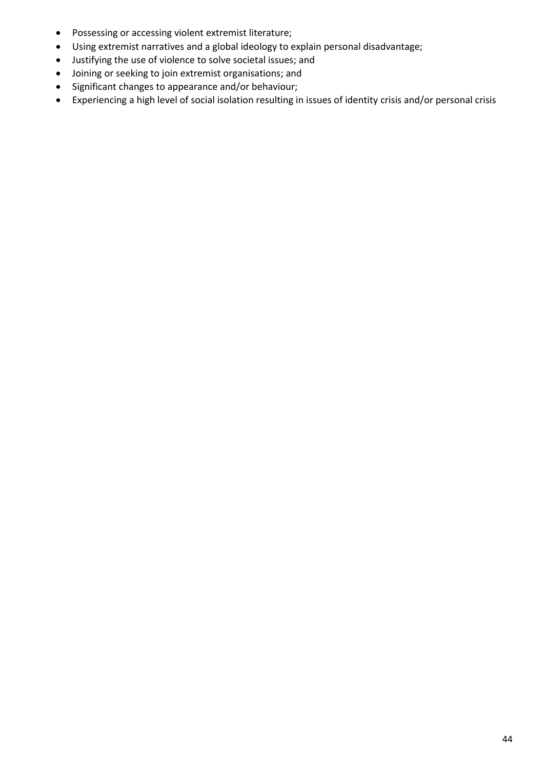- Possessing or accessing violent extremist literature;
- Using extremist narratives and a global ideology to explain personal disadvantage;
- Justifying the use of violence to solve societal issues; and
- Joining or seeking to join extremist organisations; and
- Significant changes to appearance and/or behaviour;
- Experiencing a high level of social isolation resulting in issues of identity crisis and/or personal crisis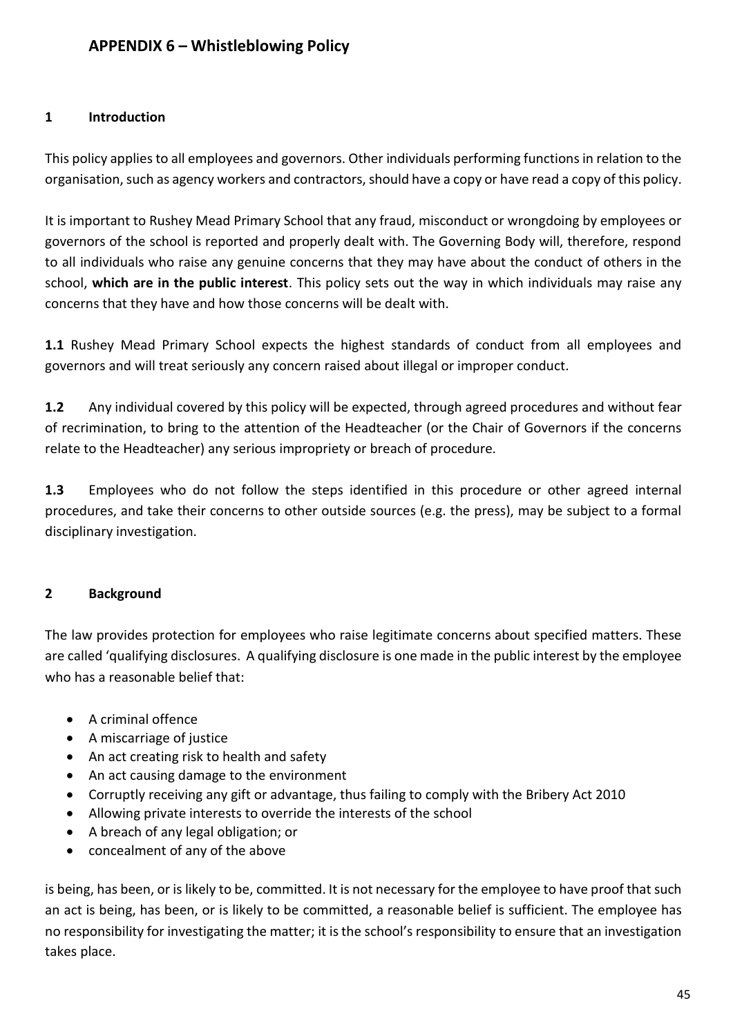## APPENDIX 6 – Whistleblowing Policy

### 1 Introduction

This policy applies to all employees and governors. Other individuals performing functions in relation to the organisation, such as agency workers and contractors, should have a copy or have read a copy of this policy.

It is important to Rushey Mead Primary School that any fraud, misconduct or wrongdoing by employees or governors of the school is reported and properly dealt with. The Governing Body will, therefore, respond to all individuals who raise any genuine concerns that they may have about the conduct of others in the school, **which are in the public interest**. This policy sets out the way in which individuals may raise any concerns that they have and how those concerns will be dealt with.

**1.1** Rushey Mead Primary School expects the highest standards of conduct from all employees and governors and will treat seriously any concern raised about illegal or improper conduct.

**1.2** Any individual covered by this policy will be expected, through agreed procedures and without fear of recrimination, to bring to the attention of the Headteacher (or the Chair of Governors if the concerns relate to the Headteacher) any serious impropriety or breach of procedure.

**1.3** Employees who do not follow the steps identified in this procedure or other agreed internal procedures, and take their concerns to other outside sources (e.g. the press), may be subject to a formal disciplinary investigation.

### 2 Background

The law provides protection for employees who raise legitimate concerns about specified matters. These are called 'qualifying disclosures. A qualifying disclosure is one made in the public interest by the employee who has a reasonable belief that:

- A criminal offence
- A miscarriage of justice
- An act creating risk to health and safety
- An act causing damage to the environment
- Corruptly receiving any gift or advantage, thus failing to comply with the Bribery Act 2010
- Allowing private interests to override the interests of the school
- A breach of any legal obligation; or
- concealment of any of the above

is being, has been, or is likely to be, committed. It is not necessary for the employee to have proof that such an act is being, has been, or is likely to be committed, a reasonable belief is sufficient. The employee has no responsibility for investigating the matter; it is the school's responsibility to ensure that an investigation takes place.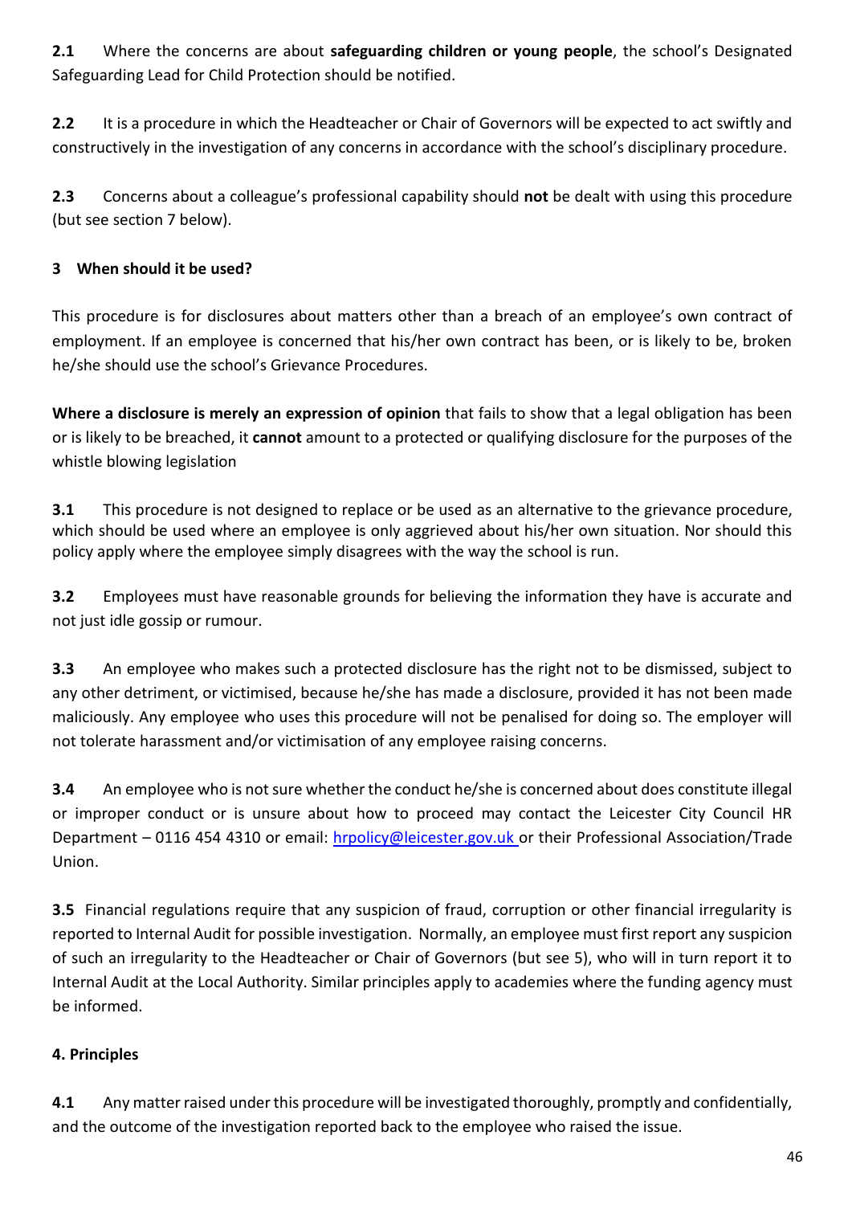**2.1** Where the concerns are about **safeguarding children or young people**, the school's Designated Safeguarding Lead for Child Protection should be notified.

**2.2** It is a procedure in which the Headteacher or Chair of Governors will be expected to act swiftly and constructively in the investigation of any concerns in accordance with the school's disciplinary procedure.

**2.3** Concerns about a colleague's professional capability should **not** be dealt with using this procedure (but see section 7 below).

## 3 When should it be used?

This procedure is for disclosures about matters other than a breach of an employee's own contract of employment. If an employee is concerned that his/her own contract has been, or is likely to be, broken he/she should use the school's Grievance Procedures.

**Where a disclosure is merely an expression of opinion** that fails to show that a legal obligation has been or is likely to be breached, it **cannot** amount to a protected or qualifying disclosure for the purposes of the whistle blowing legislation

**3.1** This procedure is not designed to replace or be used as an alternative to the grievance procedure, which should be used where an employee is only aggrieved about his/her own situation. Nor should this policy apply where the employee simply disagrees with the way the school is run.

**3.2** Employees must have reasonable grounds for believing the information they have is accurate and not just idle gossip or rumour.

**3.3** An employee who makes such a protected disclosure has the right not to be dismissed, subject to any other detriment, or victimised, because he/she has made a disclosure, provided it has not been made maliciously. Any employee who uses this procedure will not be penalised for doing so. The employer will not tolerate harassment and/or victimisation of any employee raising concerns.

**3.4** An employee who is not sure whether the conduct he/she is concerned about does constitute illegal or improper conduct or is unsure about how to proceed may contact the Leicester City Council HR Department – 0116 454 4310 or email: [hrpolicy@leicester.gov.uk](mailto:hrpolicy@leicester.gov.uk) or their Professional Association/Trade Union.

**3.5** Financial regulations require that any suspicion of fraud, corruption or other financial irregularity is reported to Internal Audit for possible investigation. Normally, an employee must first report any suspicion of such an irregularity to the Headteacher or Chair of Governors (but see 5), who will in turn report it to Internal Audit at the Local Authority. Similar principles apply to academies where the funding agency must be informed.

## 4. Principles

**4.1** Any matter raised under this procedure will be investigated thoroughly, promptly and confidentially, and the outcome of the investigation reported back to the employee who raised the issue.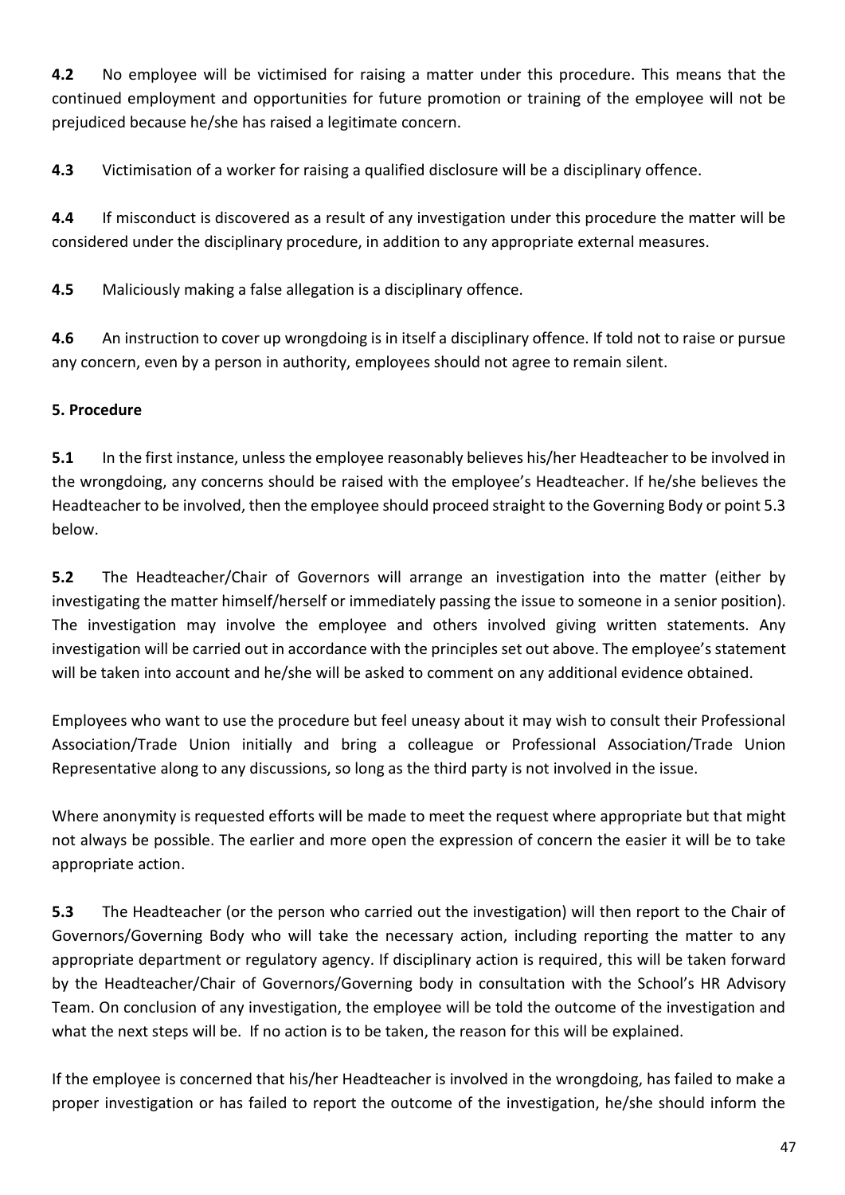**4.2** No employee will be victimised for raising a matter under this procedure. This means that the continued employment and opportunities for future promotion or training of the employee will not be prejudiced because he/she has raised a legitimate concern.

**4.3** Victimisation of a worker for raising a qualified disclosure will be a disciplinary offence.

**4.4** If misconduct is discovered as a result of any investigation under this procedure the matter will be considered under the disciplinary procedure, in addition to any appropriate external measures.

**4.5** Maliciously making a false allegation is a disciplinary offence.

**4.6** An instruction to cover up wrongdoing is in itself a disciplinary offence. If told not to raise or pursue any concern, even by a person in authority, employees should not agree to remain silent.

**5. Procedure**

**5.1** In the first instance, unless the employee reasonably believes his/her Headteacher to be involved in the wrongdoing, any concerns should be raised with the employee's Headteacher. If he/she believes the Headteacher to be involved, then the employee should proceed straight to the Governing Body or point 5.3 below.

**5.2** The Headteacher/Chair of Governors will arrange an investigation into the matter (either by investigating the matter himself/herself or immediately passing the issue to someone in a senior position). The investigation may involve the employee and others involved giving written statements. Any investigation will be carried out in accordance with the principles set out above. The employee's statement will be taken into account and he/she will be asked to comment on any additional evidence obtained.

Employees who want to use the procedure but feel uneasy about it may wish to consult their Professional Association/Trade Union initially and bring a colleague or Professional Association/Trade Union Representative along to any discussions, so long as the third party is not involved in the issue.

Where anonymity is requested efforts will be made to meet the request where appropriate but that might not always be possible. The earlier and more open the expression of concern the easier it will be to take appropriate action.

**5.3** The Headteacher (or the person who carried out the investigation) will then report to the Chair of Governors/Governing Body who will take the necessary action, including reporting the matter to any appropriate department or regulatory agency. If disciplinary action is required, this will be taken forward by the Headteacher/Chair of Governors/Governing body in consultation with the School's HR Advisory Team. On conclusion of any investigation, the employee will be told the outcome of the investigation and what the next steps will be. If no action is to be taken, the reason for this will be explained.

If the employee is concerned that his/her Headteacher is involved in the wrongdoing, has failed to make a proper investigation or has failed to report the outcome of the investigation, he/she should inform the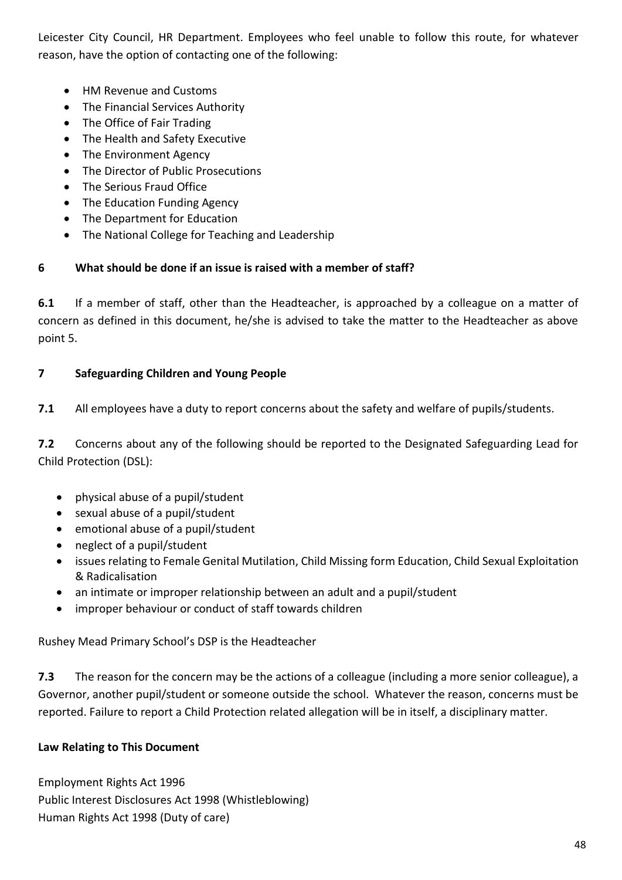Leicester City Council, HR Department. Employees who feel unable to follow this route, for whatever reason, have the option of contacting one of the following:

- HM Revenue and Customs
- The Financial Services Authority
- The Office of Fair Trading
- The Health and Safety Executive
- The Environment Agency
- The Director of Public Prosecutions
- The Serious Fraud Office
- The Education Funding Agency
- The Department for Education
- The National College for Teaching and Leadership

### 6 What should be done if an issue is raised with a member of staff?

**6.1** If a member of staff, other than the Headteacher, is approached by a colleague on a matter of concern as defined in this document, he/she is advised to take the matter to the Headteacher as above point 5.

### 7 Safeguarding Children and Young People

**7.1** All employees have a duty to report concerns about the safety and welfare of pupils/students.

**7.2** Concerns about any of the following should be reported to the Designated Safeguarding Lead for Child Protection (DSL):

- physical abuse of a pupil/student
- sexual abuse of a pupil/student
- emotional abuse of a pupil/student
- neglect of a pupil/student
- issues relating to Female Genital Mutilation, Child Missing form Education, Child Sexual Exploitation & Radicalisation
- an intimate or improper relationship between an adult and a pupil/student
- improper behaviour or conduct of staff towards children

Rushey Mead Primary School's DSP is the Headteacher

**7.3** The reason for the concern may be the actions of a colleague (including a more senior colleague), a Governor, another pupil/student or someone outside the school. Whatever the reason, concerns must be reported. Failure to report a Child Protection related allegation will be in itself, a disciplinary matter.

**Law Relating to This Document**

Employment Rights Act 1996
Public Interest Disclosures Act 1998 (Whistleblowing)
Human Rights Act 1998 (Duty of care)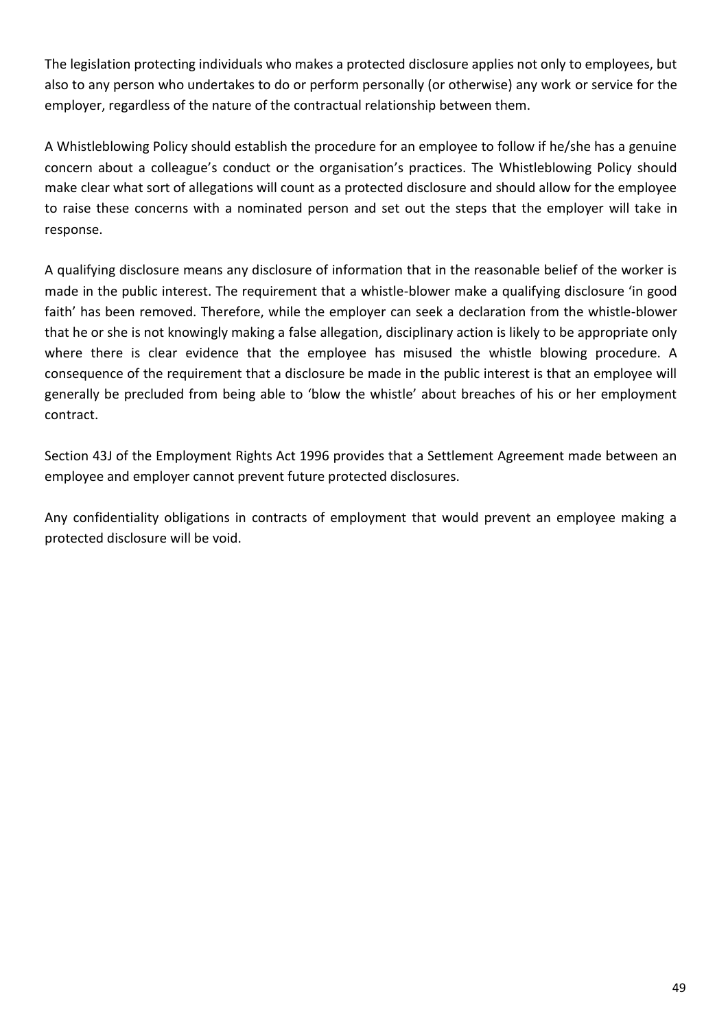The legislation protecting individuals who makes a protected disclosure applies not only to employees, but also to any person who undertakes to do or perform personally (or otherwise) any work or service for the employer, regardless of the nature of the contractual relationship between them.

A Whistleblowing Policy should establish the procedure for an employee to follow if he/she has a genuine concern about a colleague's conduct or the organisation's practices. The Whistleblowing Policy should make clear what sort of allegations will count as a protected disclosure and should allow for the employee to raise these concerns with a nominated person and set out the steps that the employer will take in response.

A qualifying disclosure means any disclosure of information that in the reasonable belief of the worker is made in the public interest. The requirement that a whistle-blower make a qualifying disclosure 'in good faith' has been removed. Therefore, while the employer can seek a declaration from the whistle-blower that he or she is not knowingly making a false allegation, disciplinary action is likely to be appropriate only where there is clear evidence that the employee has misused the whistle blowing procedure. A consequence of the requirement that a disclosure be made in the public interest is that an employee will generally be precluded from being able to 'blow the whistle' about breaches of his or her employment contract.

Section 43J of the Employment Rights Act 1996 provides that a Settlement Agreement made between an employee and employer cannot prevent future protected disclosures.

Any confidentiality obligations in contracts of employment that would prevent an employee making a protected disclosure will be void.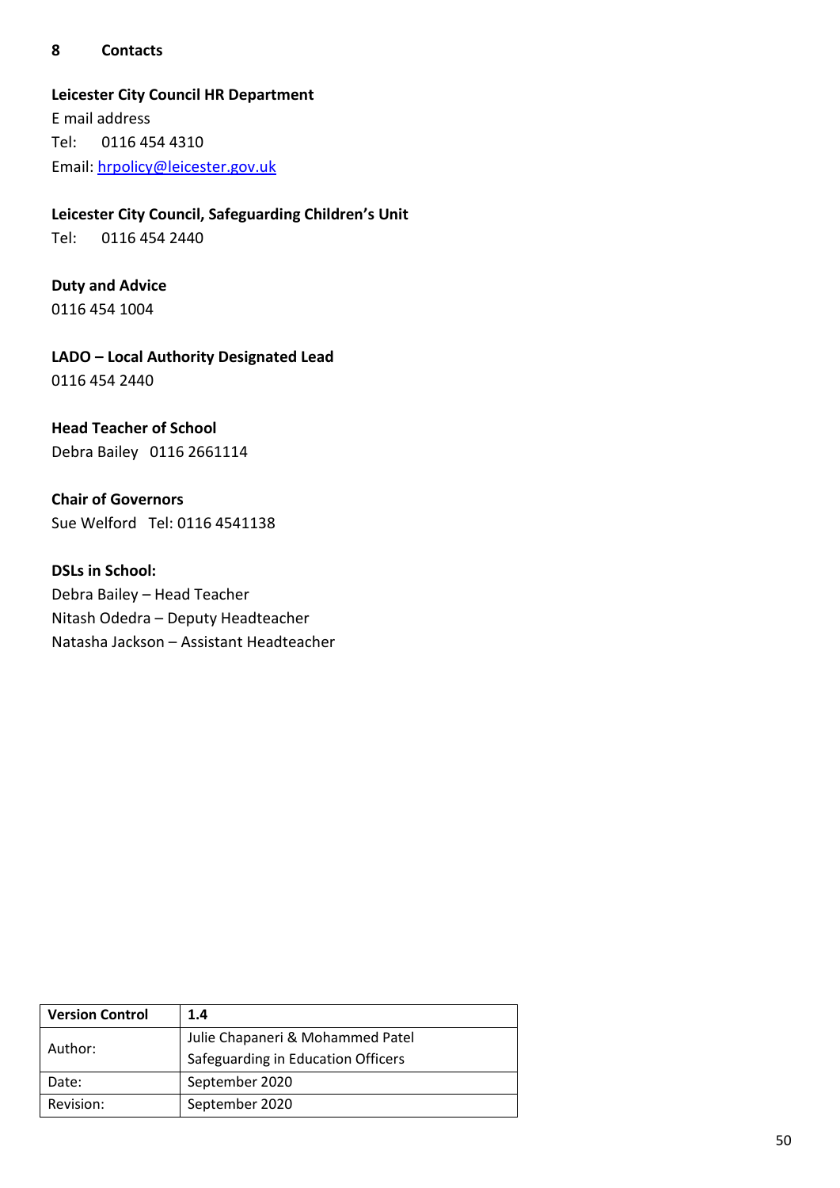## 8 Contacts

**Leicester City Council HR Department**
E mail address
Tel: 0116 454 4310
Email: hrpolicy@leicester.gov.uk

**Leicester City Council, Safeguarding Children's Unit**
Tel: 0116 454 2440

**Duty and Advice**
0116 454 1004

**LADO – Local Authority Designated Lead**
0116 454 2440

**Head Teacher of School**
Debra Bailey 0116 2661114

**Chair of Governors**
Sue Welford Tel: 0116 4541138

**DSLs in School:**
Debra Bailey – Head Teacher
Nitash Odedra – Deputy Headteacher
Natasha Jackson – Assistant Headteacher

| **Version Control** | **1.4** |
|---|---|
| Author: | Julie Chapaneri & Mohammed Patel<br>Safeguarding in Education Officers |
| Date: | September 2020 |
| Revision: | September 2020 |